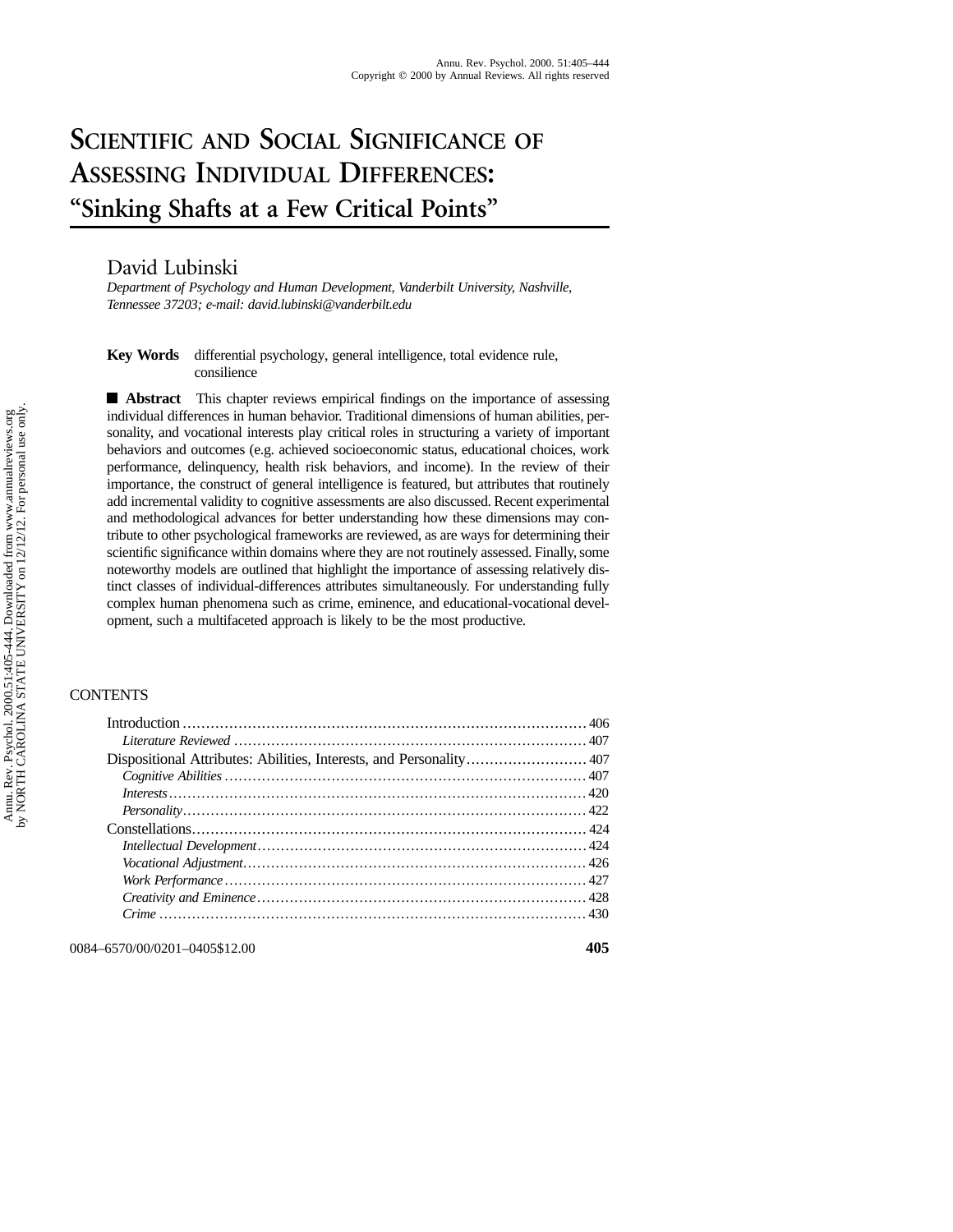# Scientific and Social Significance of Assessing Individual Differences: "Sinking Shafts at a Few Critical Points"

David Lubinski

*Department of Psychology and Human Development, Vanderbilt University, Nashville, Tennessee 37203; e-mail: david.lubinski@vanderbilt.edu*

**Key Words** differential psychology, general intelligence, total evidence rule, consilience

■ **Abstract** This chapter reviews empirical findings on the importance of assessing individual differences in human behavior. Traditional dimensions of human abilities, personality, and vocational interests play critical roles in structuring a variety of important behaviors and outcomes (e.g. achieved socioeconomic status, educational choices, work performance, delinquency, health risk behaviors, and income). In the review of their importance, the construct of general intelligence is featured, but attributes that routinely add incremental validity to cognitive assessments are also discussed. Recent experimental and methodological advances for better understanding how these dimensions may contribute to other psychological frameworks are reviewed, as are ways for determining their scientific significance within domains where they are not routinely assessed. Finally, some noteworthy models are outlined that highlight the importance of assessing relatively distinct classes of individual-differences attributes simultaneously. For understanding fully complex human phenomena such as crime, eminence, and educational-vocational development, such a multifaceted approach is likely to be the most productive.

CONTENTS

- Introduction ........ 406
  - *Literature Reviewed* ........ 407
- Dispositional Attributes: Abilities, Interests, and Personality ........ 407
  - *Cognitive Abilities* ........ 407
  - *Interests* ........ 420
  - *Personality* ........ 422
- Constellations ........ 424
  - *Intellectual Development* ........ 424
  - *Vocational Adjustment* ........ 426
  - *Work Performance* ........ 427
  - *Creativity and Eminence* ........ 428
  - *Crime* ........ 430

0084–6570/00/0201–0405$12.00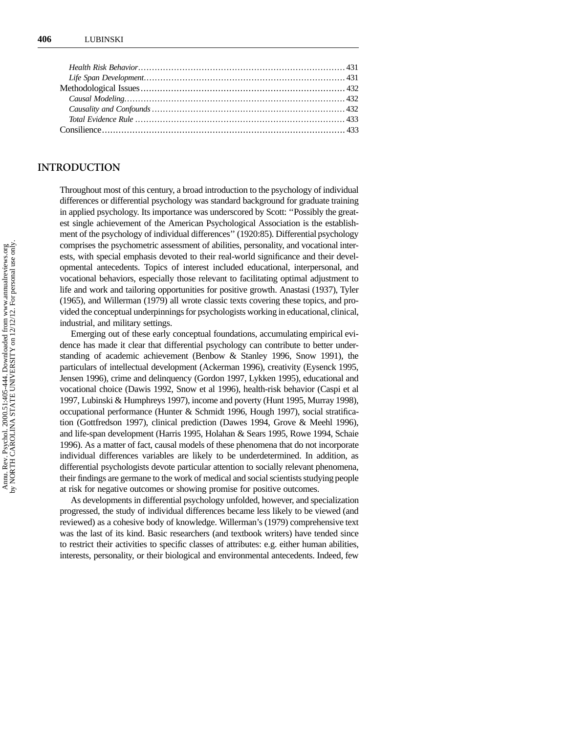*Health Risk Behavior* ........................................................................ 431
*Life Span Development* ........................................................................ 431
Methodological Issues ........................................................................ 432
*Causal Modeling* ........................................................................ 432
*Causality and Confounds* ........................................................................ 432
*Total Evidence Rule* ........................................................................ 433
Consilience ........................................................................ 433

## INTRODUCTION

Throughout most of this century, a broad introduction to the psychology of individual differences or differential psychology was standard background for graduate training in applied psychology. Its importance was underscored by Scott: ''Possibly the greatest single achievement of the American Psychological Association is the establishment of the psychology of individual differences'' (1920:85). Differential psychology comprises the psychometric assessment of abilities, personality, and vocational interests, with special emphasis devoted to their real-world significance and their developmental antecedents. Topics of interest included educational, interpersonal, and vocational behaviors, especially those relevant to facilitating optimal adjustment to life and work and tailoring opportunities for positive growth. Anastasi (1937), Tyler (1965), and Willerman (1979) all wrote classic texts covering these topics, and provided the conceptual underpinnings for psychologists working in educational, clinical, industrial, and military settings.

Emerging out of these early conceptual foundations, accumulating empirical evidence has made it clear that differential psychology can contribute to better understanding of academic achievement (Benbow & Stanley 1996, Snow 1991), the particulars of intellectual development (Ackerman 1996), creativity (Eysenck 1995, Jensen 1996), crime and delinquency (Gordon 1997, Lykken 1995), educational and vocational choice (Dawis 1992, Snow et al 1996), health-risk behavior (Caspi et al 1997, Lubinski & Humphreys 1997), income and poverty (Hunt 1995, Murray 1998), occupational performance (Hunter & Schmidt 1996, Hough 1997), social stratification (Gottfredson 1997), clinical prediction (Dawes 1994, Grove & Meehl 1996), and life-span development (Harris 1995, Holahan & Sears 1995, Rowe 1994, Schaie 1996). As a matter of fact, causal models of these phenomena that do not incorporate individual differences variables are likely to be underdetermined. In addition, as differential psychologists devote particular attention to socially relevant phenomena, their findings are germane to the work of medical and social scientists studying people at risk for negative outcomes or showing promise for positive outcomes.

As developments in differential psychology unfolded, however, and specialization progressed, the study of individual differences became less likely to be viewed (and reviewed) as a cohesive body of knowledge. Willerman's (1979) comprehensive text was the last of its kind. Basic researchers (and textbook writers) have tended since to restrict their activities to specific classes of attributes: e.g. either human abilities, interests, personality, or their biological and environmental antecedents. Indeed, few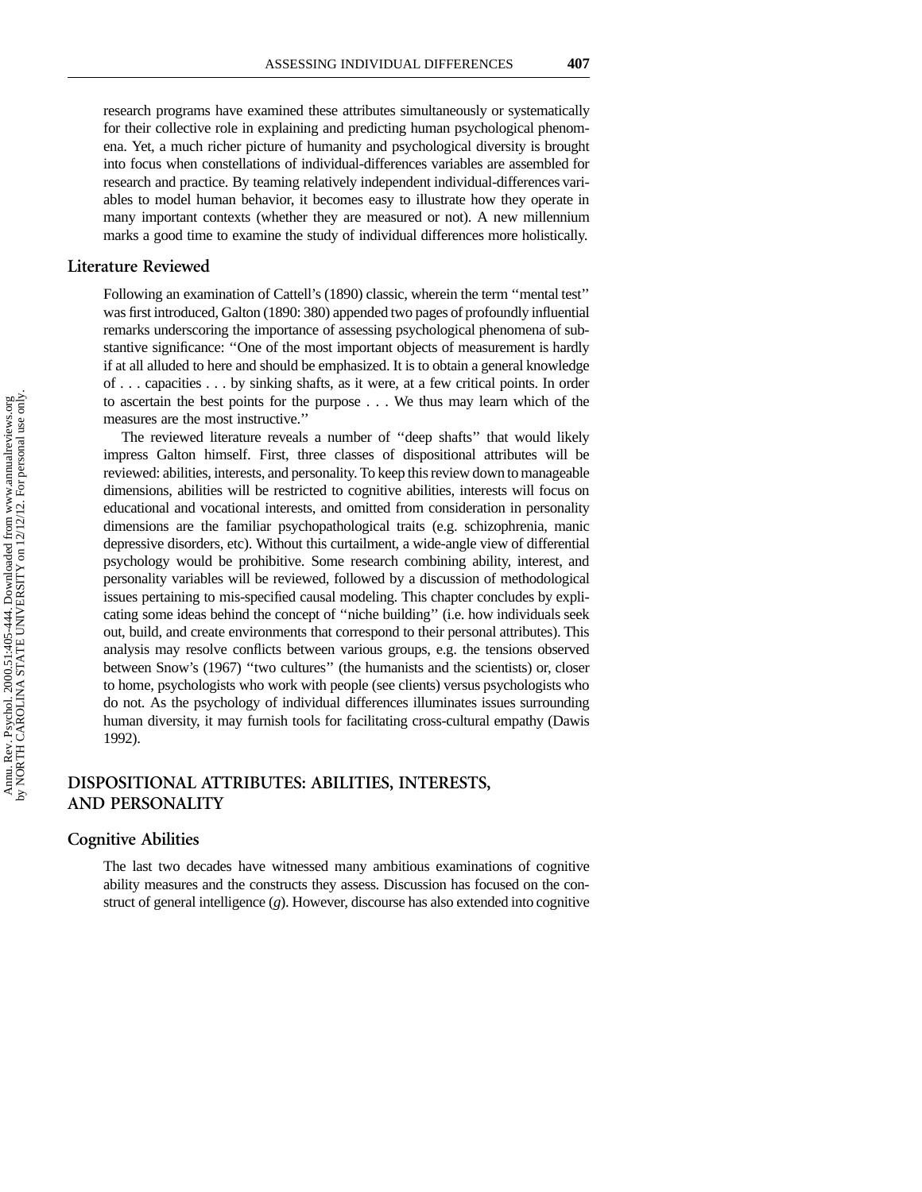research programs have examined these attributes simultaneously or systematically for their collective role in explaining and predicting human psychological phenomena. Yet, a much richer picture of humanity and psychological diversity is brought into focus when constellations of individual-differences variables are assembled for research and practice. By teaming relatively independent individual-differences variables to model human behavior, it becomes easy to illustrate how they operate in many important contexts (whether they are measured or not). A new millennium marks a good time to examine the study of individual differences more holistically.

### Literature Reviewed

Following an examination of Cattell's (1890) classic, wherein the term ''mental test'' was first introduced, Galton (1890: 380) appended two pages of profoundly influential remarks underscoring the importance of assessing psychological phenomena of substantive significance: ''One of the most important objects of measurement is hardly if at all alluded to here and should be emphasized. It is to obtain a general knowledge of . . . capacities . . . by sinking shafts, as it were, at a few critical points. In order to ascertain the best points for the purpose . . . We thus may learn which of the measures are the most instructive.''

The reviewed literature reveals a number of ''deep shafts'' that would likely impress Galton himself. First, three classes of dispositional attributes will be reviewed: abilities, interests, and personality. To keep this review down to manageable dimensions, abilities will be restricted to cognitive abilities, interests will focus on educational and vocational interests, and omitted from consideration in personality dimensions are the familiar psychopathological traits (e.g. schizophrenia, manic depressive disorders, etc). Without this curtailment, a wide-angle view of differential psychology would be prohibitive. Some research combining ability, interest, and personality variables will be reviewed, followed by a discussion of methodological issues pertaining to mis-specified causal modeling. This chapter concludes by explicating some ideas behind the concept of ''niche building'' (i.e. how individuals seek out, build, and create environments that correspond to their personal attributes). This analysis may resolve conflicts between various groups, e.g. the tensions observed between Snow's (1967) ''two cultures'' (the humanists and the scientists) or, closer to home, psychologists who work with people (see clients) versus psychologists who do not. As the psychology of individual differences illuminates issues surrounding human diversity, it may furnish tools for facilitating cross-cultural empathy (Dawis 1992).

## DISPOSITIONAL ATTRIBUTES: ABILITIES, INTERESTS, AND PERSONALITY

### Cognitive Abilities

The last two decades have witnessed many ambitious examinations of cognitive ability measures and the constructs they assess. Discussion has focused on the construct of general intelligence (*g*). However, discourse has also extended into cognitive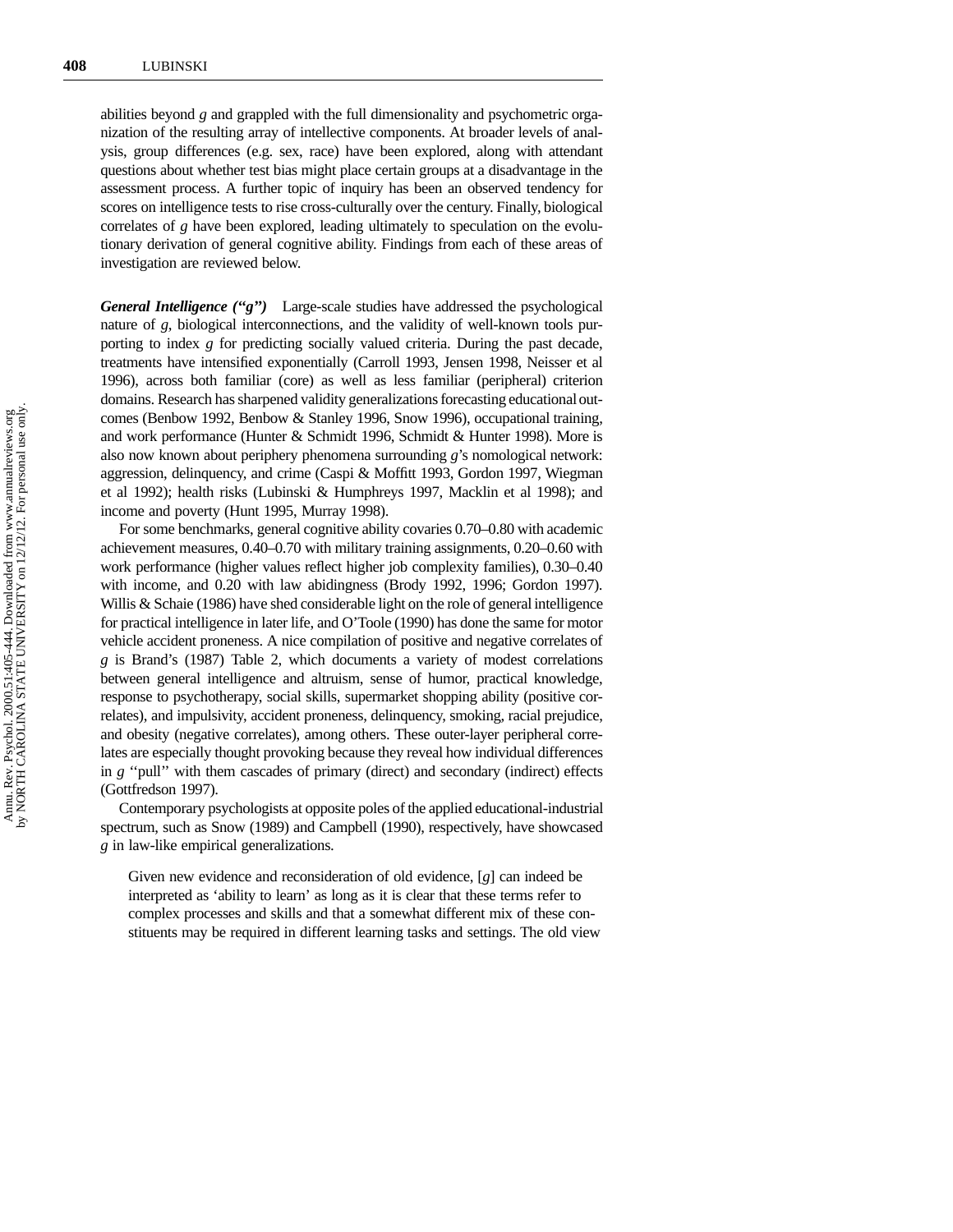abilities beyond *g* and grappled with the full dimensionality and psychometric organization of the resulting array of intellective components. At broader levels of analysis, group differences (e.g. sex, race) have been explored, along with attendant questions about whether test bias might place certain groups at a disadvantage in the assessment process. A further topic of inquiry has been an observed tendency for scores on intelligence tests to rise cross-culturally over the century. Finally, biological correlates of *g* have been explored, leading ultimately to speculation on the evolutionary derivation of general cognitive ability. Findings from each of these areas of investigation are reviewed below.

***General Intelligence ("g")*** Large-scale studies have addressed the psychological nature of *g*, biological interconnections, and the validity of well-known tools purporting to index *g* for predicting socially valued criteria. During the past decade, treatments have intensified exponentially (Carroll 1993, Jensen 1998, Neisser et al 1996), across both familiar (core) as well as less familiar (peripheral) criterion domains. Research has sharpened validity generalizations forecasting educational outcomes (Benbow 1992, Benbow & Stanley 1996, Snow 1996), occupational training, and work performance (Hunter & Schmidt 1996, Schmidt & Hunter 1998). More is also now known about periphery phenomena surrounding *g*'s nomological network: aggression, delinquency, and crime (Caspi & Moffitt 1993, Gordon 1997, Wiegman et al 1992); health risks (Lubinski & Humphreys 1997, Macklin et al 1998); and income and poverty (Hunt 1995, Murray 1998).

For some benchmarks, general cognitive ability covaries 0.70–0.80 with academic achievement measures, 0.40–0.70 with military training assignments, 0.20–0.60 with work performance (higher values reflect higher job complexity families), 0.30–0.40 with income, and 0.20 with law abidingness (Brody 1992, 1996; Gordon 1997). Willis & Schaie (1986) have shed considerable light on the role of general intelligence for practical intelligence in later life, and O'Toole (1990) has done the same for motor vehicle accident proneness. A nice compilation of positive and negative correlates of *g* is Brand's (1987) Table 2, which documents a variety of modest correlations between general intelligence and altruism, sense of humor, practical knowledge, response to psychotherapy, social skills, supermarket shopping ability (positive correlates), and impulsivity, accident proneness, delinquency, smoking, racial prejudice, and obesity (negative correlates), among others. These outer-layer peripheral correlates are especially thought provoking because they reveal how individual differences in *g* "pull" with them cascades of primary (direct) and secondary (indirect) effects (Gottfredson 1997).

Contemporary psychologists at opposite poles of the applied educational-industrial spectrum, such as Snow (1989) and Campbell (1990), respectively, have showcased *g* in law-like empirical generalizations.

> Given new evidence and reconsideration of old evidence, [*g*] can indeed be interpreted as 'ability to learn' as long as it is clear that these terms refer to complex processes and skills and that a somewhat different mix of these constituents may be required in different learning tasks and settings. The old view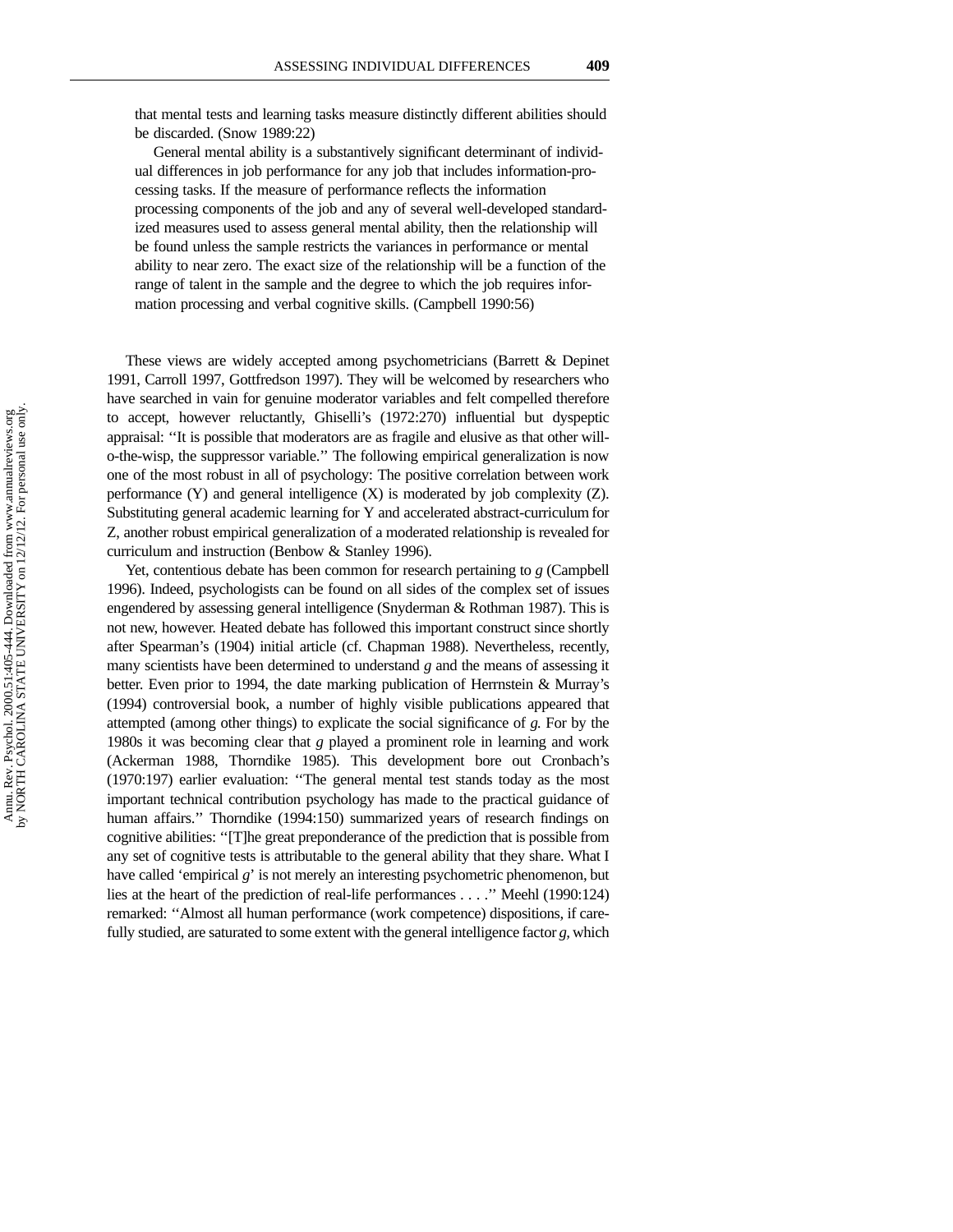> that mental tests and learning tasks measure distinctly different abilities should be discarded. (Snow 1989:22)
>
> General mental ability is a substantively significant determinant of individual differences in job performance for any job that includes information-processing tasks. If the measure of performance reflects the information processing components of the job and any of several well-developed standardized measures used to assess general mental ability, then the relationship will be found unless the sample restricts the variances in performance or mental ability to near zero. The exact size of the relationship will be a function of the range of talent in the sample and the degree to which the job requires information processing and verbal cognitive skills. (Campbell 1990:56)

These views are widely accepted among psychometricians (Barrett & Depinet 1991, Carroll 1997, Gottfredson 1997). They will be welcomed by researchers who have searched in vain for genuine moderator variables and felt compelled therefore to accept, however reluctantly, Ghiselli's (1972:270) influential but dyspeptic appraisal: "It is possible that moderators are as fragile and elusive as that other will-o-the-wisp, the suppressor variable." The following empirical generalization is now one of the most robust in all of psychology: The positive correlation between work performance (Y) and general intelligence (X) is moderated by job complexity (Z). Substituting general academic learning for Y and accelerated abstract-curriculum for Z, another robust empirical generalization of a moderated relationship is revealed for curriculum and instruction (Benbow & Stanley 1996).

Yet, contentious debate has been common for research pertaining to *g* (Campbell 1996). Indeed, psychologists can be found on all sides of the complex set of issues engendered by assessing general intelligence (Snyderman & Rothman 1987). This is not new, however. Heated debate has followed this important construct since shortly after Spearman's (1904) initial article (cf. Chapman 1988). Nevertheless, recently, many scientists have been determined to understand *g* and the means of assessing it better. Even prior to 1994, the date marking publication of Herrnstein & Murray's (1994) controversial book, a number of highly visible publications appeared that attempted (among other things) to explicate the social significance of *g.* For by the 1980s it was becoming clear that *g* played a prominent role in learning and work (Ackerman 1988, Thorndike 1985). This development bore out Cronbach's (1970:197) earlier evaluation: "The general mental test stands today as the most important technical contribution psychology has made to the practical guidance of human affairs." Thorndike (1994:150) summarized years of research findings on cognitive abilities: "[T]he great preponderance of the prediction that is possible from any set of cognitive tests is attributable to the general ability that they share. What I have called 'empirical *g*' is not merely an interesting psychometric phenomenon, but lies at the heart of the prediction of real-life performances . . . ." Meehl (1990:124) remarked: "Almost all human performance (work competence) dispositions, if carefully studied, are saturated to some extent with the general intelligence factor *g,* which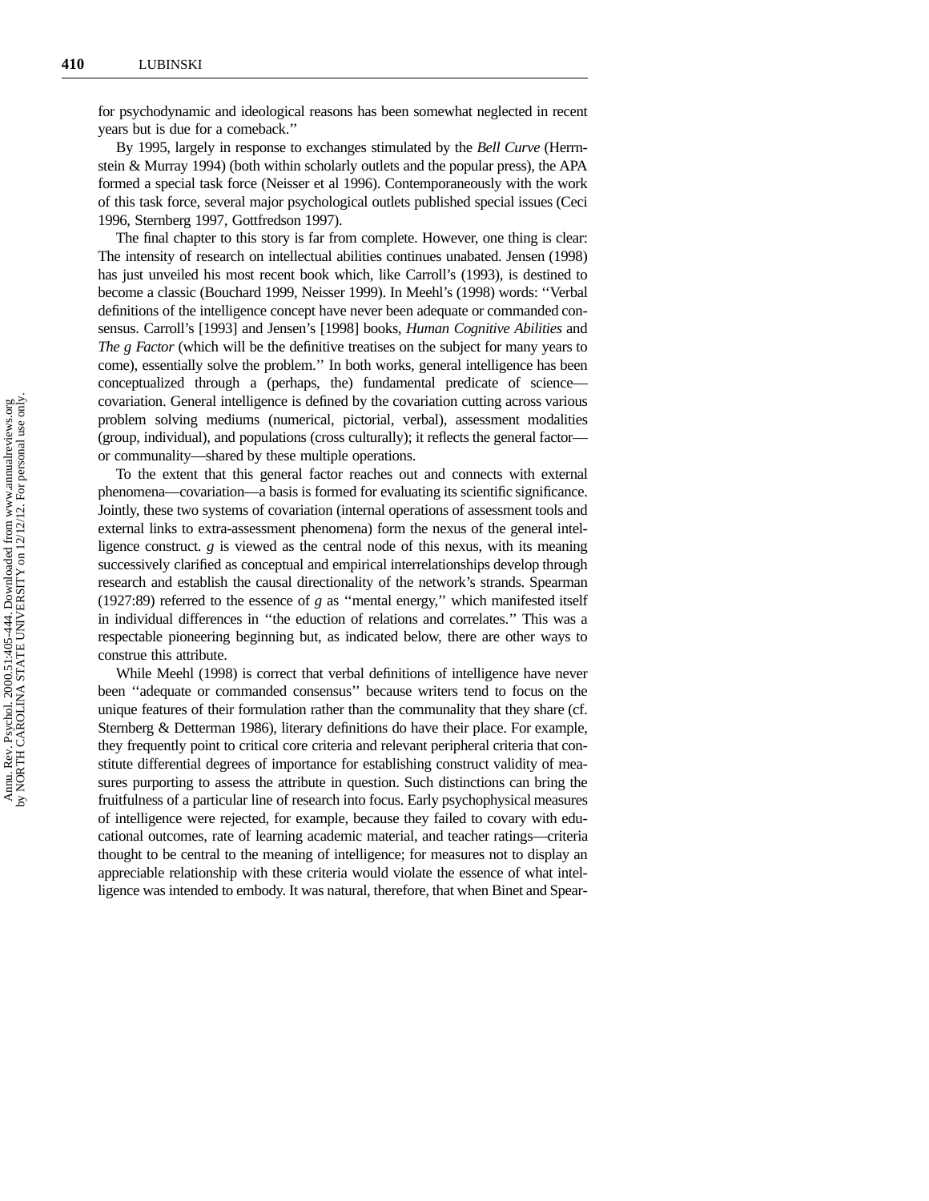for psychodynamic and ideological reasons has been somewhat neglected in recent years but is due for a comeback.''

By 1995, largely in response to exchanges stimulated by the *Bell Curve* (Herrnstein & Murray 1994) (both within scholarly outlets and the popular press), the APA formed a special task force (Neisser et al 1996). Contemporaneously with the work of this task force, several major psychological outlets published special issues (Ceci 1996, Sternberg 1997, Gottfredson 1997).

The final chapter to this story is far from complete. However, one thing is clear: The intensity of research on intellectual abilities continues unabated. Jensen (1998) has just unveiled his most recent book which, like Carroll's (1993), is destined to become a classic (Bouchard 1999, Neisser 1999). In Meehl's (1998) words: ''Verbal definitions of the intelligence concept have never been adequate or commanded consensus. Carroll's [1993] and Jensen's [1998] books, *Human Cognitive Abilities* and *The g Factor* (which will be the definitive treatises on the subject for many years to come), essentially solve the problem.'' In both works, general intelligence has been conceptualized through a (perhaps, the) fundamental predicate of science—covariation. General intelligence is defined by the covariation cutting across various problem solving mediums (numerical, pictorial, verbal), assessment modalities (group, individual), and populations (cross culturally); it reflects the general factor—or communality—shared by these multiple operations.

To the extent that this general factor reaches out and connects with external phenomena—covariation—a basis is formed for evaluating its scientific significance. Jointly, these two systems of covariation (internal operations of assessment tools and external links to extra-assessment phenomena) form the nexus of the general intelligence construct. *g* is viewed as the central node of this nexus, with its meaning successively clarified as conceptual and empirical interrelationships develop through research and establish the causal directionality of the network's strands. Spearman (1927:89) referred to the essence of *g* as ''mental energy,'' which manifested itself in individual differences in ''the eduction of relations and correlates.'' This was a respectable pioneering beginning but, as indicated below, there are other ways to construe this attribute.

While Meehl (1998) is correct that verbal definitions of intelligence have never been ''adequate or commanded consensus'' because writers tend to focus on the unique features of their formulation rather than the communality that they share (cf. Sternberg & Detterman 1986), literary definitions do have their place. For example, they frequently point to critical core criteria and relevant peripheral criteria that constitute differential degrees of importance for establishing construct validity of measures purporting to assess the attribute in question. Such distinctions can bring the fruitfulness of a particular line of research into focus. Early psychophysical measures of intelligence were rejected, for example, because they failed to covary with educational outcomes, rate of learning academic material, and teacher ratings—criteria thought to be central to the meaning of intelligence; for measures not to display an appreciable relationship with these criteria would violate the essence of what intelligence was intended to embody. It was natural, therefore, that when Binet and Spear-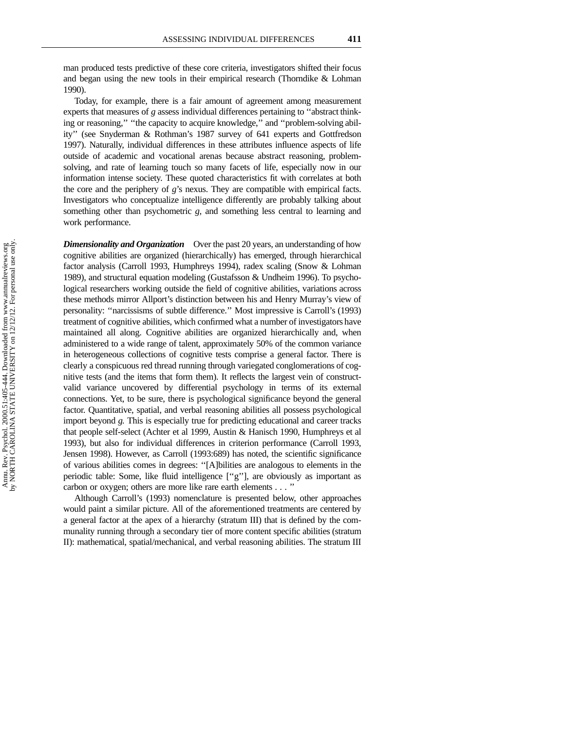man produced tests predictive of these core criteria, investigators shifted their focus and began using the new tools in their empirical research (Thorndike & Lohman 1990).

Today, for example, there is a fair amount of agreement among measurement experts that measures of *g* assess individual differences pertaining to ''abstract thinking or reasoning,'' ''the capacity to acquire knowledge,'' and ''problem-solving ability'' (see Snyderman & Rothman's 1987 survey of 641 experts and Gottfredson 1997). Naturally, individual differences in these attributes influence aspects of life outside of academic and vocational arenas because abstract reasoning, problem-solving, and rate of learning touch so many facets of life, especially now in our information intense society. These quoted characteristics fit with correlates at both the core and the periphery of *g*'s nexus. They are compatible with empirical facts. Investigators who conceptualize intelligence differently are probably talking about something other than psychometric *g,* and something less central to learning and work performance.

***Dimensionality and Organization*** Over the past 20 years, an understanding of how cognitive abilities are organized (hierarchically) has emerged, through hierarchical factor analysis (Carroll 1993, Humphreys 1994), radex scaling (Snow & Lohman 1989), and structural equation modeling (Gustafsson & Undheim 1996). To psychological researchers working outside the field of cognitive abilities, variations across these methods mirror Allport's distinction between his and Henry Murray's view of personality: ''narcissisms of subtle difference.'' Most impressive is Carroll's (1993) treatment of cognitive abilities, which confirmed what a number of investigators have maintained all along. Cognitive abilities are organized hierarchically and, when administered to a wide range of talent, approximately 50% of the common variance in heterogeneous collections of cognitive tests comprise a general factor. There is clearly a conspicuous red thread running through variegated conglomerations of cognitive tests (and the items that form them). It reflects the largest vein of construct-valid variance uncovered by differential psychology in terms of its external connections. Yet, to be sure, there is psychological significance beyond the general factor. Quantitative, spatial, and verbal reasoning abilities all possess psychological import beyond *g.* This is especially true for predicting educational and career tracks that people self-select (Achter et al 1999, Austin & Hanisch 1990, Humphreys et al 1993), but also for individual differences in criterion performance (Carroll 1993, Jensen 1998). However, as Carroll (1993:689) has noted, the scientific significance of various abilities comes in degrees: ''[A]bilities are analogous to elements in the periodic table: Some, like fluid intelligence [''g''], are obviously as important as carbon or oxygen; others are more like rare earth elements . . . ''

Although Carroll's (1993) nomenclature is presented below, other approaches would paint a similar picture. All of the aforementioned treatments are centered by a general factor at the apex of a hierarchy (stratum III) that is defined by the communality running through a secondary tier of more content specific abilities (stratum II): mathematical, spatial/mechanical, and verbal reasoning abilities. The stratum III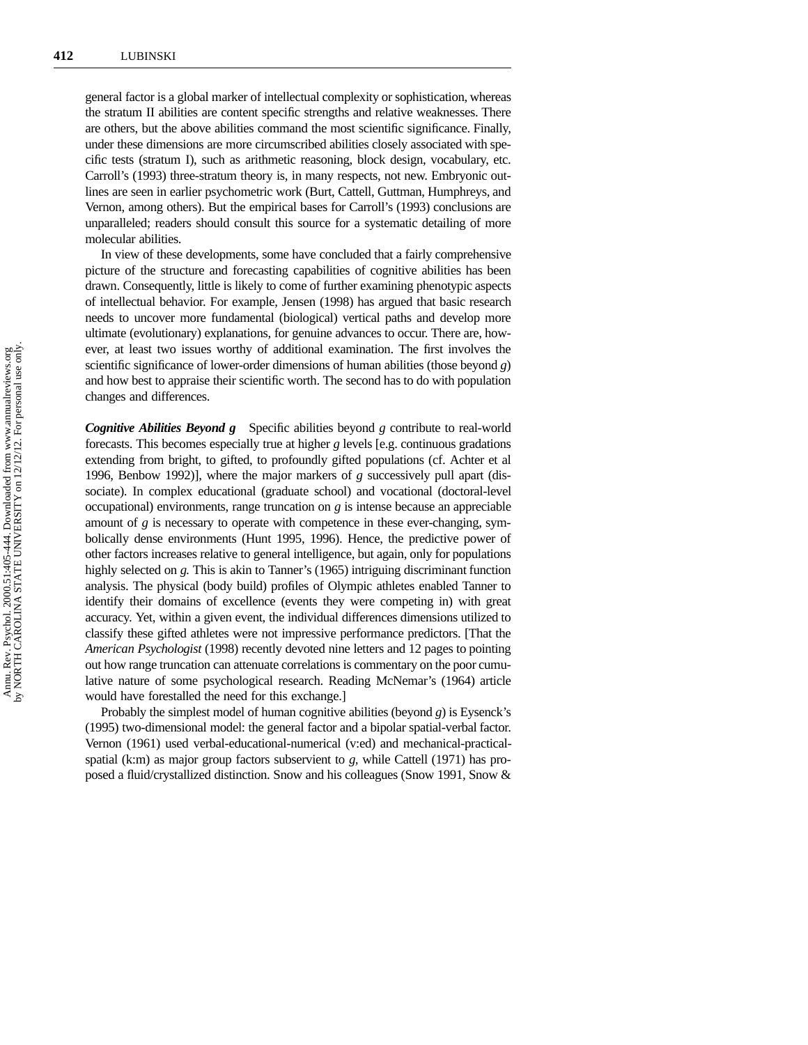general factor is a global marker of intellectual complexity or sophistication, whereas the stratum II abilities are content specific strengths and relative weaknesses. There are others, but the above abilities command the most scientific significance. Finally, under these dimensions are more circumscribed abilities closely associated with specific tests (stratum I), such as arithmetic reasoning, block design, vocabulary, etc. Carroll's (1993) three-stratum theory is, in many respects, not new. Embryonic outlines are seen in earlier psychometric work (Burt, Cattell, Guttman, Humphreys, and Vernon, among others). But the empirical bases for Carroll's (1993) conclusions are unparalleled; readers should consult this source for a systematic detailing of more molecular abilities.

In view of these developments, some have concluded that a fairly comprehensive picture of the structure and forecasting capabilities of cognitive abilities has been drawn. Consequently, little is likely to come of further examining phenotypic aspects of intellectual behavior. For example, Jensen (1998) has argued that basic research needs to uncover more fundamental (biological) vertical paths and develop more ultimate (evolutionary) explanations, for genuine advances to occur. There are, however, at least two issues worthy of additional examination. The first involves the scientific significance of lower-order dimensions of human abilities (those beyond *g*) and how best to appraise their scientific worth. The second has to do with population changes and differences.

***Cognitive Abilities Beyond g*** Specific abilities beyond *g* contribute to real-world forecasts. This becomes especially true at higher *g* levels [e.g. continuous gradations extending from bright, to gifted, to profoundly gifted populations (cf. Achter et al 1996, Benbow 1992)], where the major markers of *g* successively pull apart (dissociate). In complex educational (graduate school) and vocational (doctoral-level occupational) environments, range truncation on *g* is intense because an appreciable amount of *g* is necessary to operate with competence in these ever-changing, symbolically dense environments (Hunt 1995, 1996). Hence, the predictive power of other factors increases relative to general intelligence, but again, only for populations highly selected on *g*. This is akin to Tanner's (1965) intriguing discriminant function analysis. The physical (body build) profiles of Olympic athletes enabled Tanner to identify their domains of excellence (events they were competing in) with great accuracy. Yet, within a given event, the individual differences dimensions utilized to classify these gifted athletes were not impressive performance predictors. [That the *American Psychologist* (1998) recently devoted nine letters and 12 pages to pointing out how range truncation can attenuate correlations is commentary on the poor cumulative nature of some psychological research. Reading McNemar's (1964) article would have forestalled the need for this exchange.]

Probably the simplest model of human cognitive abilities (beyond *g*) is Eysenck's (1995) two-dimensional model: the general factor and a bipolar spatial-verbal factor. Vernon (1961) used verbal-educational-numerical (v:ed) and mechanical-practical-spatial (k:m) as major group factors subservient to *g*, while Cattell (1971) has proposed a fluid/crystallized distinction. Snow and his colleagues (Snow 1991, Snow &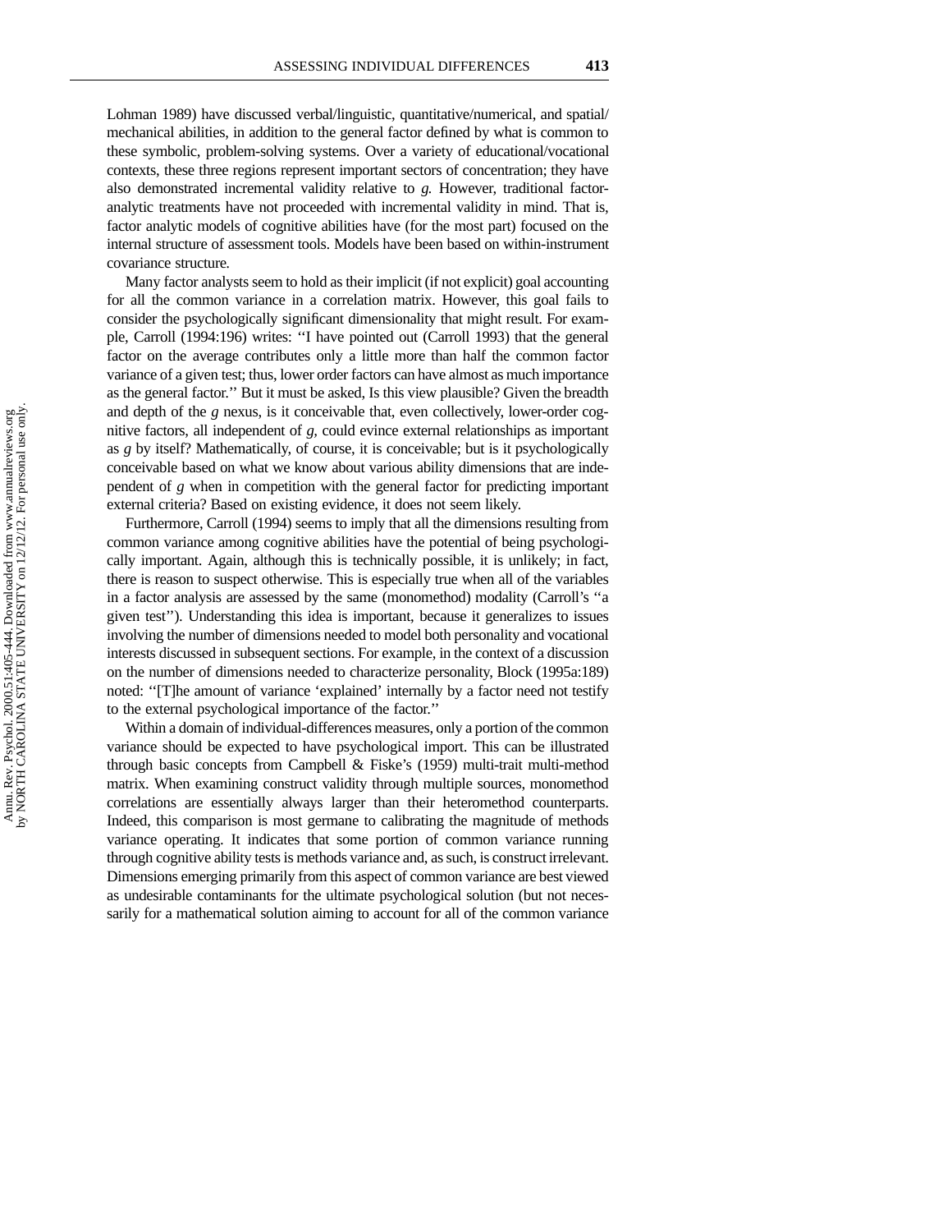Lohman 1989) have discussed verbal/linguistic, quantitative/numerical, and spatial/mechanical abilities, in addition to the general factor defined by what is common to these symbolic, problem-solving systems. Over a variety of educational/vocational contexts, these three regions represent important sectors of concentration; they have also demonstrated incremental validity relative to *g.* However, traditional factor-analytic treatments have not proceeded with incremental validity in mind. That is, factor analytic models of cognitive abilities have (for the most part) focused on the internal structure of assessment tools. Models have been based on within-instrument covariance structure.

Many factor analysts seem to hold as their implicit (if not explicit) goal accounting for all the common variance in a correlation matrix. However, this goal fails to consider the psychologically significant dimensionality that might result. For example, Carroll (1994:196) writes: ''I have pointed out (Carroll 1993) that the general factor on the average contributes only a little more than half the common factor variance of a given test; thus, lower order factors can have almost as much importance as the general factor.'' But it must be asked, Is this view plausible? Given the breadth and depth of the *g* nexus, is it conceivable that, even collectively, lower-order cognitive factors, all independent of *g*, could evince external relationships as important as *g* by itself? Mathematically, of course, it is conceivable; but is it psychologically conceivable based on what we know about various ability dimensions that are independent of *g* when in competition with the general factor for predicting important external criteria? Based on existing evidence, it does not seem likely.

Furthermore, Carroll (1994) seems to imply that all the dimensions resulting from common variance among cognitive abilities have the potential of being psychologically important. Again, although this is technically possible, it is unlikely; in fact, there is reason to suspect otherwise. This is especially true when all of the variables in a factor analysis are assessed by the same (monomethod) modality (Carroll's ''a given test''). Understanding this idea is important, because it generalizes to issues involving the number of dimensions needed to model both personality and vocational interests discussed in subsequent sections. For example, in the context of a discussion on the number of dimensions needed to characterize personality, Block (1995a:189) noted: ''[T]he amount of variance 'explained' internally by a factor need not testify to the external psychological importance of the factor.''

Within a domain of individual-differences measures, only a portion of the common variance should be expected to have psychological import. This can be illustrated through basic concepts from Campbell & Fiske's (1959) multi-trait multi-method matrix. When examining construct validity through multiple sources, monomethod correlations are essentially always larger than their heteromethod counterparts. Indeed, this comparison is most germane to calibrating the magnitude of methods variance operating. It indicates that some portion of common variance running through cognitive ability tests is methods variance and, as such, is construct irrelevant. Dimensions emerging primarily from this aspect of common variance are best viewed as undesirable contaminants for the ultimate psychological solution (but not necessarily for a mathematical solution aiming to account for all of the common variance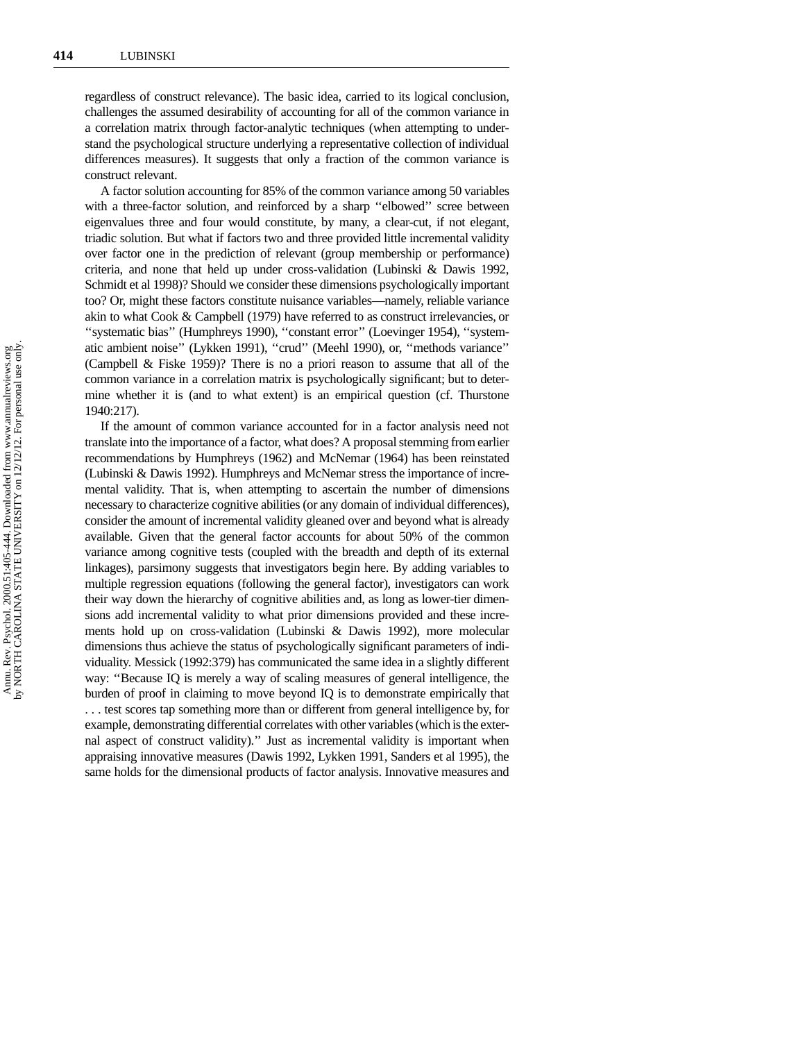regardless of construct relevance). The basic idea, carried to its logical conclusion, challenges the assumed desirability of accounting for all of the common variance in a correlation matrix through factor-analytic techniques (when attempting to understand the psychological structure underlying a representative collection of individual differences measures). It suggests that only a fraction of the common variance is construct relevant.

A factor solution accounting for 85% of the common variance among 50 variables with a three-factor solution, and reinforced by a sharp ''elbowed'' scree between eigenvalues three and four would constitute, by many, a clear-cut, if not elegant, triadic solution. But what if factors two and three provided little incremental validity over factor one in the prediction of relevant (group membership or performance) criteria, and none that held up under cross-validation (Lubinski & Dawis 1992, Schmidt et al 1998)? Should we consider these dimensions psychologically important too? Or, might these factors constitute nuisance variables—namely, reliable variance akin to what Cook & Campbell (1979) have referred to as construct irrelevancies, or ''systematic bias'' (Humphreys 1990), ''constant error'' (Loevinger 1954), ''systematic ambient noise'' (Lykken 1991), ''crud'' (Meehl 1990), or, ''methods variance'' (Campbell & Fiske 1959)? There is no a priori reason to assume that all of the common variance in a correlation matrix is psychologically significant; but to determine whether it is (and to what extent) is an empirical question (cf. Thurstone 1940:217).

If the amount of common variance accounted for in a factor analysis need not translate into the importance of a factor, what does? A proposal stemming from earlier recommendations by Humphreys (1962) and McNemar (1964) has been reinstated (Lubinski & Dawis 1992). Humphreys and McNemar stress the importance of incremental validity. That is, when attempting to ascertain the number of dimensions necessary to characterize cognitive abilities (or any domain of individual differences), consider the amount of incremental validity gleaned over and beyond what is already available. Given that the general factor accounts for about 50% of the common variance among cognitive tests (coupled with the breadth and depth of its external linkages), parsimony suggests that investigators begin here. By adding variables to multiple regression equations (following the general factor), investigators can work their way down the hierarchy of cognitive abilities and, as long as lower-tier dimensions add incremental validity to what prior dimensions provided and these increments hold up on cross-validation (Lubinski & Dawis 1992), more molecular dimensions thus achieve the status of psychologically significant parameters of individuality. Messick (1992:379) has communicated the same idea in a slightly different way: ''Because IQ is merely a way of scaling measures of general intelligence, the burden of proof in claiming to move beyond IQ is to demonstrate empirically that . . . test scores tap something more than or different from general intelligence by, for example, demonstrating differential correlates with other variables (which is the external aspect of construct validity).'' Just as incremental validity is important when appraising innovative measures (Dawis 1992, Lykken 1991, Sanders et al 1995), the same holds for the dimensional products of factor analysis. Innovative measures and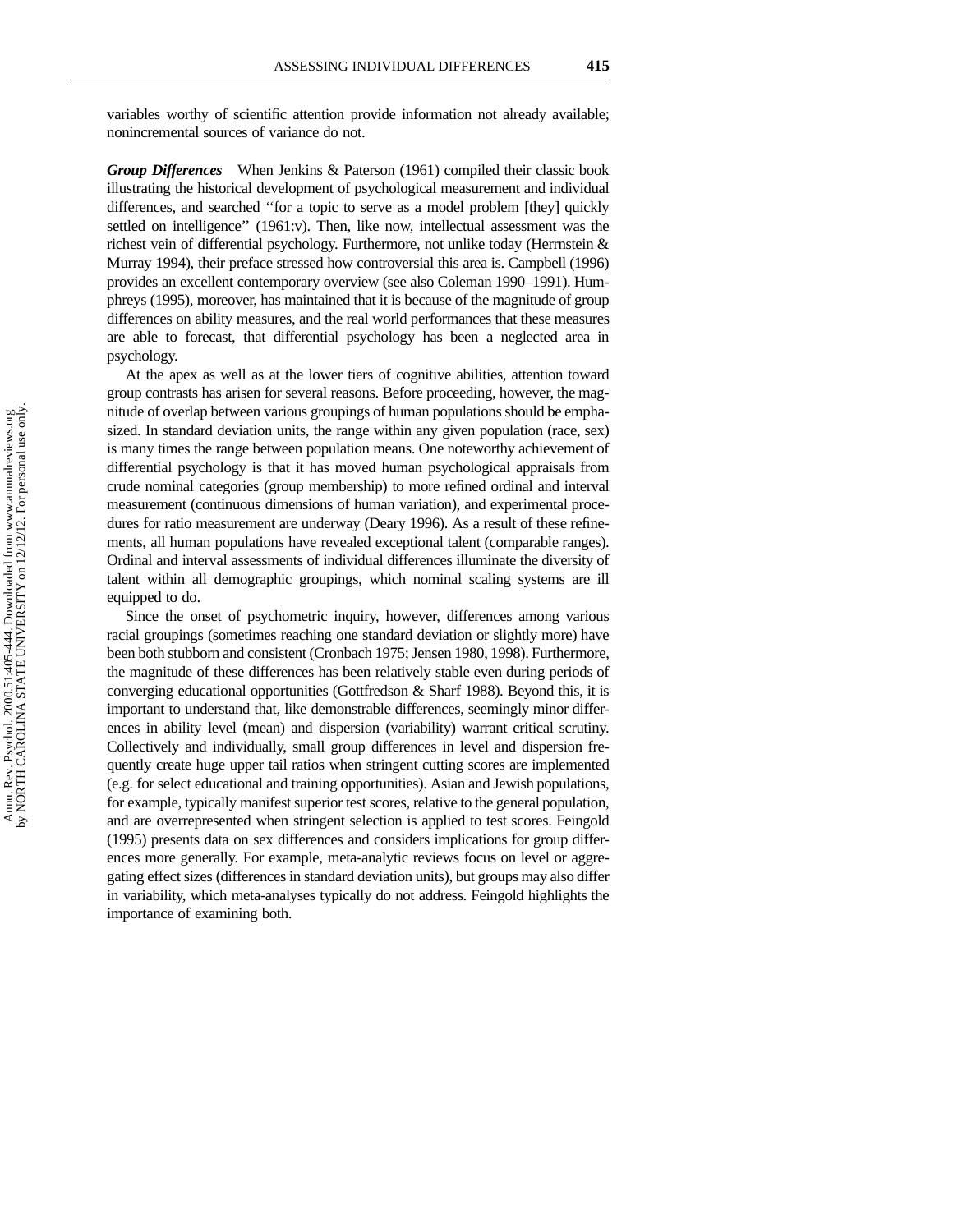variables worthy of scientific attention provide information not already available; nonincremental sources of variance do not.

***Group Differences*** When Jenkins & Paterson (1961) compiled their classic book illustrating the historical development of psychological measurement and individual differences, and searched ''for a topic to serve as a model problem [they] quickly settled on intelligence'' (1961:v). Then, like now, intellectual assessment was the richest vein of differential psychology. Furthermore, not unlike today (Herrnstein & Murray 1994), their preface stressed how controversial this area is. Campbell (1996) provides an excellent contemporary overview (see also Coleman 1990–1991). Humphreys (1995), moreover, has maintained that it is because of the magnitude of group differences on ability measures, and the real world performances that these measures are able to forecast, that differential psychology has been a neglected area in psychology.

At the apex as well as at the lower tiers of cognitive abilities, attention toward group contrasts has arisen for several reasons. Before proceeding, however, the magnitude of overlap between various groupings of human populations should be emphasized. In standard deviation units, the range within any given population (race, sex) is many times the range between population means. One noteworthy achievement of differential psychology is that it has moved human psychological appraisals from crude nominal categories (group membership) to more refined ordinal and interval measurement (continuous dimensions of human variation), and experimental procedures for ratio measurement are underway (Deary 1996). As a result of these refinements, all human populations have revealed exceptional talent (comparable ranges). Ordinal and interval assessments of individual differences illuminate the diversity of talent within all demographic groupings, which nominal scaling systems are ill equipped to do.

Since the onset of psychometric inquiry, however, differences among various racial groupings (sometimes reaching one standard deviation or slightly more) have been both stubborn and consistent (Cronbach 1975; Jensen 1980, 1998). Furthermore, the magnitude of these differences has been relatively stable even during periods of converging educational opportunities (Gottfredson & Sharf 1988). Beyond this, it is important to understand that, like demonstrable differences, seemingly minor differences in ability level (mean) and dispersion (variability) warrant critical scrutiny. Collectively and individually, small group differences in level and dispersion frequently create huge upper tail ratios when stringent cutting scores are implemented (e.g. for select educational and training opportunities). Asian and Jewish populations, for example, typically manifest superior test scores, relative to the general population, and are overrepresented when stringent selection is applied to test scores. Feingold (1995) presents data on sex differences and considers implications for group differences more generally. For example, meta-analytic reviews focus on level or aggregating effect sizes (differences in standard deviation units), but groups may also differ in variability, which meta-analyses typically do not address. Feingold highlights the importance of examining both.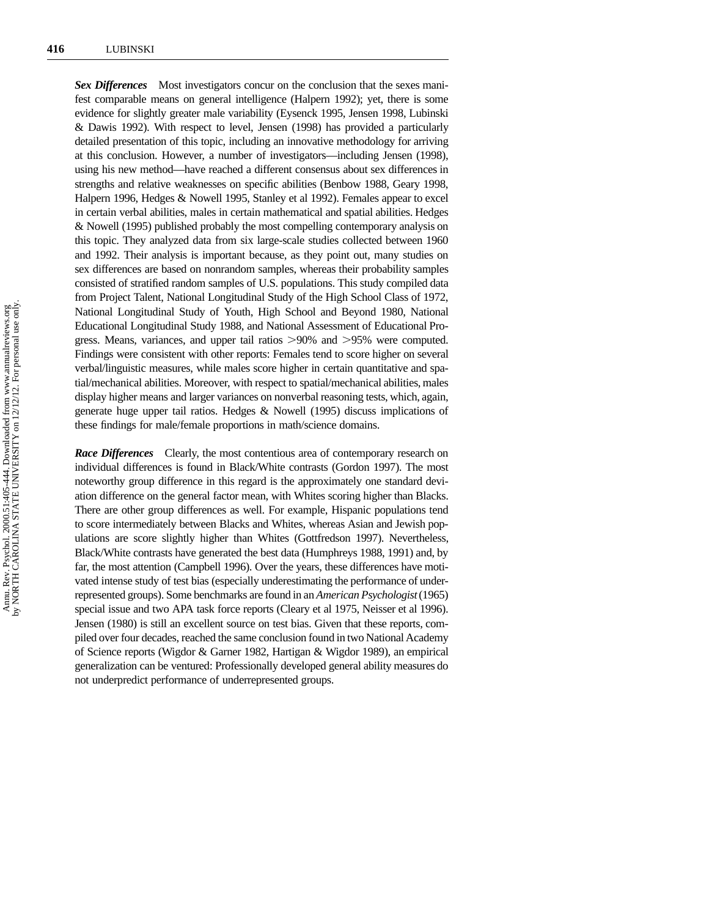***Sex Differences*** Most investigators concur on the conclusion that the sexes manifest comparable means on general intelligence (Halpern 1992); yet, there is some evidence for slightly greater male variability (Eysenck 1995, Jensen 1998, Lubinski & Dawis 1992). With respect to level, Jensen (1998) has provided a particularly detailed presentation of this topic, including an innovative methodology for arriving at this conclusion. However, a number of investigators—including Jensen (1998), using his new method—have reached a different consensus about sex differences in strengths and relative weaknesses on specific abilities (Benbow 1988, Geary 1998, Halpern 1996, Hedges & Nowell 1995, Stanley et al 1992). Females appear to excel in certain verbal abilities, males in certain mathematical and spatial abilities. Hedges & Nowell (1995) published probably the most compelling contemporary analysis on this topic. They analyzed data from six large-scale studies collected between 1960 and 1992. Their analysis is important because, as they point out, many studies on sex differences are based on nonrandom samples, whereas their probability samples consisted of stratified random samples of U.S. populations. This study compiled data from Project Talent, National Longitudinal Study of the High School Class of 1972, National Longitudinal Study of Youth, High School and Beyond 1980, National Educational Longitudinal Study 1988, and National Assessment of Educational Progress. Means, variances, and upper tail ratios >90% and >95% were computed. Findings were consistent with other reports: Females tend to score higher on several verbal/linguistic measures, while males score higher in certain quantitative and spatial/mechanical abilities. Moreover, with respect to spatial/mechanical abilities, males display higher means and larger variances on nonverbal reasoning tests, which, again, generate huge upper tail ratios. Hedges & Nowell (1995) discuss implications of these findings for male/female proportions in math/science domains.

***Race Differences*** Clearly, the most contentious area of contemporary research on individual differences is found in Black/White contrasts (Gordon 1997). The most noteworthy group difference in this regard is the approximately one standard deviation difference on the general factor mean, with Whites scoring higher than Blacks. There are other group differences as well. For example, Hispanic populations tend to score intermediately between Blacks and Whites, whereas Asian and Jewish populations are score slightly higher than Whites (Gottfredson 1997). Nevertheless, Black/White contrasts have generated the best data (Humphreys 1988, 1991) and, by far, the most attention (Campbell 1996). Over the years, these differences have motivated intense study of test bias (especially underestimating the performance of underrepresented groups). Some benchmarks are found in an *American Psychologist* (1965) special issue and two APA task force reports (Cleary et al 1975, Neisser et al 1996). Jensen (1980) is still an excellent source on test bias. Given that these reports, compiled over four decades, reached the same conclusion found in two National Academy of Science reports (Wigdor & Garner 1982, Hartigan & Wigdor 1989), an empirical generalization can be ventured: Professionally developed general ability measures do not underpredict performance of underrepresented groups.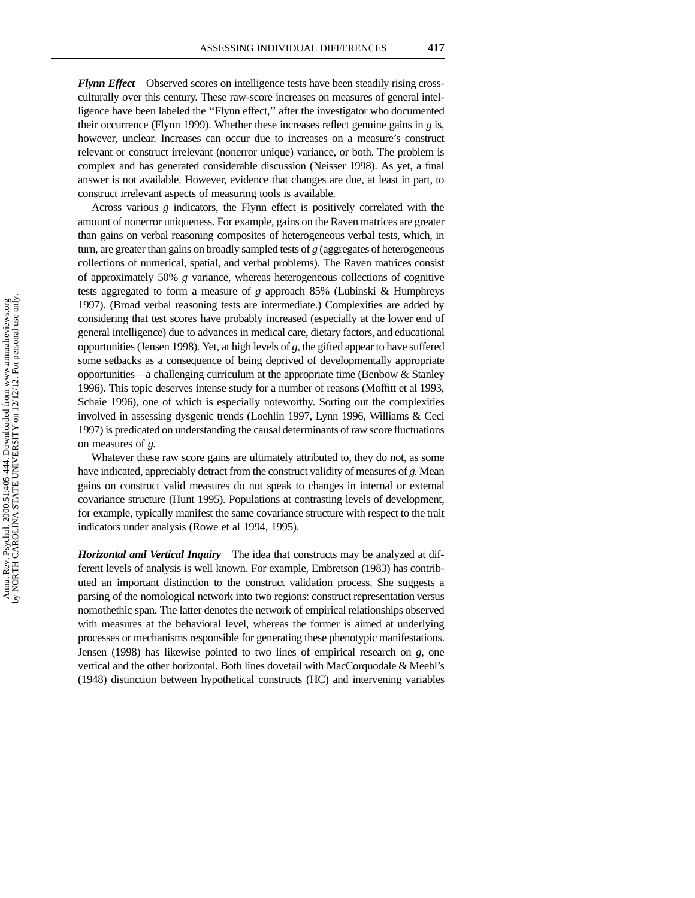***Flynn Effect*** Observed scores on intelligence tests have been steadily rising cross-culturally over this century. These raw-score increases on measures of general intelligence have been labeled the "Flynn effect," after the investigator who documented their occurrence (Flynn 1999). Whether these increases reflect genuine gains in *g* is, however, unclear. Increases can occur due to increases on a measure's construct relevant or construct irrelevant (nonerror unique) variance, or both. The problem is complex and has generated considerable discussion (Neisser 1998). As yet, a final answer is not available. However, evidence that changes are due, at least in part, to construct irrelevant aspects of measuring tools is available.

Across various *g* indicators, the Flynn effect is positively correlated with the amount of nonerror uniqueness. For example, gains on the Raven matrices are greater than gains on verbal reasoning composites of heterogeneous verbal tests, which, in turn, are greater than gains on broadly sampled tests of *g* (aggregates of heterogeneous collections of numerical, spatial, and verbal problems). The Raven matrices consist of approximately 50% *g* variance, whereas heterogeneous collections of cognitive tests aggregated to form a measure of *g* approach 85% (Lubinski & Humphreys 1997). (Broad verbal reasoning tests are intermediate.) Complexities are added by considering that test scores have probably increased (especially at the lower end of general intelligence) due to advances in medical care, dietary factors, and educational opportunities (Jensen 1998). Yet, at high levels of *g*, the gifted appear to have suffered some setbacks as a consequence of being deprived of developmentally appropriate opportunities—a challenging curriculum at the appropriate time (Benbow & Stanley 1996). This topic deserves intense study for a number of reasons (Moffitt et al 1993, Schaie 1996), one of which is especially noteworthy. Sorting out the complexities involved in assessing dysgenic trends (Loehlin 1997, Lynn 1996, Williams & Ceci 1997) is predicated on understanding the causal determinants of raw score fluctuations on measures of *g*.

Whatever these raw score gains are ultimately attributed to, they do not, as some have indicated, appreciably detract from the construct validity of measures of *g*. Mean gains on construct valid measures do not speak to changes in internal or external covariance structure (Hunt 1995). Populations at contrasting levels of development, for example, typically manifest the same covariance structure with respect to the trait indicators under analysis (Rowe et al 1994, 1995).

***Horizontal and Vertical Inquiry*** The idea that constructs may be analyzed at different levels of analysis is well known. For example, Embretson (1983) has contributed an important distinction to the construct validation process. She suggests a parsing of the nomological network into two regions: construct representation versus nomothethic span. The latter denotes the network of empirical relationships observed with measures at the behavioral level, whereas the former is aimed at underlying processes or mechanisms responsible for generating these phenotypic manifestations. Jensen (1998) has likewise pointed to two lines of empirical research on *g*, one vertical and the other horizontal. Both lines dovetail with MacCorquodale & Meehl's (1948) distinction between hypothetical constructs (HC) and intervening variables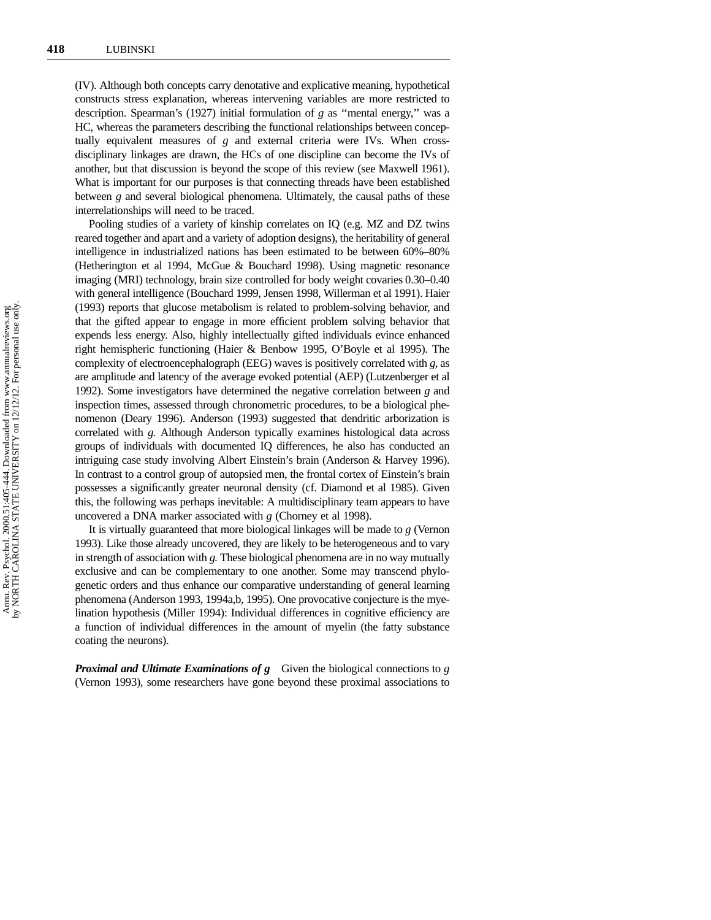(IV). Although both concepts carry denotative and explicative meaning, hypothetical constructs stress explanation, whereas intervening variables are more restricted to description. Spearman's (1927) initial formulation of *g* as "mental energy," was a HC, whereas the parameters describing the functional relationships between conceptually equivalent measures of *g* and external criteria were IVs. When cross-disciplinary linkages are drawn, the HCs of one discipline can become the IVs of another, but that discussion is beyond the scope of this review (see Maxwell 1961). What is important for our purposes is that connecting threads have been established between *g* and several biological phenomena. Ultimately, the causal paths of these interrelationships will need to be traced.

Pooling studies of a variety of kinship correlates on IQ (e.g. MZ and DZ twins reared together and apart and a variety of adoption designs), the heritability of general intelligence in industrialized nations has been estimated to be between 60%–80% (Hetherington et al 1994, McGue & Bouchard 1998). Using magnetic resonance imaging (MRI) technology, brain size controlled for body weight covaries 0.30–0.40 with general intelligence (Bouchard 1999, Jensen 1998, Willerman et al 1991). Haier (1993) reports that glucose metabolism is related to problem-solving behavior, and that the gifted appear to engage in more efficient problem solving behavior that expends less energy. Also, highly intellectually gifted individuals evince enhanced right hemispheric functioning (Haier & Benbow 1995, O'Boyle et al 1995). The complexity of electroencephalograph (EEG) waves is positively correlated with *g*, as are amplitude and latency of the average evoked potential (AEP) (Lutzenberger et al 1992). Some investigators have determined the negative correlation between *g* and inspection times, assessed through chronometric procedures, to be a biological phenomenon (Deary 1996). Anderson (1993) suggested that dendritic arborization is correlated with *g*. Although Anderson typically examines histological data across groups of individuals with documented IQ differences, he also has conducted an intriguing case study involving Albert Einstein's brain (Anderson & Harvey 1996). In contrast to a control group of autopsied men, the frontal cortex of Einstein's brain possesses a significantly greater neuronal density (cf. Diamond et al 1985). Given this, the following was perhaps inevitable: A multidisciplinary team appears to have uncovered a DNA marker associated with *g* (Chorney et al 1998).

It is virtually guaranteed that more biological linkages will be made to *g* (Vernon 1993). Like those already uncovered, they are likely to be heterogeneous and to vary in strength of association with *g*. These biological phenomena are in no way mutually exclusive and can be complementary to one another. Some may transcend phylogenetic orders and thus enhance our comparative understanding of general learning phenomena (Anderson 1993, 1994a,b, 1995). One provocative conjecture is the myelination hypothesis (Miller 1994): Individual differences in cognitive efficiency are a function of individual differences in the amount of myelin (the fatty substance coating the neurons).

***Proximal and Ultimate Examinations of g*** Given the biological connections to *g* (Vernon 1993), some researchers have gone beyond these proximal associations to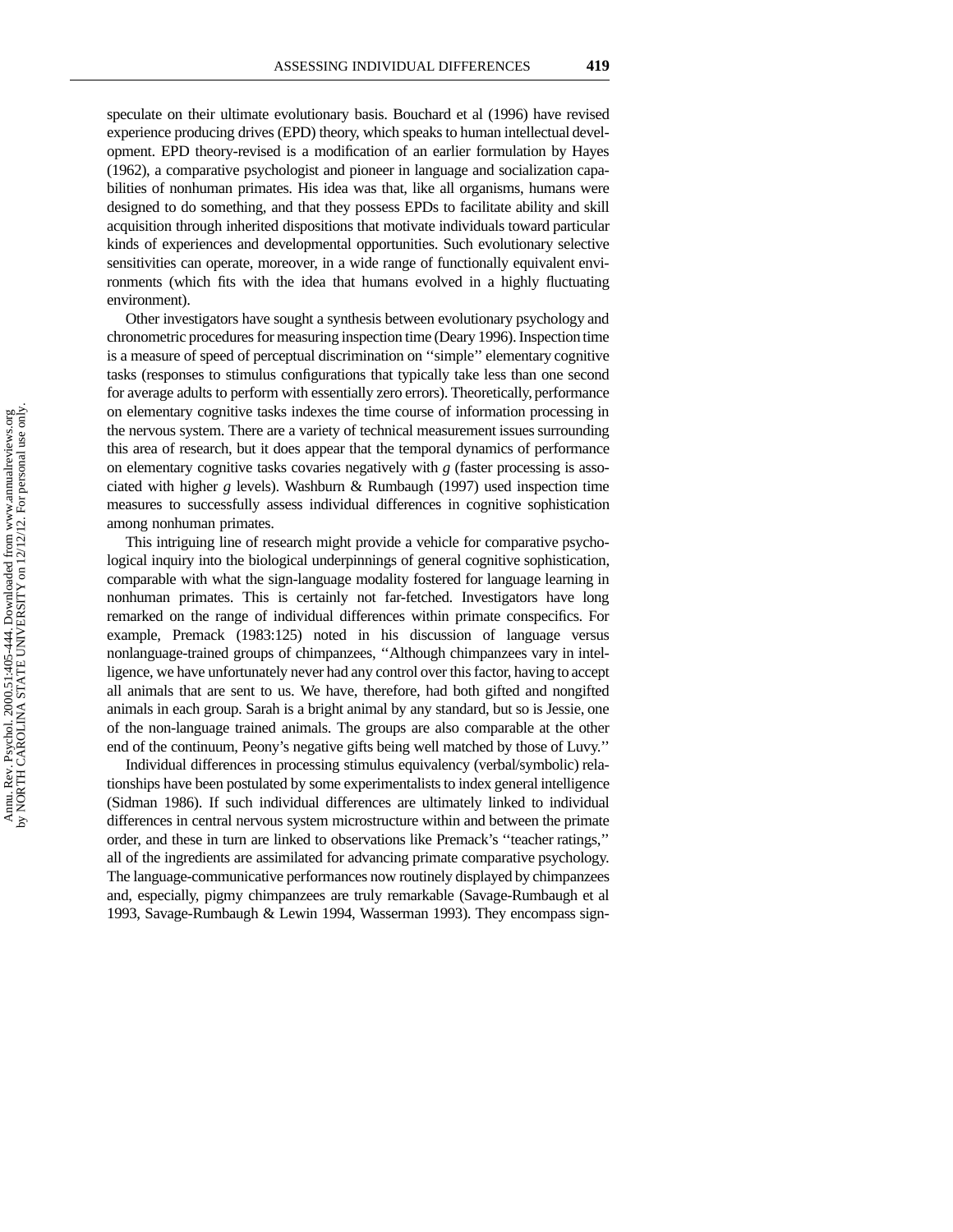speculate on their ultimate evolutionary basis. Bouchard et al (1996) have revised experience producing drives (EPD) theory, which speaks to human intellectual development. EPD theory-revised is a modification of an earlier formulation by Hayes (1962), a comparative psychologist and pioneer in language and socialization capabilities of nonhuman primates. His idea was that, like all organisms, humans were designed to do something, and that they possess EPDs to facilitate ability and skill acquisition through inherited dispositions that motivate individuals toward particular kinds of experiences and developmental opportunities. Such evolutionary selective sensitivities can operate, moreover, in a wide range of functionally equivalent environments (which fits with the idea that humans evolved in a highly fluctuating environment).

Other investigators have sought a synthesis between evolutionary psychology and chronometric procedures for measuring inspection time (Deary 1996). Inspection time is a measure of speed of perceptual discrimination on "simple" elementary cognitive tasks (responses to stimulus configurations that typically take less than one second for average adults to perform with essentially zero errors). Theoretically, performance on elementary cognitive tasks indexes the time course of information processing in the nervous system. There are a variety of technical measurement issues surrounding this area of research, but it does appear that the temporal dynamics of performance on elementary cognitive tasks covaries negatively with *g* (faster processing is associated with higher *g* levels). Washburn & Rumbaugh (1997) used inspection time measures to successfully assess individual differences in cognitive sophistication among nonhuman primates.

This intriguing line of research might provide a vehicle for comparative psychological inquiry into the biological underpinnings of general cognitive sophistication, comparable with what the sign-language modality fostered for language learning in nonhuman primates. This is certainly not far-fetched. Investigators have long remarked on the range of individual differences within primate conspecifics. For example, Premack (1983:125) noted in his discussion of language versus nonlanguage-trained groups of chimpanzees, "Although chimpanzees vary in intelligence, we have unfortunately never had any control over this factor, having to accept all animals that are sent to us. We have, therefore, had both gifted and nongifted animals in each group. Sarah is a bright animal by any standard, but so is Jessie, one of the non-language trained animals. The groups are also comparable at the other end of the continuum, Peony's negative gifts being well matched by those of Luvy."

Individual differences in processing stimulus equivalency (verbal/symbolic) relationships have been postulated by some experimentalists to index general intelligence (Sidman 1986). If such individual differences are ultimately linked to individual differences in central nervous system microstructure within and between the primate order, and these in turn are linked to observations like Premack's "teacher ratings," all of the ingredients are assimilated for advancing primate comparative psychology. The language-communicative performances now routinely displayed by chimpanzees and, especially, pigmy chimpanzees are truly remarkable (Savage-Rumbaugh et al 1993, Savage-Rumbaugh & Lewin 1994, Wasserman 1993). They encompass sign-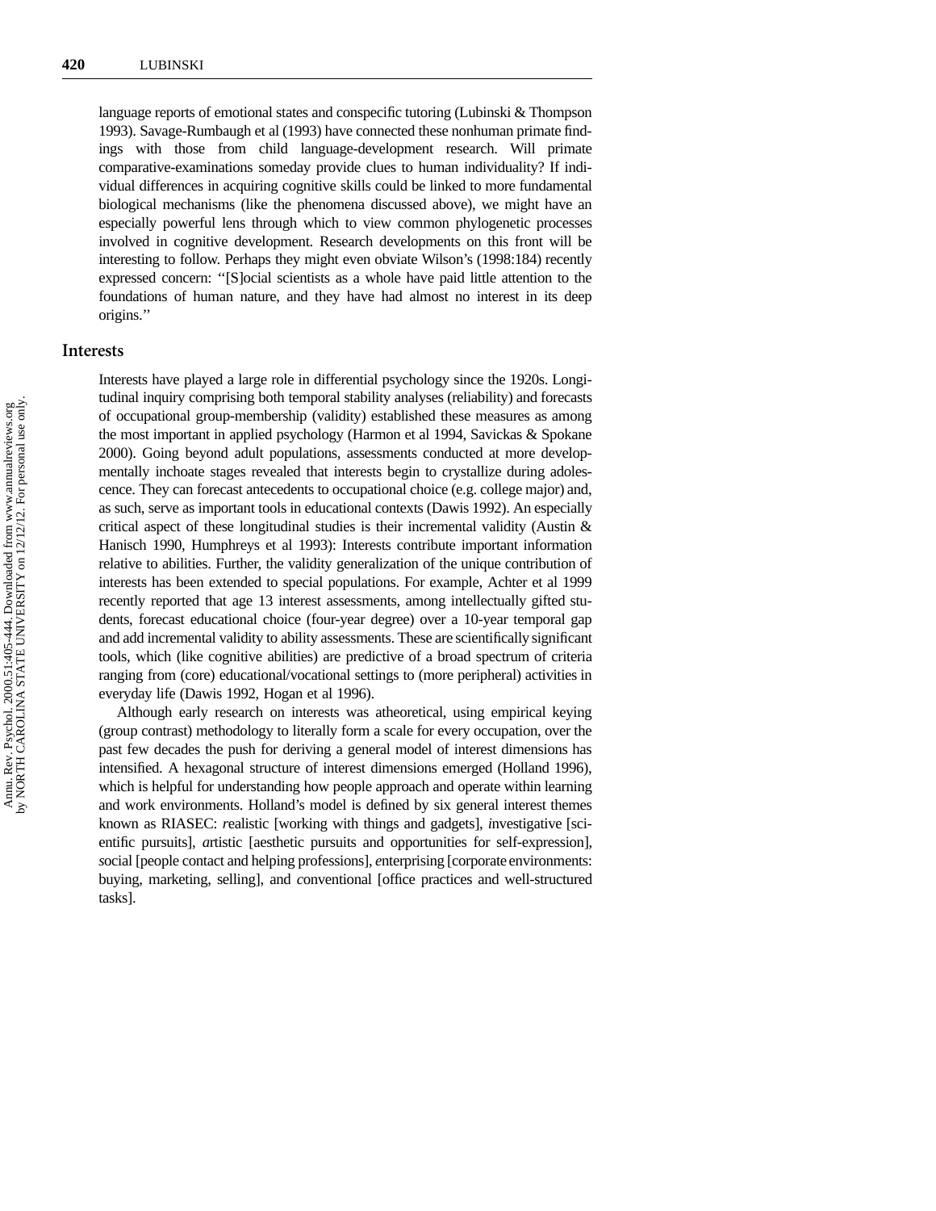language reports of emotional states and conspecific tutoring (Lubinski & Thompson 1993). Savage-Rumbaugh et al (1993) have connected these nonhuman primate findings with those from child language-development research. Will primate comparative-examinations someday provide clues to human individuality? If individual differences in acquiring cognitive skills could be linked to more fundamental biological mechanisms (like the phenomena discussed above), we might have an especially powerful lens through which to view common phylogenetic processes involved in cognitive development. Research developments on this front will be interesting to follow. Perhaps they might even obviate Wilson's (1998:184) recently expressed concern: "[S]ocial scientists as a whole have paid little attention to the foundations of human nature, and they have had almost no interest in its deep origins."

## Interests

Interests have played a large role in differential psychology since the 1920s. Longitudinal inquiry comprising both temporal stability analyses (reliability) and forecasts of occupational group-membership (validity) established these measures as among the most important in applied psychology (Harmon et al 1994, Savickas & Spokane 2000). Going beyond adult populations, assessments conducted at more developmentally inchoate stages revealed that interests begin to crystallize during adolescence. They can forecast antecedents to occupational choice (e.g. college major) and, as such, serve as important tools in educational contexts (Dawis 1992). An especially critical aspect of these longitudinal studies is their incremental validity (Austin & Hanisch 1990, Humphreys et al 1993): Interests contribute important information relative to abilities. Further, the validity generalization of the unique contribution of interests has been extended to special populations. For example, Achter et al 1999 recently reported that age 13 interest assessments, among intellectually gifted students, forecast educational choice (four-year degree) over a 10-year temporal gap and add incremental validity to ability assessments. These are scientifically significant tools, which (like cognitive abilities) are predictive of a broad spectrum of criteria ranging from (core) educational/vocational settings to (more peripheral) activities in everyday life (Dawis 1992, Hogan et al 1996).

Although early research on interests was atheoretical, using empirical keying (group contrast) methodology to literally form a scale for every occupation, over the past few decades the push for deriving a general model of interest dimensions has intensified. A hexagonal structure of interest dimensions emerged (Holland 1996), which is helpful for understanding how people approach and operate within learning and work environments. Holland's model is defined by six general interest themes known as RIASEC: *r*ealistic [working with things and gadgets], *i*nvestigative [scientific pursuits], *a*rtistic [aesthetic pursuits and opportunities for self-expression], *s*ocial [people contact and helping professions], *e*nterprising [corporate environments: buying, marketing, selling], and *c*onventional [office practices and well-structured tasks].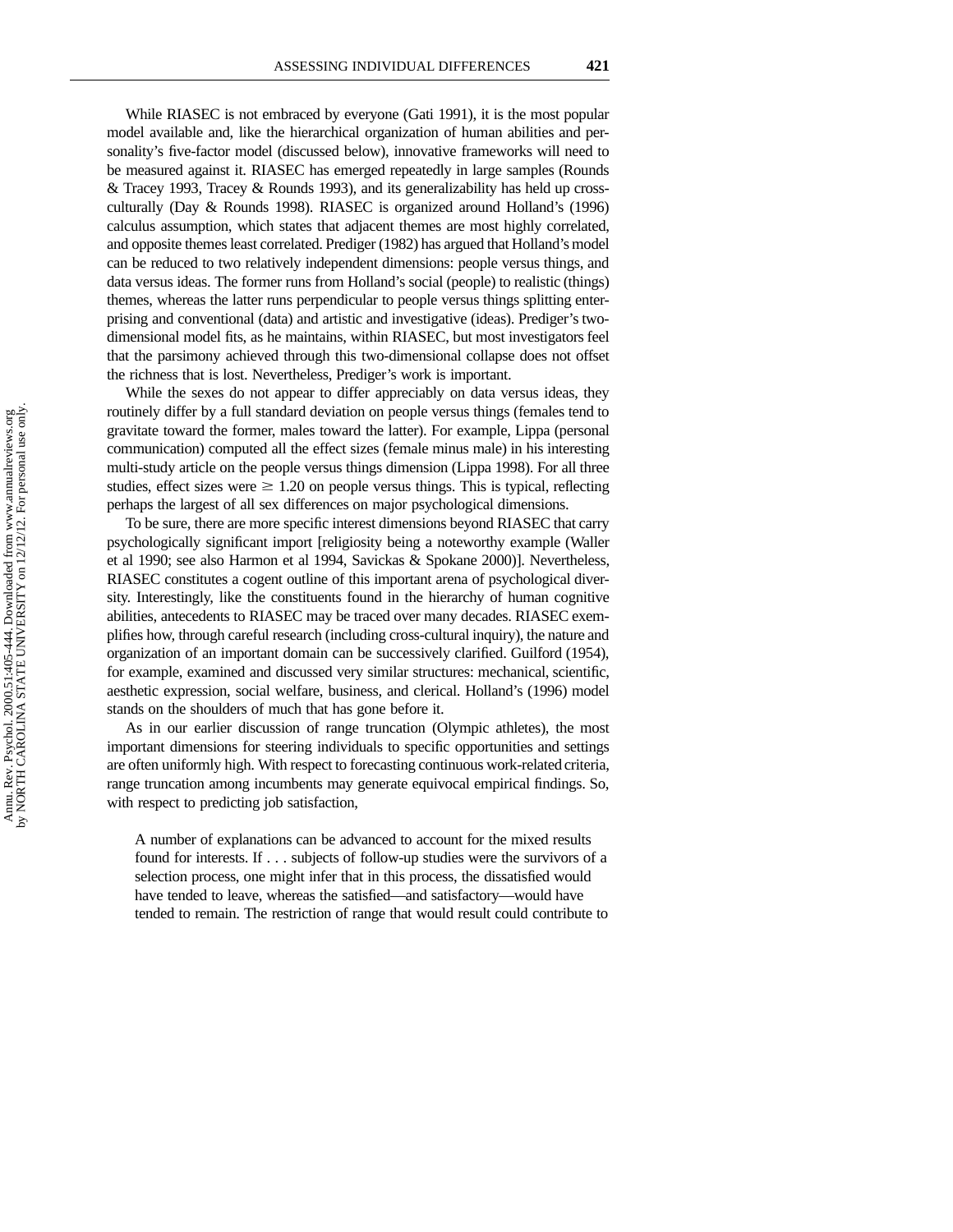While RIASEC is not embraced by everyone (Gati 1991), it is the most popular model available and, like the hierarchical organization of human abilities and personality's five-factor model (discussed below), innovative frameworks will need to be measured against it. RIASEC has emerged repeatedly in large samples (Rounds & Tracey 1993, Tracey & Rounds 1993), and its generalizability has held up cross-culturally (Day & Rounds 1998). RIASEC is organized around Holland's (1996) calculus assumption, which states that adjacent themes are most highly correlated, and opposite themes least correlated. Prediger (1982) has argued that Holland's model can be reduced to two relatively independent dimensions: people versus things, and data versus ideas. The former runs from Holland's social (people) to realistic (things) themes, whereas the latter runs perpendicular to people versus things splitting enterprising and conventional (data) and artistic and investigative (ideas). Prediger's two-dimensional model fits, as he maintains, within RIASEC, but most investigators feel that the parsimony achieved through this two-dimensional collapse does not offset the richness that is lost. Nevertheless, Prediger's work is important.

While the sexes do not appear to differ appreciably on data versus ideas, they routinely differ by a full standard deviation on people versus things (females tend to gravitate toward the former, males toward the latter). For example, Lippa (personal communication) computed all the effect sizes (female minus male) in his interesting multi-study article on the people versus things dimension (Lippa 1998). For all three studies, effect sizes were $\geq 1.20$ on people versus things. This is typical, reflecting perhaps the largest of all sex differences on major psychological dimensions.

To be sure, there are more specific interest dimensions beyond RIASEC that carry psychologically significant import [religiosity being a noteworthy example (Waller et al 1990; see also Harmon et al 1994, Savickas & Spokane 2000)]. Nevertheless, RIASEC constitutes a cogent outline of this important arena of psychological diversity. Interestingly, like the constituents found in the hierarchy of human cognitive abilities, antecedents to RIASEC may be traced over many decades. RIASEC exemplifies how, through careful research (including cross-cultural inquiry), the nature and organization of an important domain can be successively clarified. Guilford (1954), for example, examined and discussed very similar structures: mechanical, scientific, aesthetic expression, social welfare, business, and clerical. Holland's (1996) model stands on the shoulders of much that has gone before it.

As in our earlier discussion of range truncation (Olympic athletes), the most important dimensions for steering individuals to specific opportunities and settings are often uniformly high. With respect to forecasting continuous work-related criteria, range truncation among incumbents may generate equivocal empirical findings. So, with respect to predicting job satisfaction,

> A number of explanations can be advanced to account for the mixed results found for interests. If . . . subjects of follow-up studies were the survivors of a selection process, one might infer that in this process, the dissatisfied would have tended to leave, whereas the satisfied—and satisfactory—would have tended to remain. The restriction of range that would result could contribute to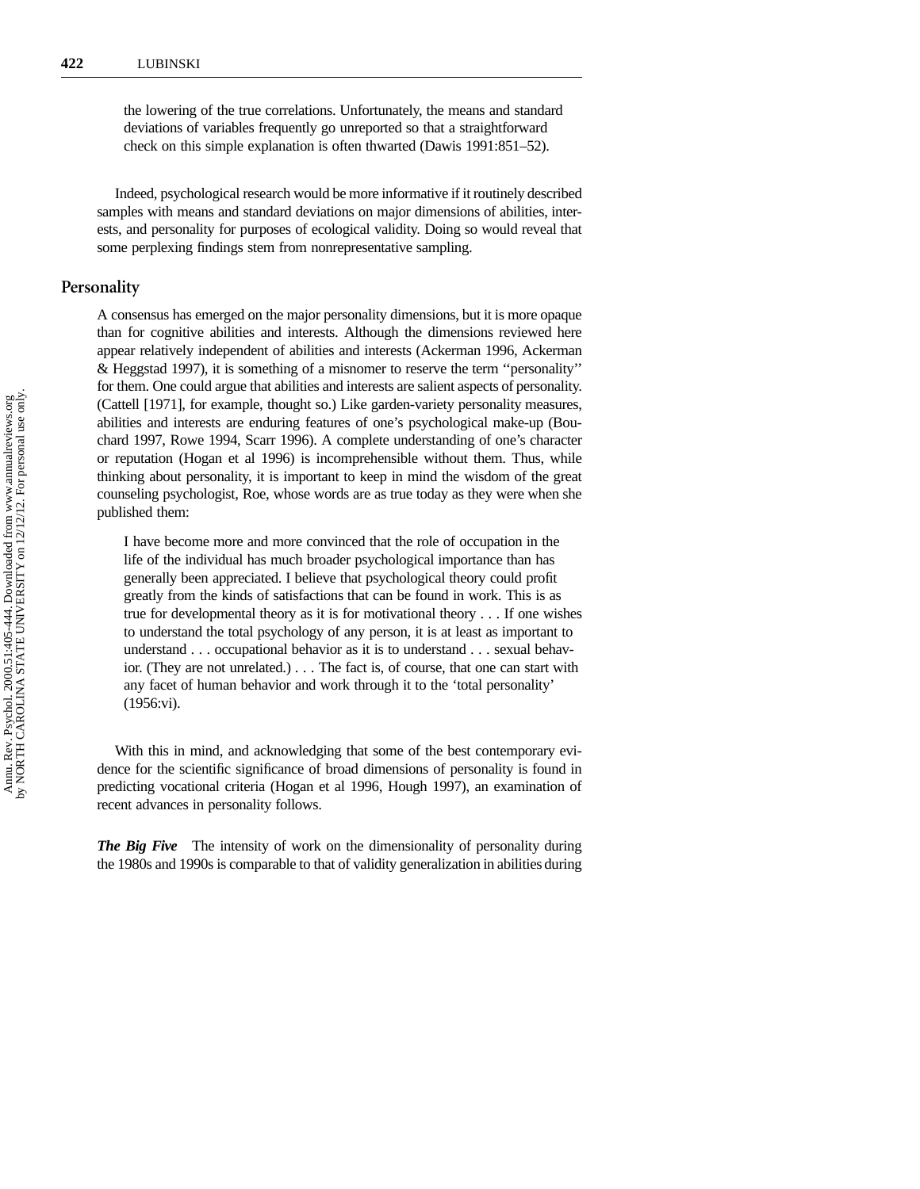> the lowering of the true correlations. Unfortunately, the means and standard deviations of variables frequently go unreported so that a straightforward check on this simple explanation is often thwarted (Dawis 1991:851–52).

Indeed, psychological research would be more informative if it routinely described samples with means and standard deviations on major dimensions of abilities, interests, and personality for purposes of ecological validity. Doing so would reveal that some perplexing findings stem from nonrepresentative sampling.

## Personality

A consensus has emerged on the major personality dimensions, but it is more opaque than for cognitive abilities and interests. Although the dimensions reviewed here appear relatively independent of abilities and interests (Ackerman 1996, Ackerman & Heggstad 1997), it is something of a misnomer to reserve the term "personality" for them. One could argue that abilities and interests are salient aspects of personality. (Cattell [1971], for example, thought so.) Like garden-variety personality measures, abilities and interests are enduring features of one's psychological make-up (Bouchard 1997, Rowe 1994, Scarr 1996). A complete understanding of one's character or reputation (Hogan et al 1996) is incomprehensible without them. Thus, while thinking about personality, it is important to keep in mind the wisdom of the great counseling psychologist, Roe, whose words are as true today as they were when she published them:

> I have become more and more convinced that the role of occupation in the life of the individual has much broader psychological importance than has generally been appreciated. I believe that psychological theory could profit greatly from the kinds of satisfactions that can be found in work. This is as true for developmental theory as it is for motivational theory . . . If one wishes to understand the total psychology of any person, it is at least as important to understand . . . occupational behavior as it is to understand . . . sexual behavior. (They are not unrelated.) . . . The fact is, of course, that one can start with any facet of human behavior and work through it to the 'total personality' (1956:vi).

With this in mind, and acknowledging that some of the best contemporary evidence for the scientific significance of broad dimensions of personality is found in predicting vocational criteria (Hogan et al 1996, Hough 1997), an examination of recent advances in personality follows.

***The Big Five*** The intensity of work on the dimensionality of personality during the 1980s and 1990s is comparable to that of validity generalization in abilities during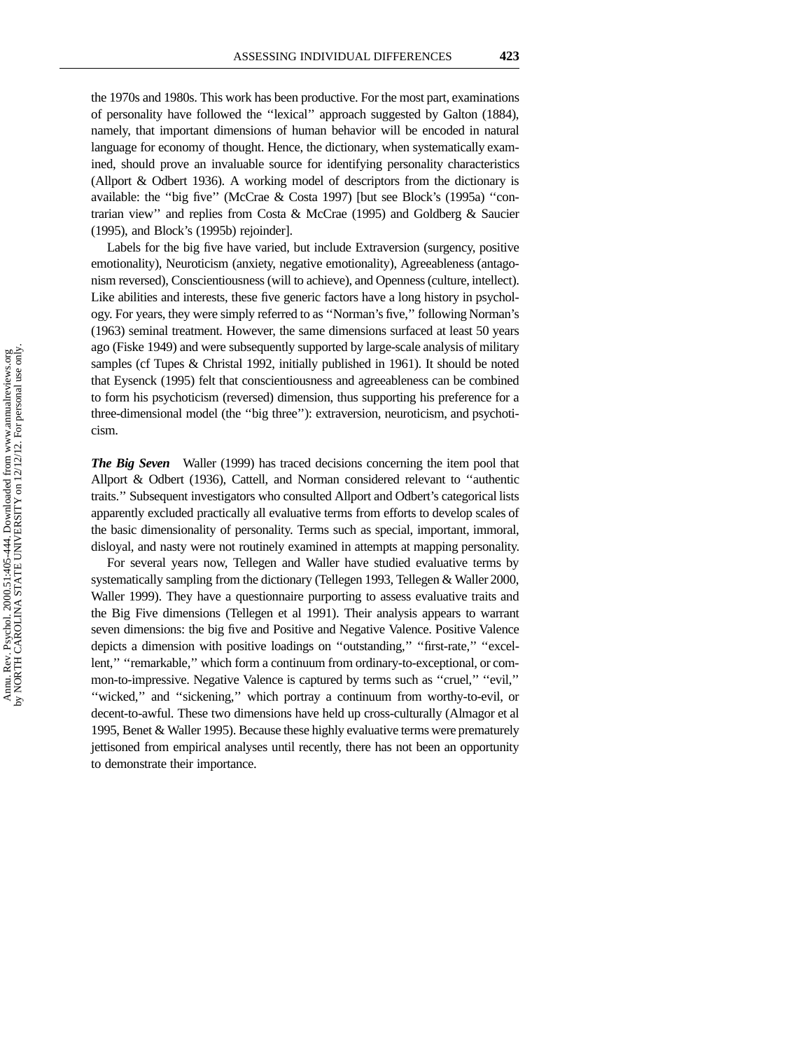the 1970s and 1980s. This work has been productive. For the most part, examinations of personality have followed the ''lexical'' approach suggested by Galton (1884), namely, that important dimensions of human behavior will be encoded in natural language for economy of thought. Hence, the dictionary, when systematically examined, should prove an invaluable source for identifying personality characteristics (Allport & Odbert 1936). A working model of descriptors from the dictionary is available: the ''big five'' (McCrae & Costa 1997) [but see Block's (1995a) ''contrarian view'' and replies from Costa & McCrae (1995) and Goldberg & Saucier (1995), and Block's (1995b) rejoinder].

Labels for the big five have varied, but include Extraversion (surgency, positive emotionality), Neuroticism (anxiety, negative emotionality), Agreeableness (antagonism reversed), Conscientiousness (will to achieve), and Openness (culture, intellect). Like abilities and interests, these five generic factors have a long history in psychology. For years, they were simply referred to as ''Norman's five,'' following Norman's (1963) seminal treatment. However, the same dimensions surfaced at least 50 years ago (Fiske 1949) and were subsequently supported by large-scale analysis of military samples (cf Tupes & Christal 1992, initially published in 1961). It should be noted that Eysenck (1995) felt that conscientiousness and agreeableness can be combined to form his psychoticism (reversed) dimension, thus supporting his preference for a three-dimensional model (the ''big three''): extraversion, neuroticism, and psychoticism.

***The Big Seven*** Waller (1999) has traced decisions concerning the item pool that Allport & Odbert (1936), Cattell, and Norman considered relevant to ''authentic traits.'' Subsequent investigators who consulted Allport and Odbert's categorical lists apparently excluded practically all evaluative terms from efforts to develop scales of the basic dimensionality of personality. Terms such as special, important, immoral, disloyal, and nasty were not routinely examined in attempts at mapping personality.

For several years now, Tellegen and Waller have studied evaluative terms by systematically sampling from the dictionary (Tellegen 1993, Tellegen & Waller 2000, Waller 1999). They have a questionnaire purporting to assess evaluative traits and the Big Five dimensions (Tellegen et al 1991). Their analysis appears to warrant seven dimensions: the big five and Positive and Negative Valence. Positive Valence depicts a dimension with positive loadings on ''outstanding,'' ''first-rate,'' ''excellent,'' ''remarkable,'' which form a continuum from ordinary-to-exceptional, or common-to-impressive. Negative Valence is captured by terms such as ''cruel,'' ''evil,'' ''wicked,'' and ''sickening,'' which portray a continuum from worthy-to-evil, or decent-to-awful. These two dimensions have held up cross-culturally (Almagor et al 1995, Benet & Waller 1995). Because these highly evaluative terms were prematurely jettisoned from empirical analyses until recently, there has not been an opportunity to demonstrate their importance.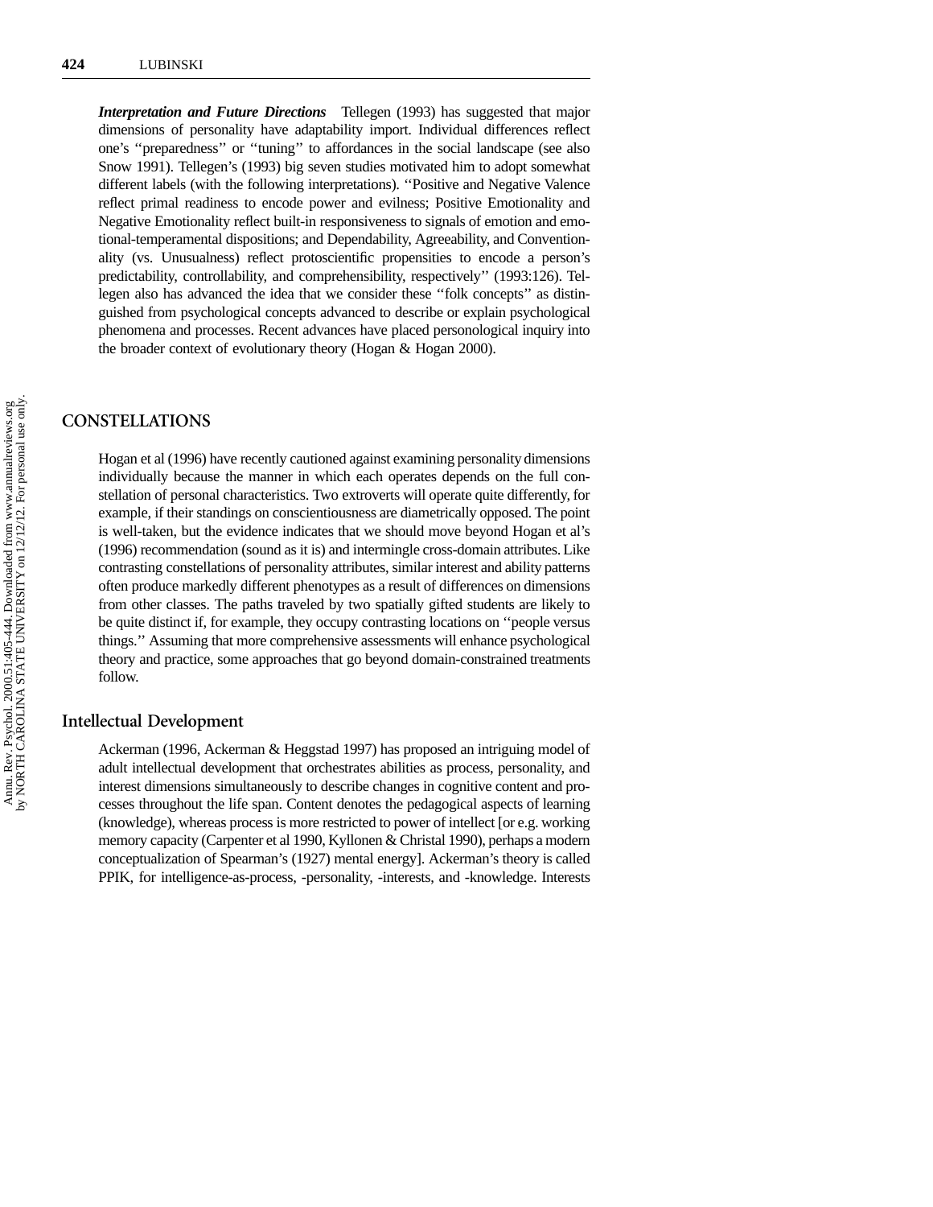***Interpretation and Future Directions*** Tellegen (1993) has suggested that major dimensions of personality have adaptability import. Individual differences reflect one's ''preparedness'' or ''tuning'' to affordances in the social landscape (see also Snow 1991). Tellegen's (1993) big seven studies motivated him to adopt somewhat different labels (with the following interpretations). ''Positive and Negative Valence reflect primal readiness to encode power and evilness; Positive Emotionality and Negative Emotionality reflect built-in responsiveness to signals of emotion and emotional-temperamental dispositions; and Dependability, Agreeability, and Conventionality (vs. Unusualness) reflect protoscientific propensities to encode a person's predictability, controllability, and comprehensibility, respectively'' (1993:126). Tellegen also has advanced the idea that we consider these ''folk concepts'' as distinguished from psychological concepts advanced to describe or explain psychological phenomena and processes. Recent advances have placed personological inquiry into the broader context of evolutionary theory (Hogan & Hogan 2000).

## CONSTELLATIONS

Hogan et al (1996) have recently cautioned against examining personality dimensions individually because the manner in which each operates depends on the full constellation of personal characteristics. Two extroverts will operate quite differently, for example, if their standings on conscientiousness are diametrically opposed. The point is well-taken, but the evidence indicates that we should move beyond Hogan et al's (1996) recommendation (sound as it is) and intermingle cross-domain attributes. Like contrasting constellations of personality attributes, similar interest and ability patterns often produce markedly different phenotypes as a result of differences on dimensions from other classes. The paths traveled by two spatially gifted students are likely to be quite distinct if, for example, they occupy contrasting locations on ''people versus things.'' Assuming that more comprehensive assessments will enhance psychological theory and practice, some approaches that go beyond domain-constrained treatments follow.

### Intellectual Development

Ackerman (1996, Ackerman & Heggstad 1997) has proposed an intriguing model of adult intellectual development that orchestrates abilities as process, personality, and interest dimensions simultaneously to describe changes in cognitive content and processes throughout the life span. Content denotes the pedagogical aspects of learning (knowledge), whereas process is more restricted to power of intellect [or e.g. working memory capacity (Carpenter et al 1990, Kyllonen & Christal 1990), perhaps a modern conceptualization of Spearman's (1927) mental energy]. Ackerman's theory is called PPIK, for intelligence-as-process, -personality, -interests, and -knowledge. Interests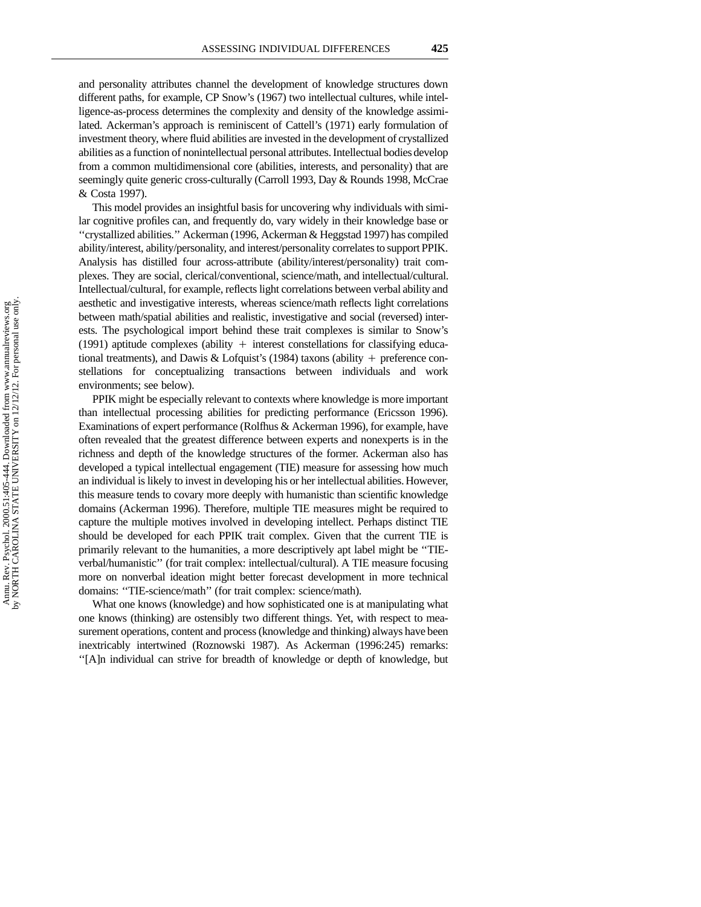and personality attributes channel the development of knowledge structures down different paths, for example, CP Snow's (1967) two intellectual cultures, while intelligence-as-process determines the complexity and density of the knowledge assimilated. Ackerman's approach is reminiscent of Cattell's (1971) early formulation of investment theory, where fluid abilities are invested in the development of crystallized abilities as a function of nonintellectual personal attributes. Intellectual bodies develop from a common multidimensional core (abilities, interests, and personality) that are seemingly quite generic cross-culturally (Carroll 1993, Day & Rounds 1998, McCrae & Costa 1997).

This model provides an insightful basis for uncovering why individuals with similar cognitive profiles can, and frequently do, vary widely in their knowledge base or "crystallized abilities." Ackerman (1996, Ackerman & Heggstad 1997) has compiled ability/interest, ability/personality, and interest/personality correlates to support PPIK. Analysis has distilled four across-attribute (ability/interest/personality) trait complexes. They are social, clerical/conventional, science/math, and intellectual/cultural. Intellectual/cultural, for example, reflects light correlations between verbal ability and aesthetic and investigative interests, whereas science/math reflects light correlations between math/spatial abilities and realistic, investigative and social (reversed) interests. The psychological import behind these trait complexes is similar to Snow's (1991) aptitude complexes (ability + interest constellations for classifying educational treatments), and Dawis & Lofquist's (1984) taxons (ability + preference constellations for conceptualizing transactions between individuals and work environments; see below).

PPIK might be especially relevant to contexts where knowledge is more important than intellectual processing abilities for predicting performance (Ericsson 1996). Examinations of expert performance (Rolfhus & Ackerman 1996), for example, have often revealed that the greatest difference between experts and nonexperts is in the richness and depth of the knowledge structures of the former. Ackerman also has developed a typical intellectual engagement (TIE) measure for assessing how much an individual is likely to invest in developing his or her intellectual abilities. However, this measure tends to covary more deeply with humanistic than scientific knowledge domains (Ackerman 1996). Therefore, multiple TIE measures might be required to capture the multiple motives involved in developing intellect. Perhaps distinct TIE should be developed for each PPIK trait complex. Given that the current TIE is primarily relevant to the humanities, a more descriptively apt label might be "TIE-verbal/humanistic" (for trait complex: intellectual/cultural). A TIE measure focusing more on nonverbal ideation might better forecast development in more technical domains: "TIE-science/math" (for trait complex: science/math).

What one knows (knowledge) and how sophisticated one is at manipulating what one knows (thinking) are ostensibly two different things. Yet, with respect to measurement operations, content and process (knowledge and thinking) always have been inextricably intertwined (Roznowski 1987). As Ackerman (1996:245) remarks: "[A]n individual can strive for breadth of knowledge or depth of knowledge, but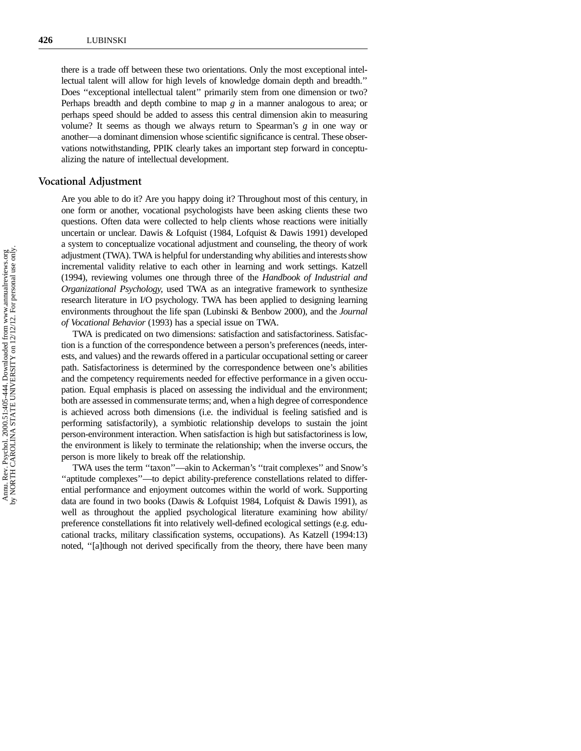there is a trade off between these two orientations. Only the most exceptional intellectual talent will allow for high levels of knowledge domain depth and breadth.'' Does ''exceptional intellectual talent'' primarily stem from one dimension or two? Perhaps breadth and depth combine to map *g* in a manner analogous to area; or perhaps speed should be added to assess this central dimension akin to measuring volume? It seems as though we always return to Spearman's *g* in one way or another—a dominant dimension whose scientific significance is central. These observations notwithstanding, PPIK clearly takes an important step forward in conceptualizing the nature of intellectual development.

## Vocational Adjustment

Are you able to do it? Are you happy doing it? Throughout most of this century, in one form or another, vocational psychologists have been asking clients these two questions. Often data were collected to help clients whose reactions were initially uncertain or unclear. Dawis & Lofquist (1984, Lofquist & Dawis 1991) developed a system to conceptualize vocational adjustment and counseling, the theory of work adjustment (TWA). TWA is helpful for understanding why abilities and interests show incremental validity relative to each other in learning and work settings. Katzell (1994), reviewing volumes one through three of the *Handbook of Industrial and Organizational Psychology,* used TWA as an integrative framework to synthesize research literature in I/O psychology. TWA has been applied to designing learning environments throughout the life span (Lubinski & Benbow 2000), and the *Journal of Vocational Behavior* (1993) has a special issue on TWA.

TWA is predicated on two dimensions: satisfaction and satisfactoriness. Satisfaction is a function of the correspondence between a person's preferences (needs, interests, and values) and the rewards offered in a particular occupational setting or career path. Satisfactoriness is determined by the correspondence between one's abilities and the competency requirements needed for effective performance in a given occupation. Equal emphasis is placed on assessing the individual and the environment; both are assessed in commensurate terms; and, when a high degree of correspondence is achieved across both dimensions (i.e. the individual is feeling satisfied and is performing satisfactorily), a symbiotic relationship develops to sustain the joint person-environment interaction. When satisfaction is high but satisfactoriness is low, the environment is likely to terminate the relationship; when the inverse occurs, the person is more likely to break off the relationship.

TWA uses the term ''taxon''—akin to Ackerman's ''trait complexes'' and Snow's ''aptitude complexes''—to depict ability-preference constellations related to differential performance and enjoyment outcomes within the world of work. Supporting data are found in two books (Dawis & Lofquist 1984, Lofquist & Dawis 1991), as well as throughout the applied psychological literature examining how ability/preference constellations fit into relatively well-defined ecological settings (e.g. educational tracks, military classification systems, occupations). As Katzell (1994:13) noted, ''[a]though not derived specifically from the theory, there have been many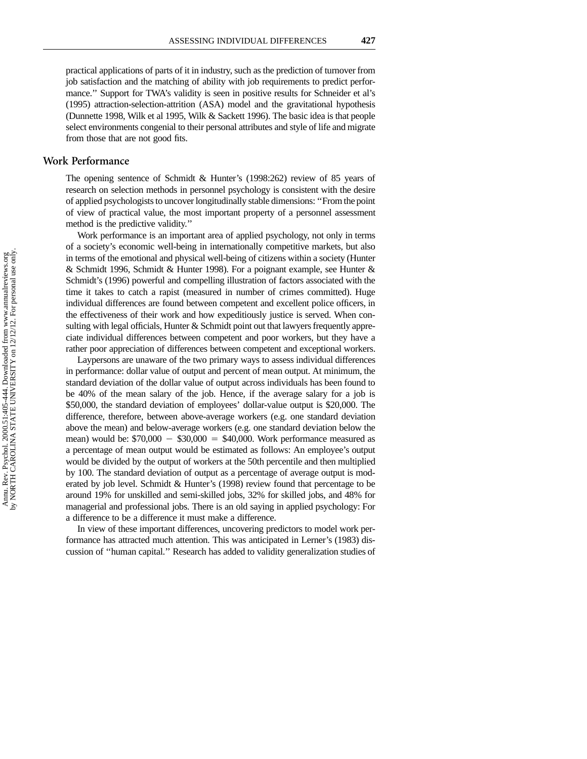practical applications of parts of it in industry, such as the prediction of turnover from job satisfaction and the matching of ability with job requirements to predict performance.'' Support for TWA's validity is seen in positive results for Schneider et al's (1995) attraction-selection-attrition (ASA) model and the gravitational hypothesis (Dunnette 1998, Wilk et al 1995, Wilk & Sackett 1996). The basic idea is that people select environments congenial to their personal attributes and style of life and migrate from those that are not good fits.

## Work Performance

The opening sentence of Schmidt & Hunter's (1998:262) review of 85 years of research on selection methods in personnel psychology is consistent with the desire of applied psychologists to uncover longitudinally stable dimensions: ''From the point of view of practical value, the most important property of a personnel assessment method is the predictive validity.''

Work performance is an important area of applied psychology, not only in terms of a society's economic well-being in internationally competitive markets, but also in terms of the emotional and physical well-being of citizens within a society (Hunter & Schmidt 1996, Schmidt & Hunter 1998). For a poignant example, see Hunter & Schmidt's (1996) powerful and compelling illustration of factors associated with the time it takes to catch a rapist (measured in number of crimes committed). Huge individual differences are found between competent and excellent police officers, in the effectiveness of their work and how expeditiously justice is served. When consulting with legal officials, Hunter & Schmidt point out that lawyers frequently appreciate individual differences between competent and poor workers, but they have a rather poor appreciation of differences between competent and exceptional workers.

Laypersons are unaware of the two primary ways to assess individual differences in performance: dollar value of output and percent of mean output. At minimum, the standard deviation of the dollar value of output across individuals has been found to be 40% of the mean salary of the job. Hence, if the average salary for a job is $50,000, the standard deviation of employees' dollar-value output is $20,000. The difference, therefore, between above-average workers (e.g. one standard deviation above the mean) and below-average workers (e.g. one standard deviation below the mean) would be: $70,000 − $30,000 = $40,000. Work performance measured as a percentage of mean output would be estimated as follows: An employee's output would be divided by the output of workers at the 50th percentile and then multiplied by 100. The standard deviation of output as a percentage of average output is moderated by job level. Schmidt & Hunter's (1998) review found that percentage to be around 19% for unskilled and semi-skilled jobs, 32% for skilled jobs, and 48% for managerial and professional jobs. There is an old saying in applied psychology: For a difference to be a difference it must make a difference.

In view of these important differences, uncovering predictors to model work performance has attracted much attention. This was anticipated in Lerner's (1983) discussion of ''human capital.'' Research has added to validity generalization studies of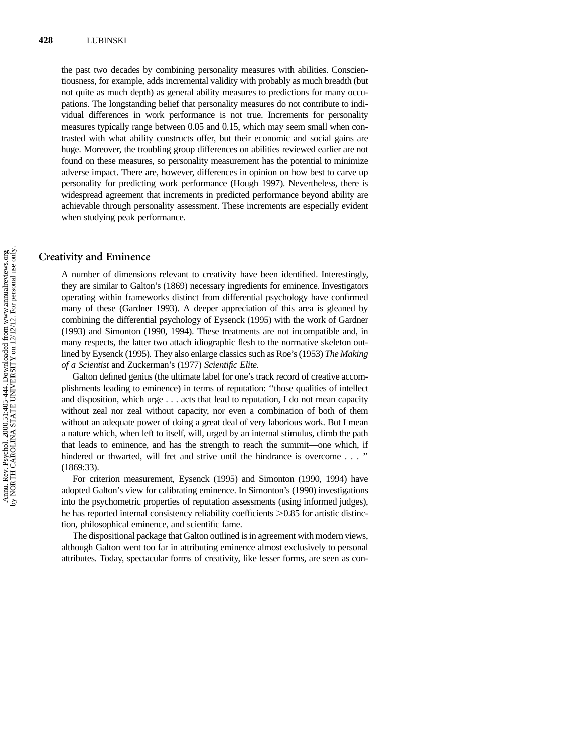the past two decades by combining personality measures with abilities. Conscientiousness, for example, adds incremental validity with probably as much breadth (but not quite as much depth) as general ability measures to predictions for many occupations. The longstanding belief that personality measures do not contribute to individual differences in work performance is not true. Increments for personality measures typically range between 0.05 and 0.15, which may seem small when contrasted with what ability constructs offer, but their economic and social gains are huge. Moreover, the troubling group differences on abilities reviewed earlier are not found on these measures, so personality measurement has the potential to minimize adverse impact. There are, however, differences in opinion on how best to carve up personality for predicting work performance (Hough 1997). Nevertheless, there is widespread agreement that increments in predicted performance beyond ability are achievable through personality assessment. These increments are especially evident when studying peak performance.

## Creativity and Eminence

A number of dimensions relevant to creativity have been identified. Interestingly, they are similar to Galton's (1869) necessary ingredients for eminence. Investigators operating within frameworks distinct from differential psychology have confirmed many of these (Gardner 1993). A deeper appreciation of this area is gleaned by combining the differential psychology of Eysenck (1995) with the work of Gardner (1993) and Simonton (1990, 1994). These treatments are not incompatible and, in many respects, the latter two attach idiographic flesh to the normative skeleton outlined by Eysenck (1995). They also enlarge classics such as Roe's (1953) *The Making of a Scientist* and Zuckerman's (1977) *Scientific Elite.*

Galton defined genius (the ultimate label for one's track record of creative accomplishments leading to eminence) in terms of reputation: "those qualities of intellect and disposition, which urge . . . acts that lead to reputation, I do not mean capacity without zeal nor zeal without capacity, nor even a combination of both of them without an adequate power of doing a great deal of very laborious work. But I mean a nature which, when left to itself, will, urged by an internal stimulus, climb the path that leads to eminence, and has the strength to reach the summit—one which, if hindered or thwarted, will fret and strive until the hindrance is overcome . . . " (1869:33).

For criterion measurement, Eysenck (1995) and Simonton (1990, 1994) have adopted Galton's view for calibrating eminence. In Simonton's (1990) investigations into the psychometric properties of reputation assessments (using informed judges), he has reported internal consistency reliability coefficients >0.85 for artistic distinction, philosophical eminence, and scientific fame.

The dispositional package that Galton outlined is in agreement with modern views, although Galton went too far in attributing eminence almost exclusively to personal attributes. Today, spectacular forms of creativity, like lesser forms, are seen as con-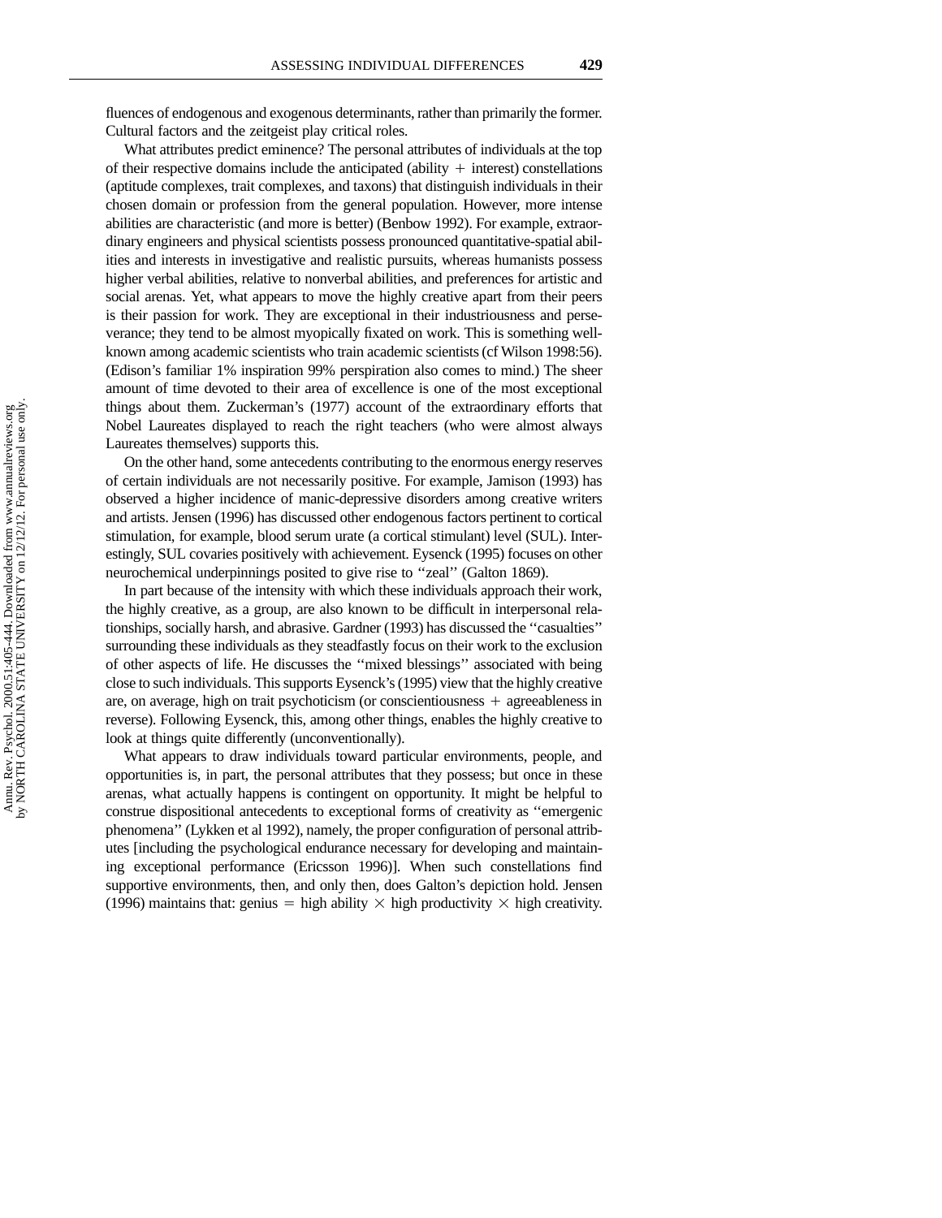fluences of endogenous and exogenous determinants, rather than primarily the former. Cultural factors and the zeitgeist play critical roles.

What attributes predict eminence? The personal attributes of individuals at the top of their respective domains include the anticipated (ability + interest) constellations (aptitude complexes, trait complexes, and taxons) that distinguish individuals in their chosen domain or profession from the general population. However, more intense abilities are characteristic (and more is better) (Benbow 1992). For example, extraordinary engineers and physical scientists possess pronounced quantitative-spatial abilities and interests in investigative and realistic pursuits, whereas humanists possess higher verbal abilities, relative to nonverbal abilities, and preferences for artistic and social arenas. Yet, what appears to move the highly creative apart from their peers is their passion for work. They are exceptional in their industriousness and perseverance; they tend to be almost myopically fixated on work. This is something well-known among academic scientists who train academic scientists (cf Wilson 1998:56). (Edison's familiar 1% inspiration 99% perspiration also comes to mind.) The sheer amount of time devoted to their area of excellence is one of the most exceptional things about them. Zuckerman's (1977) account of the extraordinary efforts that Nobel Laureates displayed to reach the right teachers (who were almost always Laureates themselves) supports this.

On the other hand, some antecedents contributing to the enormous energy reserves of certain individuals are not necessarily positive. For example, Jamison (1993) has observed a higher incidence of manic-depressive disorders among creative writers and artists. Jensen (1996) has discussed other endogenous factors pertinent to cortical stimulation, for example, blood serum urate (a cortical stimulant) level (SUL). Interestingly, SUL covaries positively with achievement. Eysenck (1995) focuses on other neurochemical underpinnings posited to give rise to ''zeal'' (Galton 1869).

In part because of the intensity with which these individuals approach their work, the highly creative, as a group, are also known to be difficult in interpersonal relationships, socially harsh, and abrasive. Gardner (1993) has discussed the ''casualties'' surrounding these individuals as they steadfastly focus on their work to the exclusion of other aspects of life. He discusses the ''mixed blessings'' associated with being close to such individuals. This supports Eysenck's (1995) view that the highly creative are, on average, high on trait psychoticism (or conscientiousness + agreeableness in reverse). Following Eysenck, this, among other things, enables the highly creative to look at things quite differently (unconventionally).

What appears to draw individuals toward particular environments, people, and opportunities is, in part, the personal attributes that they possess; but once in these arenas, what actually happens is contingent on opportunity. It might be helpful to construe dispositional antecedents to exceptional forms of creativity as ''emergenic phenomena'' (Lykken et al 1992), namely, the proper configuration of personal attributes [including the psychological endurance necessary for developing and maintaining exceptional performance (Ericsson 1996)]. When such constellations find supportive environments, then, and only then, does Galton's depiction hold. Jensen (1996) maintains that: genius = high ability $\times$ high productivity $\times$ high creativity.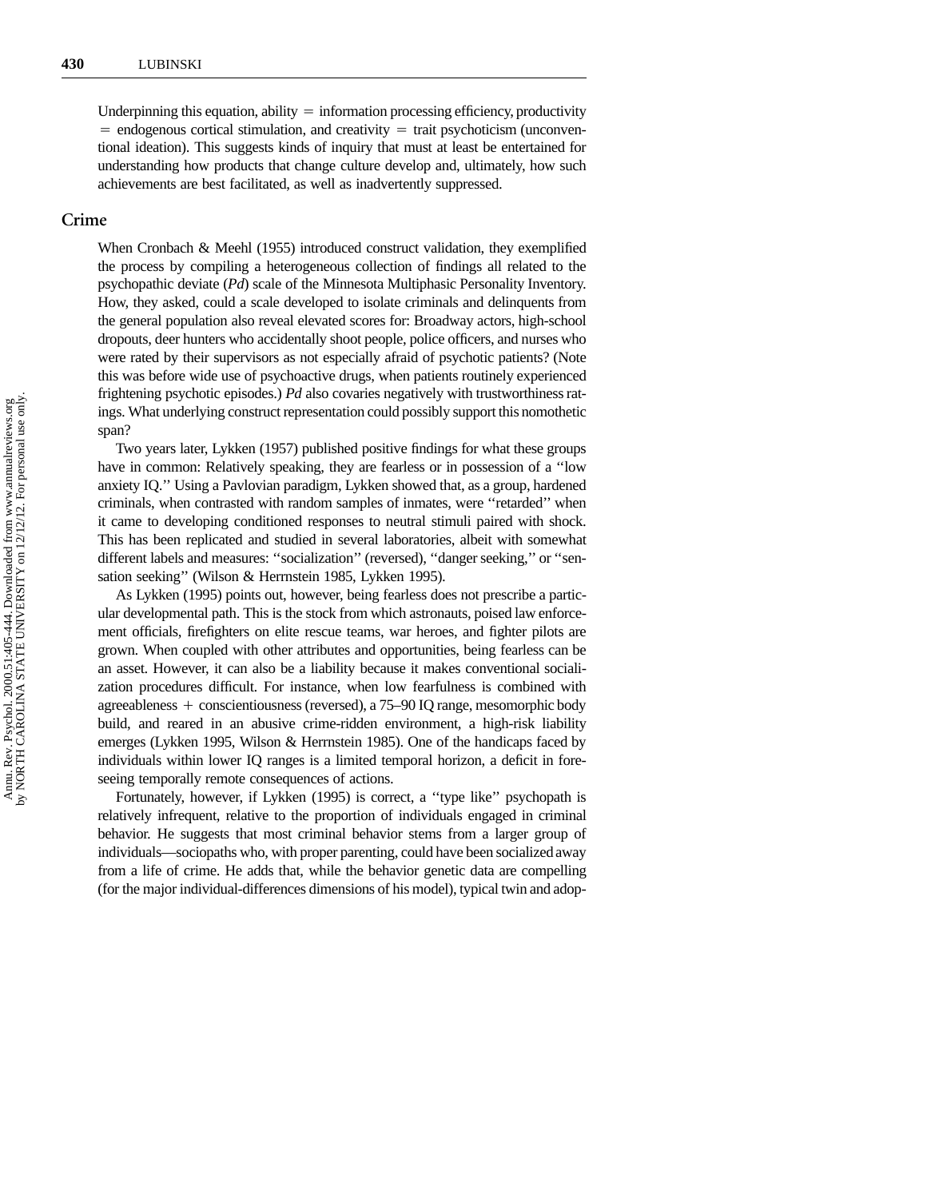Underpinning this equation, ability = information processing efficiency, productivity = endogenous cortical stimulation, and creativity = trait psychoticism (unconventional ideation). This suggests kinds of inquiry that must at least be entertained for understanding how products that change culture develop and, ultimately, how such achievements are best facilitated, as well as inadvertently suppressed.

## Crime

When Cronbach & Meehl (1955) introduced construct validation, they exemplified the process by compiling a heterogeneous collection of findings all related to the psychopathic deviate (*Pd*) scale of the Minnesota Multiphasic Personality Inventory. How, they asked, could a scale developed to isolate criminals and delinquents from the general population also reveal elevated scores for: Broadway actors, high-school dropouts, deer hunters who accidentally shoot people, police officers, and nurses who were rated by their supervisors as not especially afraid of psychotic patients? (Note this was before wide use of psychoactive drugs, when patients routinely experienced frightening psychotic episodes.) *Pd* also covaries negatively with trustworthiness ratings. What underlying construct representation could possibly support this nomothetic span?

Two years later, Lykken (1957) published positive findings for what these groups have in common: Relatively speaking, they are fearless or in possession of a ''low anxiety IQ.'' Using a Pavlovian paradigm, Lykken showed that, as a group, hardened criminals, when contrasted with random samples of inmates, were ''retarded'' when it came to developing conditioned responses to neutral stimuli paired with shock. This has been replicated and studied in several laboratories, albeit with somewhat different labels and measures: ''socialization'' (reversed), ''danger seeking,'' or ''sensation seeking'' (Wilson & Herrnstein 1985, Lykken 1995).

As Lykken (1995) points out, however, being fearless does not prescribe a particular developmental path. This is the stock from which astronauts, poised law enforcement officials, firefighters on elite rescue teams, war heroes, and fighter pilots are grown. When coupled with other attributes and opportunities, being fearless can be an asset. However, it can also be a liability because it makes conventional socialization procedures difficult. For instance, when low fearfulness is combined with agreeableness + conscientiousness (reversed), a 75–90 IQ range, mesomorphic body build, and reared in an abusive crime-ridden environment, a high-risk liability emerges (Lykken 1995, Wilson & Herrnstein 1985). One of the handicaps faced by individuals within lower IQ ranges is a limited temporal horizon, a deficit in foreseeing temporally remote consequences of actions.

Fortunately, however, if Lykken (1995) is correct, a ''type like'' psychopath is relatively infrequent, relative to the proportion of individuals engaged in criminal behavior. He suggests that most criminal behavior stems from a larger group of individuals—sociopaths who, with proper parenting, could have been socialized away from a life of crime. He adds that, while the behavior genetic data are compelling (for the major individual-differences dimensions of his model), typical twin and adop-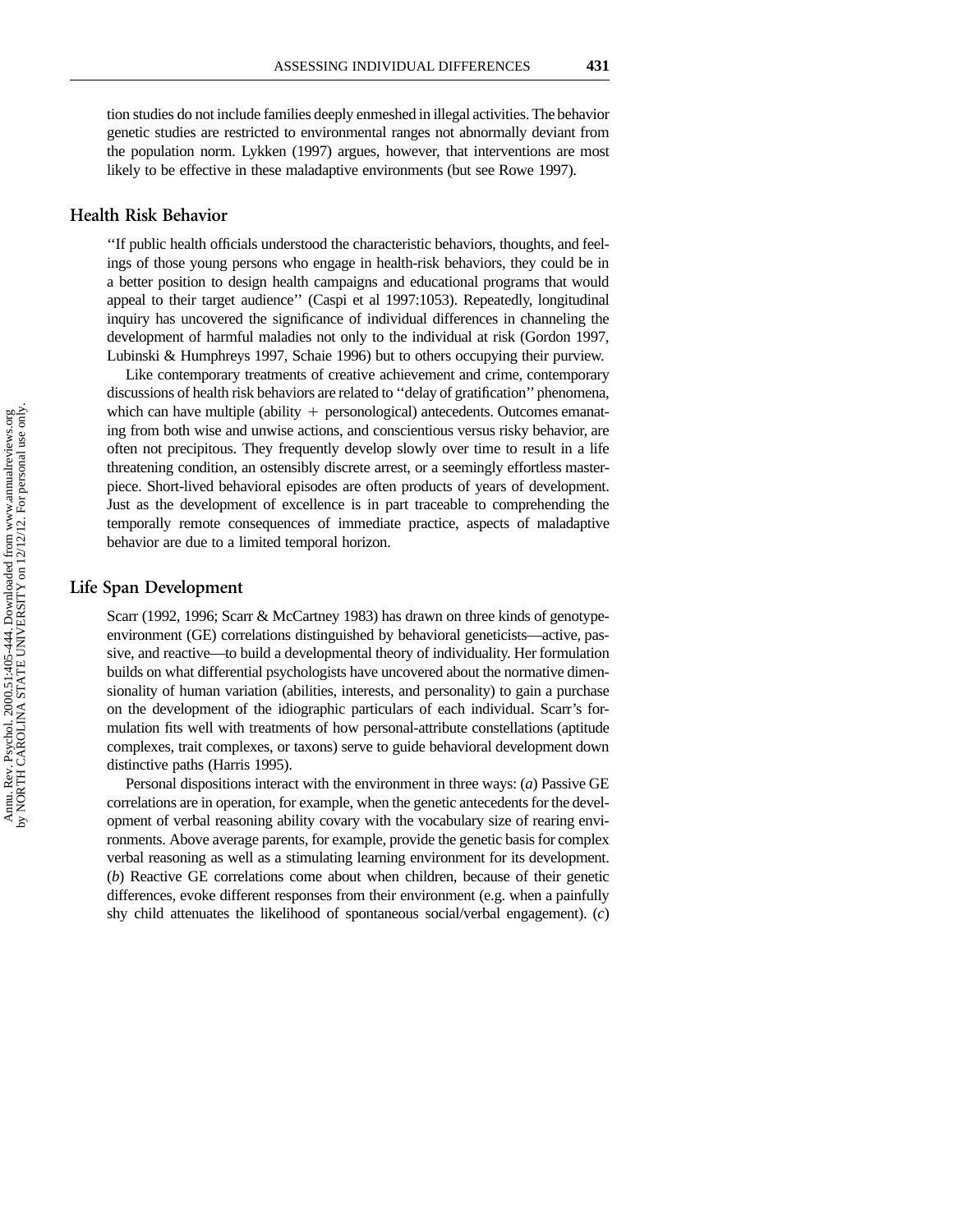tion studies do not include families deeply enmeshed in illegal activities. The behavior genetic studies are restricted to environmental ranges not abnormally deviant from the population norm. Lykken (1997) argues, however, that interventions are most likely to be effective in these maladaptive environments (but see Rowe 1997).

## Health Risk Behavior

''If public health officials understood the characteristic behaviors, thoughts, and feelings of those young persons who engage in health-risk behaviors, they could be in a better position to design health campaigns and educational programs that would appeal to their target audience'' (Caspi et al 1997:1053). Repeatedly, longitudinal inquiry has uncovered the significance of individual differences in channeling the development of harmful maladies not only to the individual at risk (Gordon 1997, Lubinski & Humphreys 1997, Schaie 1996) but to others occupying their purview.

Like contemporary treatments of creative achievement and crime, contemporary discussions of health risk behaviors are related to ''delay of gratification'' phenomena, which can have multiple (ability + personological) antecedents. Outcomes emanating from both wise and unwise actions, and conscientious versus risky behavior, are often not precipitous. They frequently develop slowly over time to result in a life threatening condition, an ostensibly discrete arrest, or a seemingly effortless masterpiece. Short-lived behavioral episodes are often products of years of development. Just as the development of excellence is in part traceable to comprehending the temporally remote consequences of immediate practice, aspects of maladaptive behavior are due to a limited temporal horizon.

## Life Span Development

Scarr (1992, 1996; Scarr & McCartney 1983) has drawn on three kinds of genotype-environment (GE) correlations distinguished by behavioral geneticists—active, passive, and reactive—to build a developmental theory of individuality. Her formulation builds on what differential psychologists have uncovered about the normative dimensionality of human variation (abilities, interests, and personality) to gain a purchase on the development of the idiographic particulars of each individual. Scarr's formulation fits well with treatments of how personal-attribute constellations (aptitude complexes, trait complexes, or taxons) serve to guide behavioral development down distinctive paths (Harris 1995).

Personal dispositions interact with the environment in three ways: (*a*) Passive GE correlations are in operation, for example, when the genetic antecedents for the development of verbal reasoning ability covary with the vocabulary size of rearing environments. Above average parents, for example, provide the genetic basis for complex verbal reasoning as well as a stimulating learning environment for its development. (*b*) Reactive GE correlations come about when children, because of their genetic differences, evoke different responses from their environment (e.g. when a painfully shy child attenuates the likelihood of spontaneous social/verbal engagement). (*c*)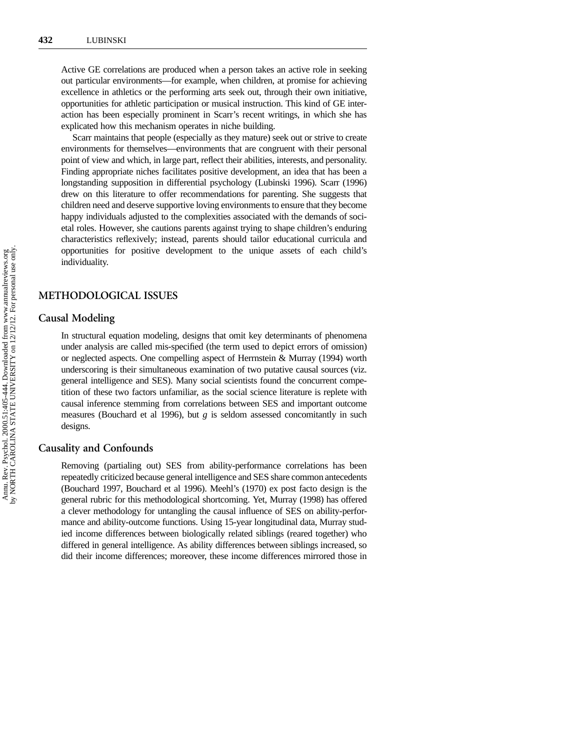Active GE correlations are produced when a person takes an active role in seeking out particular environments—for example, when children, at promise for achieving excellence in athletics or the performing arts seek out, through their own initiative, opportunities for athletic participation or musical instruction. This kind of GE interaction has been especially prominent in Scarr's recent writings, in which she has explicated how this mechanism operates in niche building.

Scarr maintains that people (especially as they mature) seek out or strive to create environments for themselves—environments that are congruent with their personal point of view and which, in large part, reflect their abilities, interests, and personality. Finding appropriate niches facilitates positive development, an idea that has been a longstanding supposition in differential psychology (Lubinski 1996). Scarr (1996) drew on this literature to offer recommendations for parenting. She suggests that children need and deserve supportive loving environments to ensure that they become happy individuals adjusted to the complexities associated with the demands of societal roles. However, she cautions parents against trying to shape children's enduring characteristics reflexively; instead, parents should tailor educational curricula and opportunities for positive development to the unique assets of each child's individuality.

## METHODOLOGICAL ISSUES

### Causal Modeling

In structural equation modeling, designs that omit key determinants of phenomena under analysis are called mis-specified (the term used to depict errors of omission) or neglected aspects. One compelling aspect of Herrnstein & Murray (1994) worth underscoring is their simultaneous examination of two putative causal sources (viz. general intelligence and SES). Many social scientists found the concurrent competition of these two factors unfamiliar, as the social science literature is replete with causal inference stemming from correlations between SES and important outcome measures (Bouchard et al 1996), but *g* is seldom assessed concomitantly in such designs.

### Causality and Confounds

Removing (partialing out) SES from ability-performance correlations has been repeatedly criticized because general intelligence and SES share common antecedents (Bouchard 1997, Bouchard et al 1996). Meehl's (1970) ex post facto design is the general rubric for this methodological shortcoming. Yet, Murray (1998) has offered a clever methodology for untangling the causal influence of SES on ability-performance and ability-outcome functions. Using 15-year longitudinal data, Murray studied income differences between biologically related siblings (reared together) who differed in general intelligence. As ability differences between siblings increased, so did their income differences; moreover, these income differences mirrored those in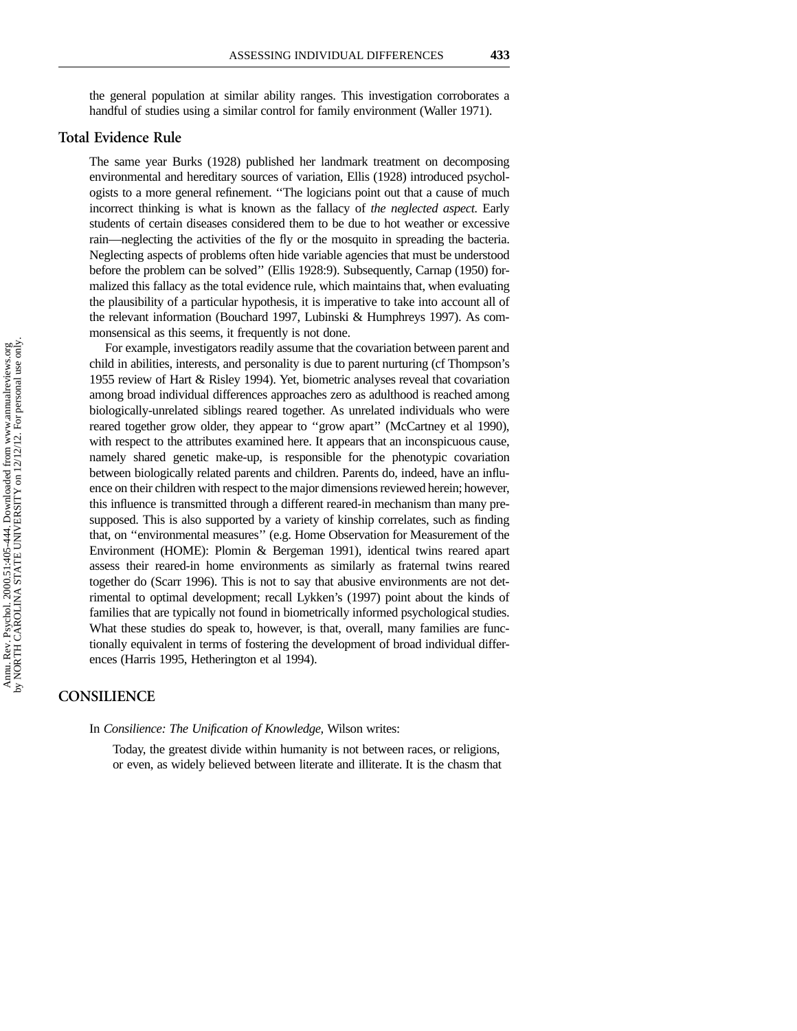the general population at similar ability ranges. This investigation corroborates a handful of studies using a similar control for family environment (Waller 1971).

### Total Evidence Rule

The same year Burks (1928) published her landmark treatment on decomposing environmental and hereditary sources of variation, Ellis (1928) introduced psychologists to a more general refinement. "The logicians point out that a cause of much incorrect thinking is what is known as the fallacy of *the neglected aspect.* Early students of certain diseases considered them to be due to hot weather or excessive rain—neglecting the activities of the fly or the mosquito in spreading the bacteria. Neglecting aspects of problems often hide variable agencies that must be understood before the problem can be solved" (Ellis 1928:9). Subsequently, Carnap (1950) formalized this fallacy as the total evidence rule, which maintains that, when evaluating the plausibility of a particular hypothesis, it is imperative to take into account all of the relevant information (Bouchard 1997, Lubinski & Humphreys 1997). As commonsensical as this seems, it frequently is not done.

For example, investigators readily assume that the covariation between parent and child in abilities, interests, and personality is due to parent nurturing (cf Thompson's 1955 review of Hart & Risley 1994). Yet, biometric analyses reveal that covariation among broad individual differences approaches zero as adulthood is reached among biologically-unrelated siblings reared together. As unrelated individuals who were reared together grow older, they appear to "grow apart" (McCartney et al 1990), with respect to the attributes examined here. It appears that an inconspicuous cause, namely shared genetic make-up, is responsible for the phenotypic covariation between biologically related parents and children. Parents do, indeed, have an influence on their children with respect to the major dimensions reviewed herein; however, this influence is transmitted through a different reared-in mechanism than many presupposed. This is also supported by a variety of kinship correlates, such as finding that, on "environmental measures" (e.g. Home Observation for Measurement of the Environment (HOME): Plomin & Bergeman 1991), identical twins reared apart assess their reared-in home environments as similarly as fraternal twins reared together do (Scarr 1996). This is not to say that abusive environments are not detrimental to optimal development; recall Lykken's (1997) point about the kinds of families that are typically not found in biometrically informed psychological studies. What these studies do speak to, however, is that, overall, many families are functionally equivalent in terms of fostering the development of broad individual differences (Harris 1995, Hetherington et al 1994).

## CONSILIENCE

In *Consilience: The Unification of Knowledge,* Wilson writes:

> Today, the greatest divide within humanity is not between races, or religions, or even, as widely believed between literate and illiterate. It is the chasm that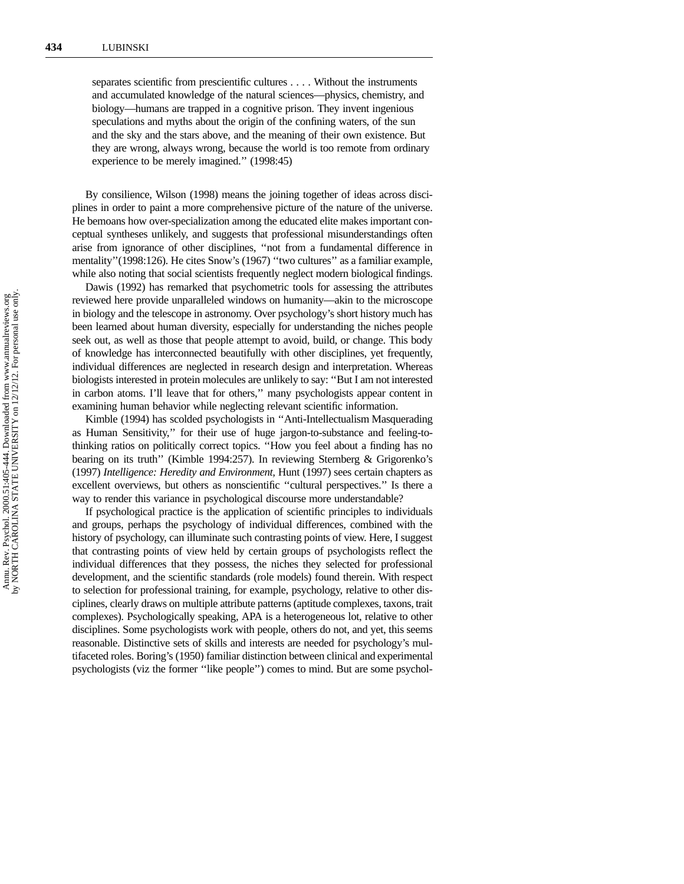> separates scientific from prescientific cultures . . . . Without the instruments and accumulated knowledge of the natural sciences—physics, chemistry, and biology—humans are trapped in a cognitive prison. They invent ingenious speculations and myths about the origin of the confining waters, of the sun and the sky and the stars above, and the meaning of their own existence. But they are wrong, always wrong, because the world is too remote from ordinary experience to be merely imagined.'' (1998:45)

By consilience, Wilson (1998) means the joining together of ideas across disciplines in order to paint a more comprehensive picture of the nature of the universe. He bemoans how over-specialization among the educated elite makes important conceptual syntheses unlikely, and suggests that professional misunderstandings often arise from ignorance of other disciplines, ''not from a fundamental difference in mentality''(1998:126). He cites Snow's (1967) ''two cultures'' as a familiar example, while also noting that social scientists frequently neglect modern biological findings.

Dawis (1992) has remarked that psychometric tools for assessing the attributes reviewed here provide unparalleled windows on humanity—akin to the microscope in biology and the telescope in astronomy. Over psychology's short history much has been learned about human diversity, especially for understanding the niches people seek out, as well as those that people attempt to avoid, build, or change. This body of knowledge has interconnected beautifully with other disciplines, yet frequently, individual differences are neglected in research design and interpretation. Whereas biologists interested in protein molecules are unlikely to say: ''But I am not interested in carbon atoms. I'll leave that for others,'' many psychologists appear content in examining human behavior while neglecting relevant scientific information.

Kimble (1994) has scolded psychologists in ''Anti-Intellectualism Masquerading as Human Sensitivity,'' for their use of huge jargon-to-substance and feeling-to-thinking ratios on politically correct topics. ''How you feel about a finding has no bearing on its truth'' (Kimble 1994:257). In reviewing Sternberg & Grigorenko's (1997) *Intelligence: Heredity and Environment,* Hunt (1997) sees certain chapters as excellent overviews, but others as nonscientific ''cultural perspectives.'' Is there a way to render this variance in psychological discourse more understandable?

If psychological practice is the application of scientific principles to individuals and groups, perhaps the psychology of individual differences, combined with the history of psychology, can illuminate such contrasting points of view. Here, I suggest that contrasting points of view held by certain groups of psychologists reflect the individual differences that they possess, the niches they selected for professional development, and the scientific standards (role models) found therein. With respect to selection for professional training, for example, psychology, relative to other disciplines, clearly draws on multiple attribute patterns (aptitude complexes, taxons, trait complexes). Psychologically speaking, APA is a heterogeneous lot, relative to other disciplines. Some psychologists work with people, others do not, and yet, this seems reasonable. Distinctive sets of skills and interests are needed for psychology's multifaceted roles. Boring's (1950) familiar distinction between clinical and experimental psychologists (viz the former ''like people'') comes to mind. But are some psychol-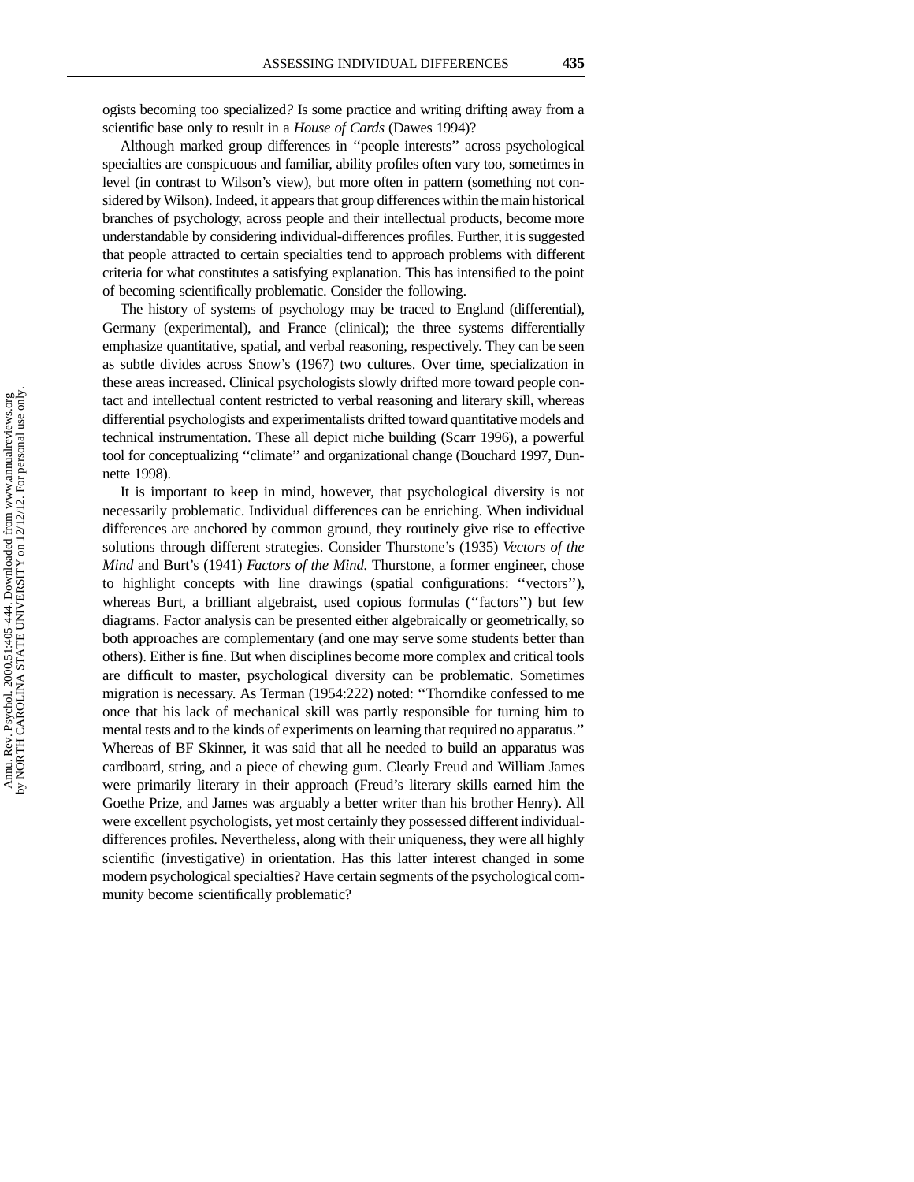ogists becoming too specialized? Is some practice and writing drifting away from a scientific base only to result in a *House of Cards* (Dawes 1994)?

Although marked group differences in "people interests" across psychological specialties are conspicuous and familiar, ability profiles often vary too, sometimes in level (in contrast to Wilson's view), but more often in pattern (something not considered by Wilson). Indeed, it appears that group differences within the main historical branches of psychology, across people and their intellectual products, become more understandable by considering individual-differences profiles. Further, it is suggested that people attracted to certain specialties tend to approach problems with different criteria for what constitutes a satisfying explanation. This has intensified to the point of becoming scientifically problematic. Consider the following.

The history of systems of psychology may be traced to England (differential), Germany (experimental), and France (clinical); the three systems differentially emphasize quantitative, spatial, and verbal reasoning, respectively. They can be seen as subtle divides across Snow's (1967) two cultures. Over time, specialization in these areas increased. Clinical psychologists slowly drifted more toward people contact and intellectual content restricted to verbal reasoning and literary skill, whereas differential psychologists and experimentalists drifted toward quantitative models and technical instrumentation. These all depict niche building (Scarr 1996), a powerful tool for conceptualizing "climate" and organizational change (Bouchard 1997, Dunnette 1998).

It is important to keep in mind, however, that psychological diversity is not necessarily problematic. Individual differences can be enriching. When individual differences are anchored by common ground, they routinely give rise to effective solutions through different strategies. Consider Thurstone's (1935) *Vectors of the Mind* and Burt's (1941) *Factors of the Mind.* Thurstone, a former engineer, chose to highlight concepts with line drawings (spatial configurations: "vectors"), whereas Burt, a brilliant algebraist, used copious formulas ("factors") but few diagrams. Factor analysis can be presented either algebraically or geometrically, so both approaches are complementary (and one may serve some students better than others). Either is fine. But when disciplines become more complex and critical tools are difficult to master, psychological diversity can be problematic. Sometimes migration is necessary. As Terman (1954:222) noted: "Thorndike confessed to me once that his lack of mechanical skill was partly responsible for turning him to mental tests and to the kinds of experiments on learning that required no apparatus." Whereas of BF Skinner, it was said that all he needed to build an apparatus was cardboard, string, and a piece of chewing gum. Clearly Freud and William James were primarily literary in their approach (Freud's literary skills earned him the Goethe Prize, and James was arguably a better writer than his brother Henry). All were excellent psychologists, yet most certainly they possessed different individual-differences profiles. Nevertheless, along with their uniqueness, they were all highly scientific (investigative) in orientation. Has this latter interest changed in some modern psychological specialties? Have certain segments of the psychological community become scientifically problematic?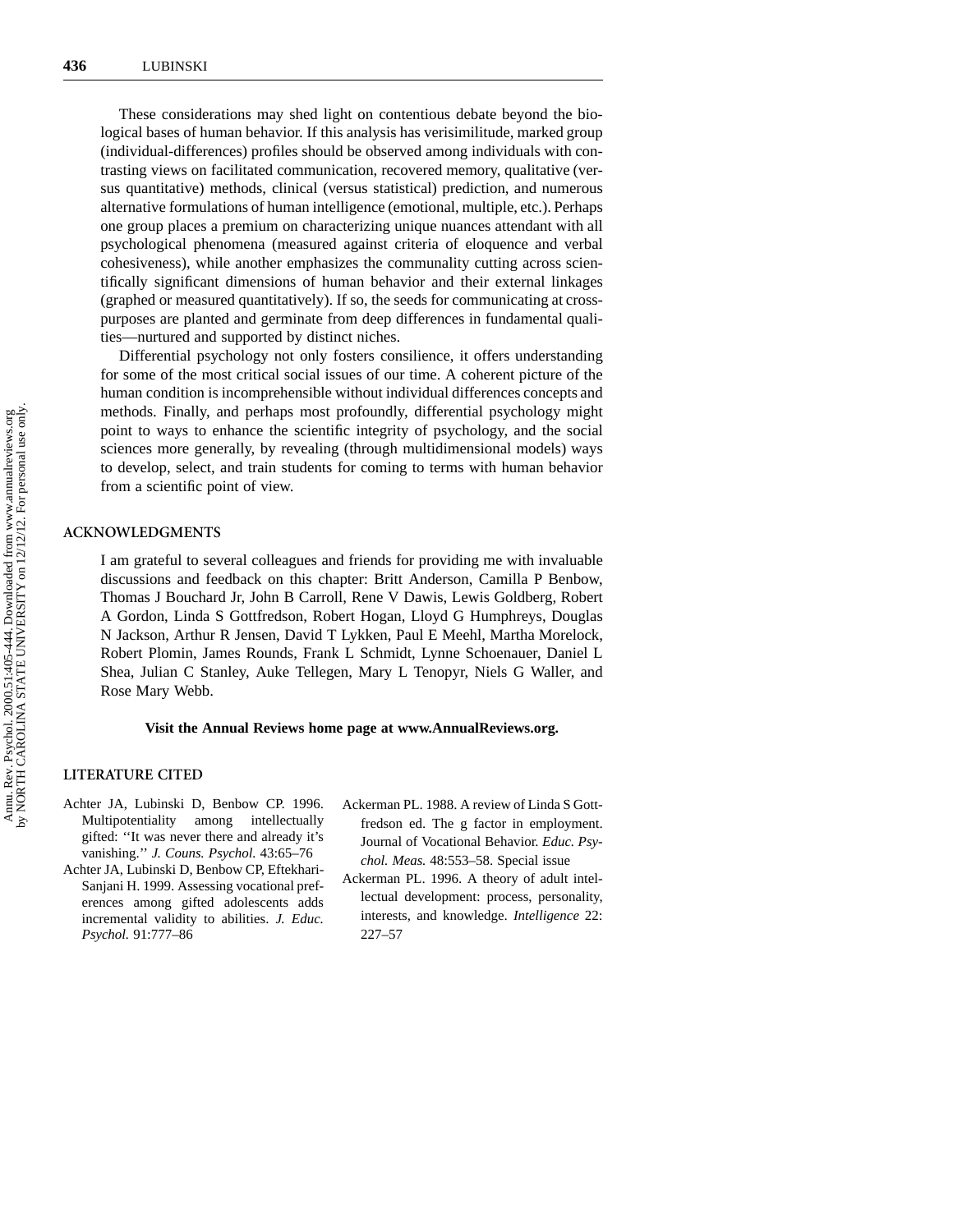These considerations may shed light on contentious debate beyond the biological bases of human behavior. If this analysis has verisimilitude, marked group (individual-differences) profiles should be observed among individuals with contrasting views on facilitated communication, recovered memory, qualitative (versus quantitative) methods, clinical (versus statistical) prediction, and numerous alternative formulations of human intelligence (emotional, multiple, etc.). Perhaps one group places a premium on characterizing unique nuances attendant with all psychological phenomena (measured against criteria of eloquence and verbal cohesiveness), while another emphasizes the communality cutting across scientifically significant dimensions of human behavior and their external linkages (graphed or measured quantitatively). If so, the seeds for communicating at cross-purposes are planted and germinate from deep differences in fundamental qualities—nurtured and supported by distinct niches.

Differential psychology not only fosters consilience, it offers understanding for some of the most critical social issues of our time. A coherent picture of the human condition is incomprehensible without individual differences concepts and methods. Finally, and perhaps most profoundly, differential psychology might point to ways to enhance the scientific integrity of psychology, and the social sciences more generally, by revealing (through multidimensional models) ways to develop, select, and train students for coming to terms with human behavior from a scientific point of view.

## ACKNOWLEDGMENTS

I am grateful to several colleagues and friends for providing me with invaluable discussions and feedback on this chapter: Britt Anderson, Camilla P Benbow, Thomas J Bouchard Jr, John B Carroll, Rene V Dawis, Lewis Goldberg, Robert A Gordon, Linda S Gottfredson, Robert Hogan, Lloyd G Humphreys, Douglas N Jackson, Arthur R Jensen, David T Lykken, Paul E Meehl, Martha Morelock, Robert Plomin, James Rounds, Frank L Schmidt, Lynne Schoenauer, Daniel L Shea, Julian C Stanley, Auke Tellegen, Mary L Tenopyr, Niels G Waller, and Rose Mary Webb.

**Visit the Annual Reviews home page at www.AnnualReviews.org.**

## LITERATURE CITED

Achter JA, Lubinski D, Benbow CP. 1996. Multipotentiality among intellectually gifted: "It was never there and already it's vanishing." *J. Couns. Psychol.* 43:65–76

Achter JA, Lubinski D, Benbow CP, Eftekhari-Sanjani H. 1999. Assessing vocational preferences among gifted adolescents adds incremental validity to abilities. *J. Educ. Psychol.* 91:777–86

Ackerman PL. 1988. A review of Linda S Gottfredson ed. The g factor in employment. Journal of Vocational Behavior. *Educ. Psychol. Meas.* 48:553–58. Special issue

Ackerman PL. 1996. A theory of adult intellectual development: process, personality, interests, and knowledge. *Intelligence* 22: 227–57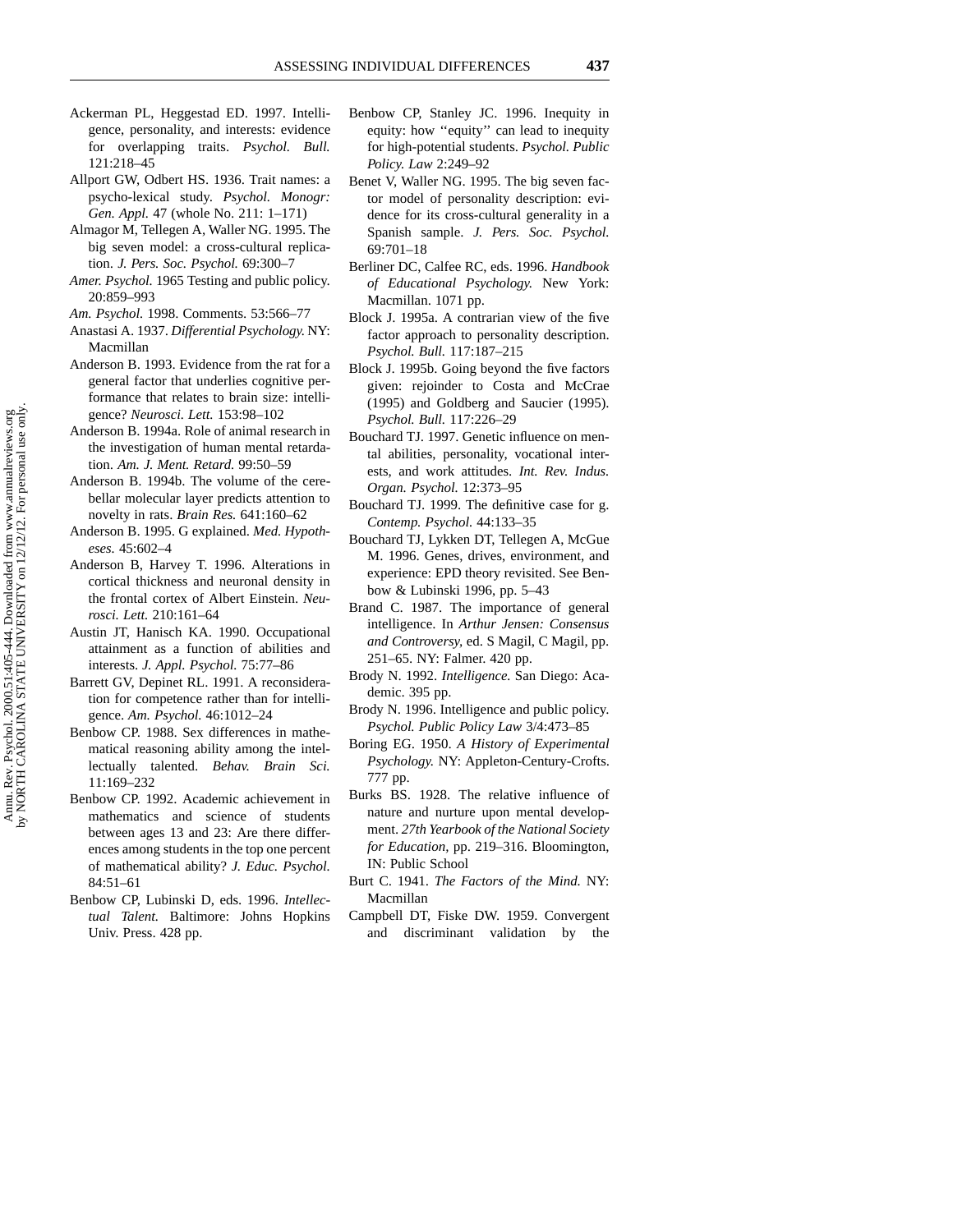Ackerman PL, Heggestad ED. 1997. Intelligence, personality, and interests: evidence for overlapping traits. *Psychol. Bull.* 121:218–45

Allport GW, Odbert HS. 1936. Trait names: a psycho-lexical study. *Psychol. Monogr: Gen. Appl.* 47 (whole No. 211: 1–171)

Almagor M, Tellegen A, Waller NG. 1995. The big seven model: a cross-cultural replication. *J. Pers. Soc. Psychol.* 69:300–7

*Amer. Psychol.* 1965 Testing and public policy. 20:859–993

*Am. Psychol.* 1998. Comments. 53:566–77

Anastasi A. 1937. *Differential Psychology.* NY: Macmillan

Anderson B. 1993. Evidence from the rat for a general factor that underlies cognitive performance that relates to brain size: intelligence? *Neurosci. Lett.* 153:98–102

Anderson B. 1994a. Role of animal research in the investigation of human mental retardation. *Am. J. Ment. Retard.* 99:50–59

Anderson B. 1994b. The volume of the cerebellar molecular layer predicts attention to novelty in rats. *Brain Res.* 641:160–62

Anderson B. 1995. G explained. *Med. Hypotheses.* 45:602–4

Anderson B, Harvey T. 1996. Alterations in cortical thickness and neuronal density in the frontal cortex of Albert Einstein. *Neurosci. Lett.* 210:161–64

Austin JT, Hanisch KA. 1990. Occupational attainment as a function of abilities and interests. *J. Appl. Psychol.* 75:77–86

Barrett GV, Depinet RL. 1991. A reconsideration for competence rather than for intelligence. *Am. Psychol.* 46:1012–24

Benbow CP. 1988. Sex differences in mathematical reasoning ability among the intellectually talented. *Behav. Brain Sci.* 11:169–232

Benbow CP. 1992. Academic achievement in mathematics and science of students between ages 13 and 23: Are there differences among students in the top one percent of mathematical ability? *J. Educ. Psychol.* 84:51–61

Benbow CP, Lubinski D, eds. 1996. *Intellectual Talent.* Baltimore: Johns Hopkins Univ. Press. 428 pp.

Benbow CP, Stanley JC. 1996. Inequity in equity: how "equity" can lead to inequity for high-potential students. *Psychol. Public Policy. Law* 2:249–92

Benet V, Waller NG. 1995. The big seven factor model of personality description: evidence for its cross-cultural generality in a Spanish sample. *J. Pers. Soc. Psychol.* 69:701–18

Berliner DC, Calfee RC, eds. 1996. *Handbook of Educational Psychology.* New York: Macmillan. 1071 pp.

Block J. 1995a. A contrarian view of the five factor approach to personality description. *Psychol. Bull.* 117:187–215

Block J. 1995b. Going beyond the five factors given: rejoinder to Costa and McCrae (1995) and Goldberg and Saucier (1995). *Psychol. Bull.* 117:226–29

Bouchard TJ. 1997. Genetic influence on mental abilities, personality, vocational interests, and work attitudes. *Int. Rev. Indus. Organ. Psychol.* 12:373–95

Bouchard TJ. 1999. The definitive case for g. *Contemp. Psychol.* 44:133–35

Bouchard TJ, Lykken DT, Tellegen A, McGue M. 1996. Genes, drives, environment, and experience: EPD theory revisited. See Benbow & Lubinski 1996, pp. 5–43

Brand C. 1987. The importance of general intelligence. In *Arthur Jensen: Consensus and Controversy,* ed. S Magil, C Magil, pp. 251–65. NY: Falmer. 420 pp.

Brody N. 1992. *Intelligence.* San Diego: Academic. 395 pp.

Brody N. 1996. Intelligence and public policy. *Psychol. Public Policy Law* 3/4:473–85

Boring EG. 1950. *A History of Experimental Psychology.* NY: Appleton-Century-Crofts. 777 pp.

Burks BS. 1928. The relative influence of nature and nurture upon mental development. *27th Yearbook of the National Society for Education,* pp. 219–316. Bloomington, IN: Public School

Burt C. 1941. *The Factors of the Mind.* NY: Macmillan

Campbell DT, Fiske DW. 1959. Convergent and discriminant validation by the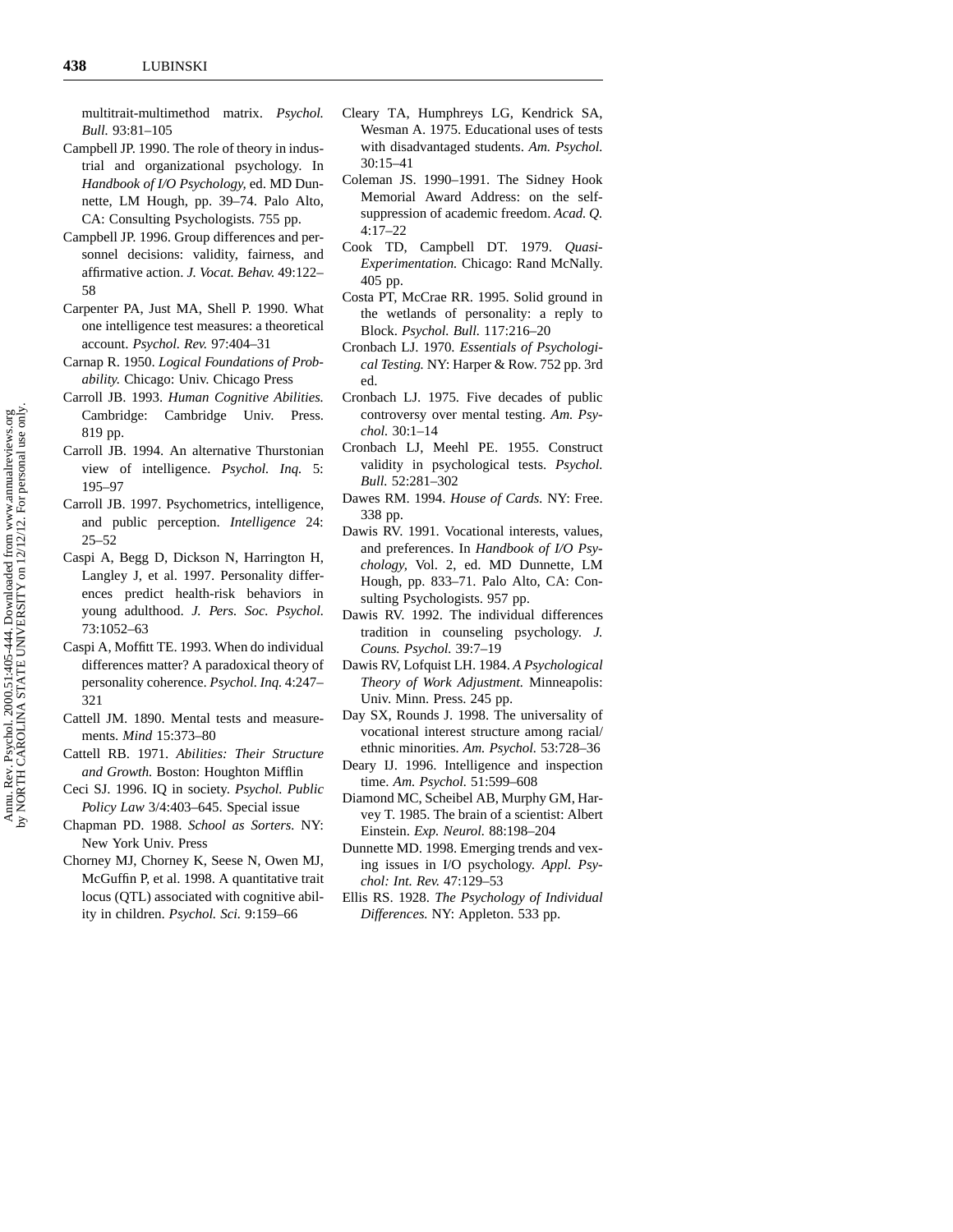multitrait-multimethod matrix. *Psychol. Bull.* 93:81–105

Campbell JP. 1990. The role of theory in industrial and organizational psychology. In *Handbook of I/O Psychology*, ed. MD Dunnette, LM Hough, pp. 39–74. Palo Alto, CA: Consulting Psychologists. 755 pp.

Campbell JP. 1996. Group differences and personnel decisions: validity, fairness, and affirmative action. *J. Vocat. Behav.* 49:122–58

Carpenter PA, Just MA, Shell P. 1990. What one intelligence test measures: a theoretical account. *Psychol. Rev.* 97:404–31

Carnap R. 1950. *Logical Foundations of Probability.* Chicago: Univ. Chicago Press

Carroll JB. 1993. *Human Cognitive Abilities.* Cambridge: Cambridge Univ. Press. 819 pp.

Carroll JB. 1994. An alternative Thurstonian view of intelligence. *Psychol. Inq.* 5: 195–97

Carroll JB. 1997. Psychometrics, intelligence, and public perception. *Intelligence* 24: 25–52

Caspi A, Begg D, Dickson N, Harrington H, Langley J, et al. 1997. Personality differences predict health-risk behaviors in young adulthood. *J. Pers. Soc. Psychol.* 73:1052–63

Caspi A, Moffitt TE. 1993. When do individual differences matter? A paradoxical theory of personality coherence. *Psychol. Inq.* 4:247–321

Cattell JM. 1890. Mental tests and measurements. *Mind* 15:373–80

Cattell RB. 1971. *Abilities: Their Structure and Growth.* Boston: Houghton Mifflin

Ceci SJ. 1996. IQ in society. *Psychol. Public Policy Law* 3/4:403–645. Special issue

Chapman PD. 1988. *School as Sorters.* NY: New York Univ. Press

Chorney MJ, Chorney K, Seese N, Owen MJ, McGuffin P, et al. 1998. A quantitative trait locus (QTL) associated with cognitive ability in children. *Psychol. Sci.* 9:159–66

Cleary TA, Humphreys LG, Kendrick SA, Wesman A. 1975. Educational uses of tests with disadvantaged students. *Am. Psychol.* 30:15–41

Coleman JS. 1990–1991. The Sidney Hook Memorial Award Address: on the self-suppression of academic freedom. *Acad. Q.* 4:17–22

Cook TD, Campbell DT. 1979. *Quasi-Experimentation.* Chicago: Rand McNally. 405 pp.

Costa PT, McCrae RR. 1995. Solid ground in the wetlands of personality: a reply to Block. *Psychol. Bull.* 117:216–20

Cronbach LJ. 1970. *Essentials of Psychological Testing.* NY: Harper & Row. 752 pp. 3rd ed.

Cronbach LJ. 1975. Five decades of public controversy over mental testing. *Am. Psychol.* 30:1–14

Cronbach LJ, Meehl PE. 1955. Construct validity in psychological tests. *Psychol. Bull.* 52:281–302

Dawes RM. 1994. *House of Cards.* NY: Free. 338 pp.

Dawis RV. 1991. Vocational interests, values, and preferences. In *Handbook of I/O Psychology*, Vol. 2, ed. MD Dunnette, LM Hough, pp. 833–71. Palo Alto, CA: Consulting Psychologists. 957 pp.

Dawis RV. 1992. The individual differences tradition in counseling psychology. *J. Couns. Psychol.* 39:7–19

Dawis RV, Lofquist LH. 1984. *A Psychological Theory of Work Adjustment.* Minneapolis: Univ. Minn. Press. 245 pp.

Day SX, Rounds J. 1998. The universality of vocational interest structure among racial/ethnic minorities. *Am. Psychol.* 53:728–36

Deary IJ. 1996. Intelligence and inspection time. *Am. Psychol.* 51:599–608

Diamond MC, Scheibel AB, Murphy GM, Harvey T. 1985. The brain of a scientist: Albert Einstein. *Exp. Neurol.* 88:198–204

Dunnette MD. 1998. Emerging trends and vexing issues in I/O psychology. *Appl. Psychol: Int. Rev.* 47:129–53

Ellis RS. 1928. *The Psychology of Individual Differences.* NY: Appleton. 533 pp.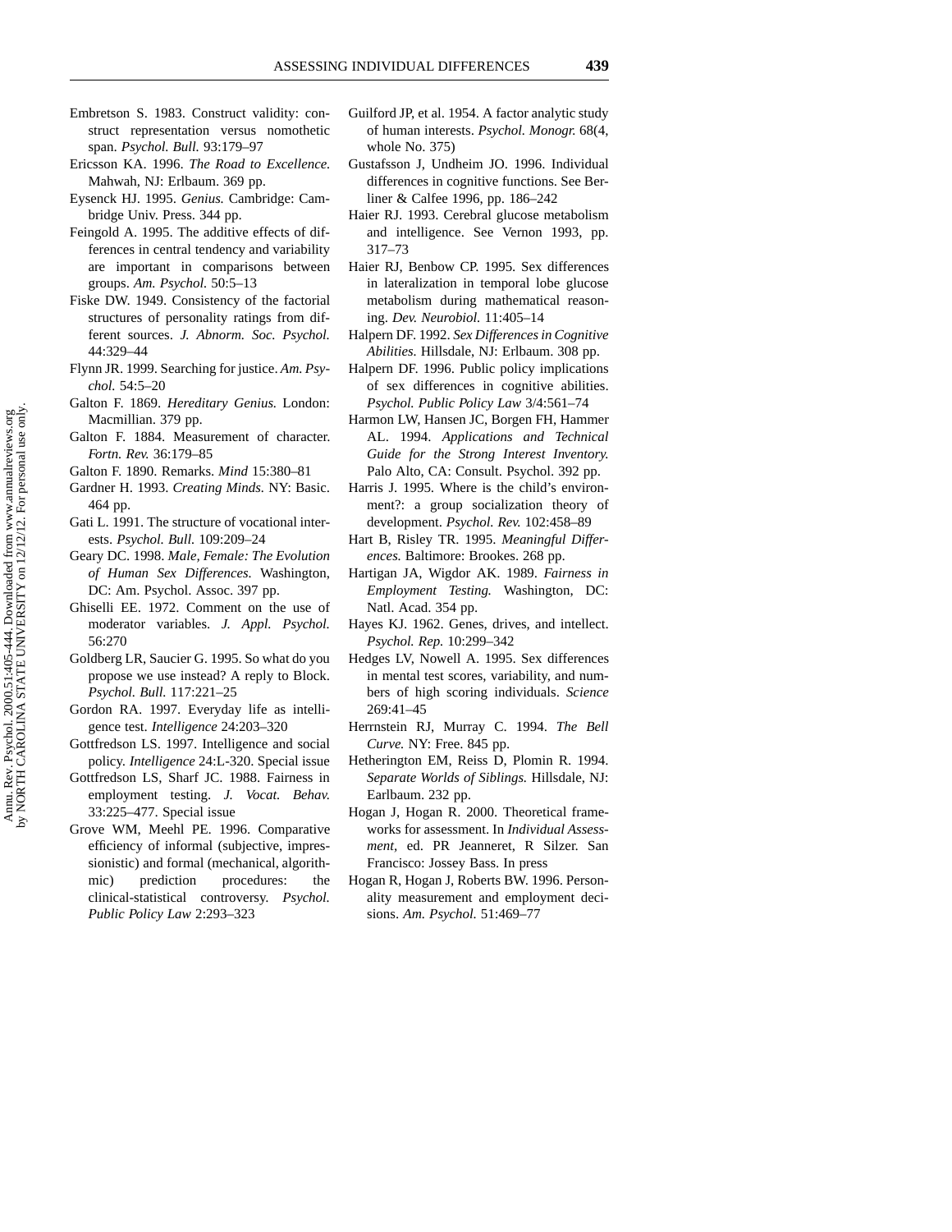Embretson S. 1983. Construct validity: construct representation versus nomothetic span. *Psychol. Bull.* 93:179–97

Ericsson KA. 1996. *The Road to Excellence.* Mahwah, NJ: Erlbaum. 369 pp.

Eysenck HJ. 1995. *Genius.* Cambridge: Cambridge Univ. Press. 344 pp.

Feingold A. 1995. The additive effects of differences in central tendency and variability are important in comparisons between groups. *Am. Psychol.* 50:5–13

Fiske DW. 1949. Consistency of the factorial structures of personality ratings from different sources. *J. Abnorm. Soc. Psychol.* 44:329–44

Flynn JR. 1999. Searching for justice. *Am. Psychol.* 54:5–20

Galton F. 1869. *Hereditary Genius.* London: Macmillian. 379 pp.

Galton F. 1884. Measurement of character. *Fortn. Rev.* 36:179–85

Galton F. 1890. Remarks. *Mind* 15:380–81

Gardner H. 1993. *Creating Minds.* NY: Basic. 464 pp.

Gati L. 1991. The structure of vocational interests. *Psychol. Bull.* 109:209–24

Geary DC. 1998. *Male, Female: The Evolution of Human Sex Differences.* Washington, DC: Am. Psychol. Assoc. 397 pp.

Ghiselli EE. 1972. Comment on the use of moderator variables. *J. Appl. Psychol.* 56:270

Goldberg LR, Saucier G. 1995. So what do you propose we use instead? A reply to Block. *Psychol. Bull.* 117:221–25

Gordon RA. 1997. Everyday life as intelligence test. *Intelligence* 24:203–320

Gottfredson LS. 1997. Intelligence and social policy. *Intelligence* 24:L-320. Special issue

Gottfredson LS, Sharf JC. 1988. Fairness in employment testing. *J. Vocat. Behav.* 33:225–477. Special issue

Grove WM, Meehl PE. 1996. Comparative efficiency of informal (subjective, impressionistic) and formal (mechanical, algorithmic) prediction procedures: the clinical-statistical controversy. *Psychol. Public Policy Law* 2:293–323

Guilford JP, et al. 1954. A factor analytic study of human interests. *Psychol. Monogr.* 68(4, whole No. 375)

Gustafsson J, Undheim JO. 1996. Individual differences in cognitive functions. See Berliner & Calfee 1996, pp. 186–242

Haier RJ. 1993. Cerebral glucose metabolism and intelligence. See Vernon 1993, pp. 317–73

Haier RJ, Benbow CP. 1995. Sex differences in lateralization in temporal lobe glucose metabolism during mathematical reasoning. *Dev. Neurobiol.* 11:405–14

Halpern DF. 1992. *Sex Differences in Cognitive Abilities.* Hillsdale, NJ: Erlbaum. 308 pp.

Halpern DF. 1996. Public policy implications of sex differences in cognitive abilities. *Psychol. Public Policy Law* 3/4:561–74

Harmon LW, Hansen JC, Borgen FH, Hammer AL. 1994. *Applications and Technical Guide for the Strong Interest Inventory.* Palo Alto, CA: Consult. Psychol. 392 pp.

Harris J. 1995. Where is the child's environment?: a group socialization theory of development. *Psychol. Rev.* 102:458–89

Hart B, Risley TR. 1995. *Meaningful Differences.* Baltimore: Brookes. 268 pp.

Hartigan JA, Wigdor AK. 1989. *Fairness in Employment Testing.* Washington, DC: Natl. Acad. 354 pp.

Hayes KJ. 1962. Genes, drives, and intellect. *Psychol. Rep.* 10:299–342

Hedges LV, Nowell A. 1995. Sex differences in mental test scores, variability, and numbers of high scoring individuals. *Science* 269:41–45

Herrnstein RJ, Murray C. 1994. *The Bell Curve.* NY: Free. 845 pp.

Hetherington EM, Reiss D, Plomin R. 1994. *Separate Worlds of Siblings.* Hillsdale, NJ: Earlbaum. 232 pp.

Hogan J, Hogan R. 2000. Theoretical frameworks for assessment. In *Individual Assessment,* ed. PR Jeanneret, R Silzer. San Francisco: Jossey Bass. In press

Hogan R, Hogan J, Roberts BW. 1996. Personality measurement and employment decisions. *Am. Psychol.* 51:469–77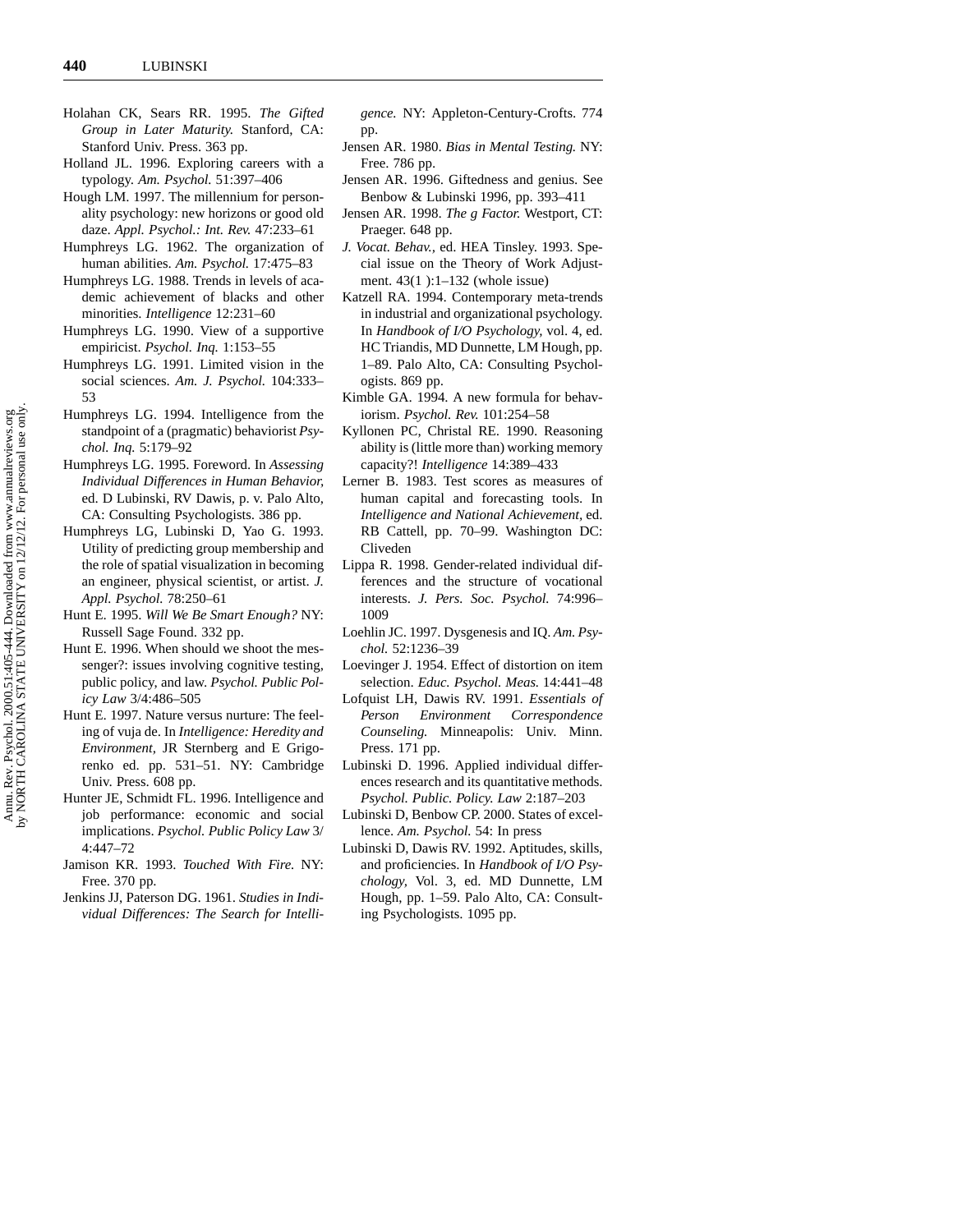Holahan CK, Sears RR. 1995. *The Gifted Group in Later Maturity.* Stanford, CA: Stanford Univ. Press. 363 pp.

Holland JL. 1996. Exploring careers with a typology. *Am. Psychol.* 51:397–406

Hough LM. 1997. The millennium for personality psychology: new horizons or good old daze. *Appl. Psychol.: Int. Rev.* 47:233–61

Humphreys LG. 1962. The organization of human abilities. *Am. Psychol.* 17:475–83

Humphreys LG. 1988. Trends in levels of academic achievement of blacks and other minorities. *Intelligence* 12:231–60

Humphreys LG. 1990. View of a supportive empiricist. *Psychol. Inq.* 1:153–55

Humphreys LG. 1991. Limited vision in the social sciences. *Am. J. Psychol.* 104:333–53

Humphreys LG. 1994. Intelligence from the standpoint of a (pragmatic) behaviorist *Psychol. Inq.* 5:179–92

Humphreys LG. 1995. Foreword. In *Assessing Individual Differences in Human Behavior,* ed. D Lubinski, RV Dawis, p. v. Palo Alto, CA: Consulting Psychologists. 386 pp.

Humphreys LG, Lubinski D, Yao G. 1993. Utility of predicting group membership and the role of spatial visualization in becoming an engineer, physical scientist, or artist. *J. Appl. Psychol.* 78:250–61

Hunt E. 1995. *Will We Be Smart Enough?* NY: Russell Sage Found. 332 pp.

Hunt E. 1996. When should we shoot the messenger?: issues involving cognitive testing, public policy, and law. *Psychol. Public Policy Law* 3/4:486–505

Hunt E. 1997. Nature versus nurture: The feeling of vuja de. In *Intelligence: Heredity and Environment,* JR Sternberg and E Grigorenko ed. pp. 531–51. NY: Cambridge Univ. Press. 608 pp.

Hunter JE, Schmidt FL. 1996. Intelligence and job performance: economic and social implications. *Psychol. Public Policy Law* 3/4:447–72

Jamison KR. 1993. *Touched With Fire.* NY: Free. 370 pp.

Jenkins JJ, Paterson DG. 1961. *Studies in Individual Differences: The Search for Intelligence.* NY: Appleton-Century-Crofts. 774 pp.

Jensen AR. 1980. *Bias in Mental Testing.* NY: Free. 786 pp.

Jensen AR. 1996. Giftedness and genius. See Benbow & Lubinski 1996, pp. 393–411

Jensen AR. 1998. *The g Factor.* Westport, CT: Praeger. 648 pp.

*J. Vocat. Behav.,* ed. HEA Tinsley. 1993. Special issue on the Theory of Work Adjustment. 43(1 ):1–132 (whole issue)

Katzell RA. 1994. Contemporary meta-trends in industrial and organizational psychology. In *Handbook of I/O Psychology,* vol. 4, ed. HC Triandis, MD Dunnette, LM Hough, pp. 1–89. Palo Alto, CA: Consulting Psychologists. 869 pp.

Kimble GA. 1994. A new formula for behaviorism. *Psychol. Rev.* 101:254–58

Kyllonen PC, Christal RE. 1990. Reasoning ability is (little more than) working memory capacity?! *Intelligence* 14:389–433

Lerner B. 1983. Test scores as measures of human capital and forecasting tools. In *Intelligence and National Achievement,* ed. RB Cattell, pp. 70–99. Washington DC: Cliveden

Lippa R. 1998. Gender-related individual differences and the structure of vocational interests. *J. Pers. Soc. Psychol.* 74:996–1009

Loehlin JC. 1997. Dysgenesis and IQ. *Am. Psychol.* 52:1236–39

Loevinger J. 1954. Effect of distortion on item selection. *Educ. Psychol. Meas.* 14:441–48

Lofquist LH, Dawis RV. 1991. *Essentials of Person Environment Correspondence Counseling.* Minneapolis: Univ. Minn. Press. 171 pp.

Lubinski D. 1996. Applied individual differences research and its quantitative methods. *Psychol. Public. Policy. Law* 2:187–203

Lubinski D, Benbow CP. 2000. States of excellence. *Am. Psychol.* 54: In press

Lubinski D, Dawis RV. 1992. Aptitudes, skills, and proficiencies. In *Handbook of I/O Psychology,* Vol. 3, ed. MD Dunnette, LM Hough, pp. 1–59. Palo Alto, CA: Consulting Psychologists. 1095 pp.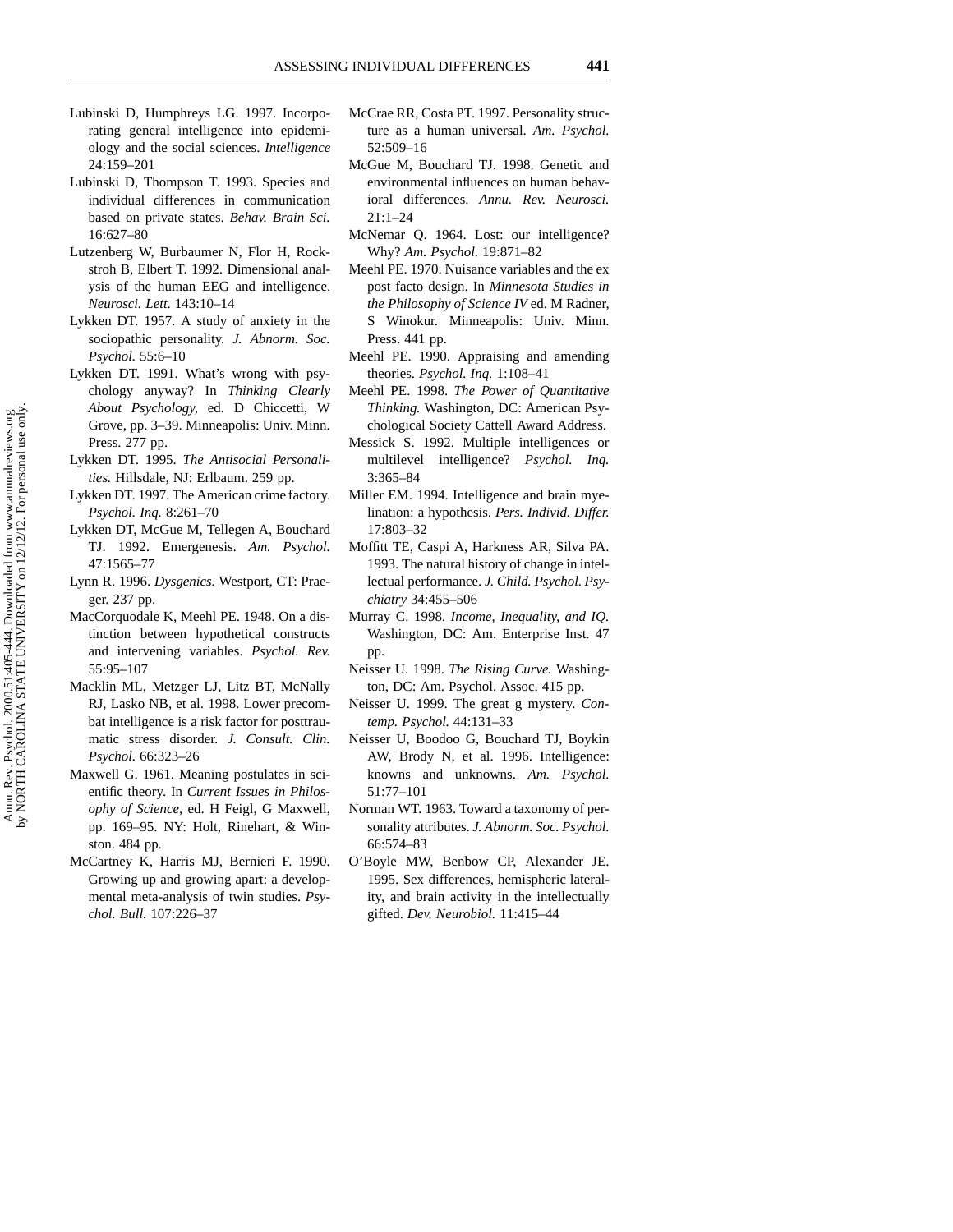Lubinski D, Humphreys LG. 1997. Incorporating general intelligence into epidemiology and the social sciences. *Intelligence* 24:159–201

Lubinski D, Thompson T. 1993. Species and individual differences in communication based on private states. *Behav. Brain Sci.* 16:627–80

Lutzenberg W, Burbaumer N, Flor H, Rockstroh B, Elbert T. 1992. Dimensional analysis of the human EEG and intelligence. *Neurosci. Lett.* 143:10–14

Lykken DT. 1957. A study of anxiety in the sociopathic personality. *J. Abnorm. Soc. Psychol.* 55:6–10

Lykken DT. 1991. What's wrong with psychology anyway? In *Thinking Clearly About Psychology*, ed. D Chiccetti, W Grove, pp. 3–39. Minneapolis: Univ. Minn. Press. 277 pp.

Lykken DT. 1995. *The Antisocial Personalities.* Hillsdale, NJ: Erlbaum. 259 pp.

Lykken DT. 1997. The American crime factory. *Psychol. Inq.* 8:261–70

Lykken DT, McGue M, Tellegen A, Bouchard TJ. 1992. Emergenesis. *Am. Psychol.* 47:1565–77

Lynn R. 1996. *Dysgenics.* Westport, CT: Praeger. 237 pp.

MacCorquodale K, Meehl PE. 1948. On a distinction between hypothetical constructs and intervening variables. *Psychol. Rev.* 55:95–107

Macklin ML, Metzger LJ, Litz BT, McNally RJ, Lasko NB, et al. 1998. Lower precombat intelligence is a risk factor for posttraumatic stress disorder. *J. Consult. Clin. Psychol.* 66:323–26

Maxwell G. 1961. Meaning postulates in scientific theory. In *Current Issues in Philosophy of Science*, ed. H Feigl, G Maxwell, pp. 169–95. NY: Holt, Rinehart, & Winston. 484 pp.

McCartney K, Harris MJ, Bernieri F. 1990. Growing up and growing apart: a developmental meta-analysis of twin studies. *Psychol. Bull.* 107:226–37

McCrae RR, Costa PT. 1997. Personality structure as a human universal. *Am. Psychol.* 52:509–16

McGue M, Bouchard TJ. 1998. Genetic and environmental influences on human behavioral differences. *Annu. Rev. Neurosci.* 21:1–24

McNemar Q. 1964. Lost: our intelligence? Why? *Am. Psychol.* 19:871–82

Meehl PE. 1970. Nuisance variables and the ex post facto design. In *Minnesota Studies in the Philosophy of Science IV* ed. M Radner, S Winokur. Minneapolis: Univ. Minn. Press. 441 pp.

Meehl PE. 1990. Appraising and amending theories. *Psychol. Inq.* 1:108–41

Meehl PE. 1998. *The Power of Quantitative Thinking.* Washington, DC: American Psychological Society Cattell Award Address.

Messick S. 1992. Multiple intelligences or multilevel intelligence? *Psychol. Inq.* 3:365–84

Miller EM. 1994. Intelligence and brain myelination: a hypothesis. *Pers. Individ. Differ.* 17:803–32

Moffitt TE, Caspi A, Harkness AR, Silva PA. 1993. The natural history of change in intellectual performance. *J. Child. Psychol. Psychiatry* 34:455–506

Murray C. 1998. *Income, Inequality, and IQ.* Washington, DC: Am. Enterprise Inst. 47 pp.

Neisser U. 1998. *The Rising Curve.* Washington, DC: Am. Psychol. Assoc. 415 pp.

Neisser U. 1999. The great g mystery. *Contemp. Psychol.* 44:131–33

Neisser U, Boodoo G, Bouchard TJ, Boykin AW, Brody N, et al. 1996. Intelligence: knowns and unknowns. *Am. Psychol.* 51:77–101

Norman WT. 1963. Toward a taxonomy of personality attributes. *J. Abnorm. Soc. Psychol.* 66:574–83

O'Boyle MW, Benbow CP, Alexander JE. 1995. Sex differences, hemispheric laterality, and brain activity in the intellectually gifted. *Dev. Neurobiol.* 11:415–44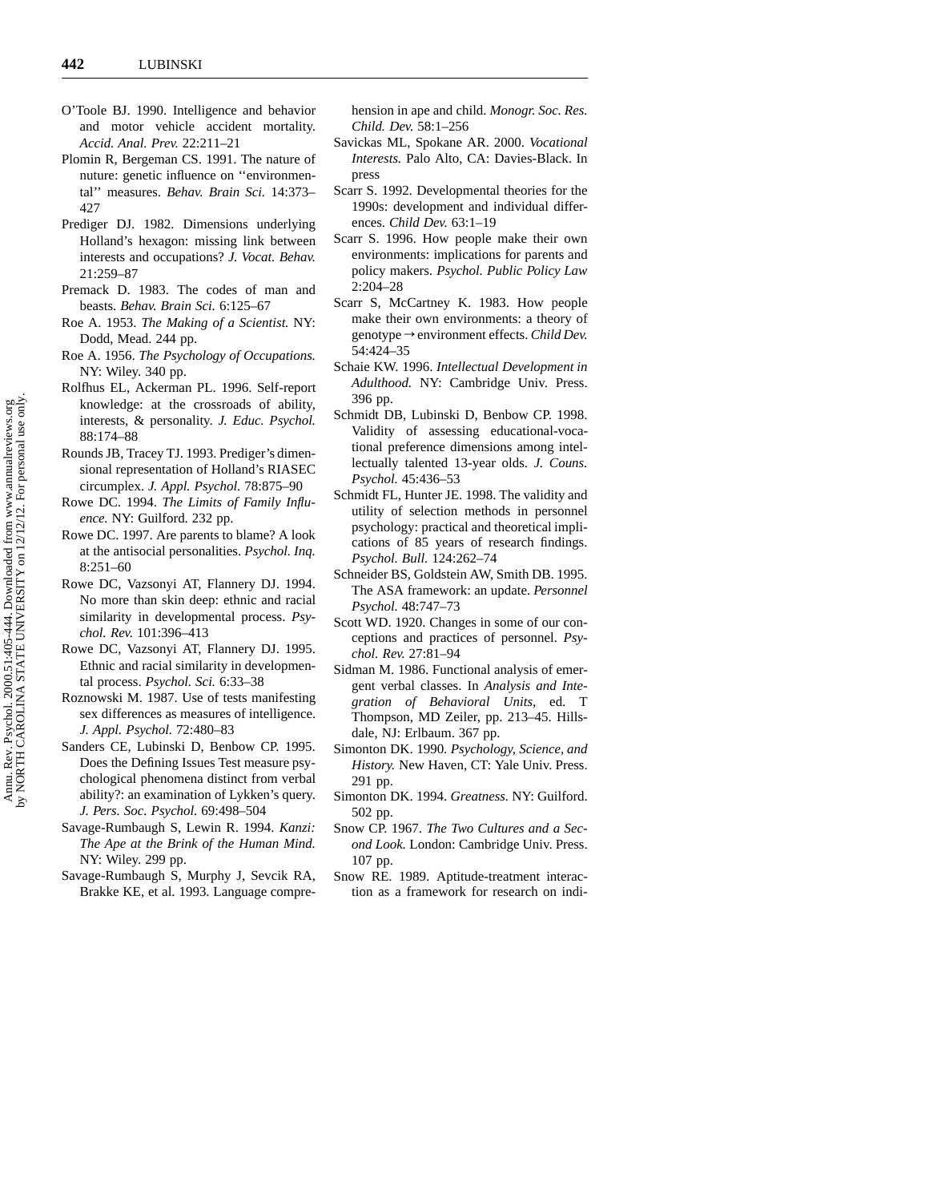O'Toole BJ. 1990. Intelligence and behavior and motor vehicle accident mortality. *Accid. Anal. Prev.* 22:211–21

Plomin R, Bergeman CS. 1991. The nature of nuture: genetic influence on ''environmental'' measures. *Behav. Brain Sci.* 14:373–427

Prediger DJ. 1982. Dimensions underlying Holland's hexagon: missing link between interests and occupations? *J. Vocat. Behav.* 21:259–87

Premack D. 1983. The codes of man and beasts. *Behav. Brain Sci.* 6:125–67

Roe A. 1953. *The Making of a Scientist.* NY: Dodd, Mead. 244 pp.

Roe A. 1956. *The Psychology of Occupations.* NY: Wiley. 340 pp.

Rolfhus EL, Ackerman PL. 1996. Self-report knowledge: at the crossroads of ability, interests, & personality. *J. Educ. Psychol.* 88:174–88

Rounds JB, Tracey TJ. 1993. Prediger's dimensional representation of Holland's RIASEC circumplex. *J. Appl. Psychol.* 78:875–90

Rowe DC. 1994. *The Limits of Family Influence.* NY: Guilford. 232 pp.

Rowe DC. 1997. Are parents to blame? A look at the antisocial personalities. *Psychol. Inq.* 8:251–60

Rowe DC, Vazsonyi AT, Flannery DJ. 1994. No more than skin deep: ethnic and racial similarity in developmental process. *Psychol. Rev.* 101:396–413

Rowe DC, Vazsonyi AT, Flannery DJ. 1995. Ethnic and racial similarity in developmental process. *Psychol. Sci.* 6:33–38

Roznowski M. 1987. Use of tests manifesting sex differences as measures of intelligence. *J. Appl. Psychol.* 72:480–83

Sanders CE, Lubinski D, Benbow CP. 1995. Does the Defining Issues Test measure psychological phenomena distinct from verbal ability?: an examination of Lykken's query. *J. Pers. Soc. Psychol.* 69:498–504

Savage-Rumbaugh S, Lewin R. 1994. *Kanzi: The Ape at the Brink of the Human Mind.* NY: Wiley. 299 pp.

Savage-Rumbaugh S, Murphy J, Sevcik RA, Brakke KE, et al. 1993. Language comprehension in ape and child. *Monogr. Soc. Res. Child. Dev.* 58:1–256

Savickas ML, Spokane AR. 2000. *Vocational Interests.* Palo Alto, CA: Davies-Black. In press

Scarr S. 1992. Developmental theories for the 1990s: development and individual differences. *Child Dev.* 63:1–19

Scarr S. 1996. How people make their own environments: implications for parents and policy makers. *Psychol. Public Policy Law* 2:204–28

Scarr S, McCartney K. 1983. How people make their own environments: a theory of genotype → environment effects. *Child Dev.* 54:424–35

Schaie KW. 1996. *Intellectual Development in Adulthood.* NY: Cambridge Univ. Press. 396 pp.

Schmidt DB, Lubinski D, Benbow CP. 1998. Validity of assessing educational-vocational preference dimensions among intellectually talented 13-year olds. *J. Couns. Psychol.* 45:436–53

Schmidt FL, Hunter JE. 1998. The validity and utility of selection methods in personnel psychology: practical and theoretical implications of 85 years of research findings. *Psychol. Bull.* 124:262–74

Schneider BS, Goldstein AW, Smith DB. 1995. The ASA framework: an update. *Personnel Psychol.* 48:747–73

Scott WD. 1920. Changes in some of our conceptions and practices of personnel. *Psychol. Rev.* 27:81–94

Sidman M. 1986. Functional analysis of emergent verbal classes. In *Analysis and Integration of Behavioral Units*, ed. T Thompson, MD Zeiler, pp. 213–45. Hillsdale, NJ: Erlbaum. 367 pp.

Simonton DK. 1990. *Psychology, Science, and History.* New Haven, CT: Yale Univ. Press. 291 pp.

Simonton DK. 1994. *Greatness.* NY: Guilford. 502 pp.

Snow CP. 1967. *The Two Cultures and a Second Look.* London: Cambridge Univ. Press. 107 pp.

Snow RE. 1989. Aptitude-treatment interaction as a framework for research on indi-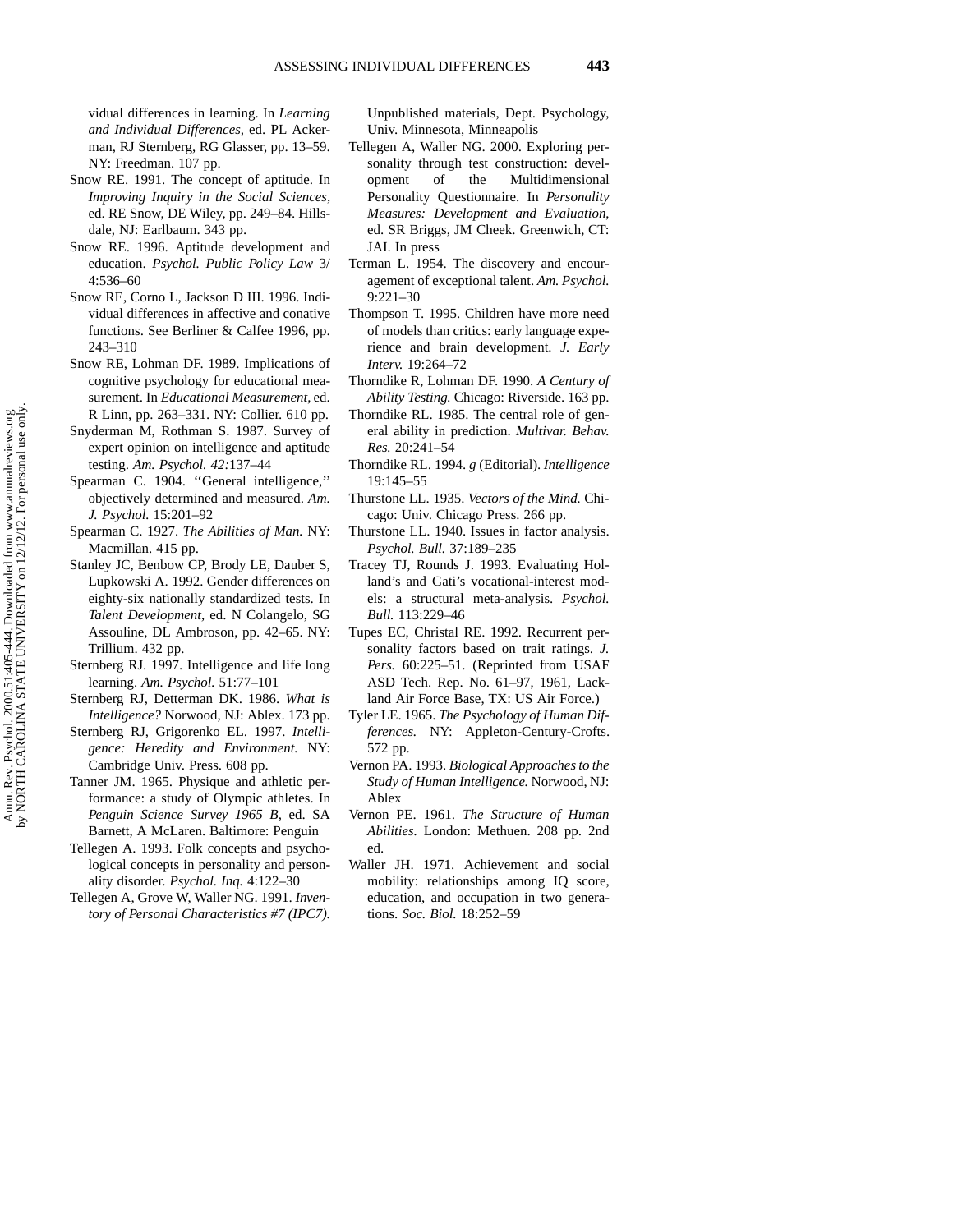vidual differences in learning. In *Learning and Individual Differences*, ed. PL Ackerman, RJ Sternberg, RG Glasser, pp. 13–59. NY: Freedman. 107 pp.

Snow RE. 1991. The concept of aptitude. In *Improving Inquiry in the Social Sciences*, ed. RE Snow, DE Wiley, pp. 249–84. Hillsdale, NJ: Earlbaum. 343 pp.

Snow RE. 1996. Aptitude development and education. *Psychol. Public Policy Law* 3/4:536–60

Snow RE, Corno L, Jackson D III. 1996. Individual differences in affective and conative functions. See Berliner & Calfee 1996, pp. 243–310

Snow RE, Lohman DF. 1989. Implications of cognitive psychology for educational measurement. In *Educational Measurement*, ed. R Linn, pp. 263–331. NY: Collier. 610 pp.

Snyderman M, Rothman S. 1987. Survey of expert opinion on intelligence and aptitude testing. *Am. Psychol. 42:*137–44

Spearman C. 1904. ''General intelligence,'' objectively determined and measured. *Am. J. Psychol.* 15:201–92

Spearman C. 1927. *The Abilities of Man.* NY: Macmillan. 415 pp.

Stanley JC, Benbow CP, Brody LE, Dauber S, Lupkowski A. 1992. Gender differences on eighty-six nationally standardized tests. In *Talent Development*, ed. N Colangelo, SG Assouline, DL Ambroson, pp. 42–65. NY: Trillium. 432 pp.

Sternberg RJ. 1997. Intelligence and life long learning. *Am. Psychol.* 51:77–101

Sternberg RJ, Detterman DK. 1986. *What is Intelligence?* Norwood, NJ: Ablex. 173 pp.

Sternberg RJ, Grigorenko EL. 1997. *Intelligence: Heredity and Environment.* NY: Cambridge Univ. Press. 608 pp.

Tanner JM. 1965. Physique and athletic performance: a study of Olympic athletes. In *Penguin Science Survey 1965 B*, ed. SA Barnett, A McLaren. Baltimore: Penguin

Tellegen A. 1993. Folk concepts and psychological concepts in personality and personality disorder. *Psychol. Inq.* 4:122–30

Tellegen A, Grove W, Waller NG. 1991. *Inventory of Personal Characteristics #7 (IPC7).* Unpublished materials, Dept. Psychology, Univ. Minnesota, Minneapolis

Tellegen A, Waller NG. 2000. Exploring personality through test construction: development of the Multidimensional Personality Questionnaire. In *Personality Measures: Development and Evaluation*, ed. SR Briggs, JM Cheek. Greenwich, CT: JAI. In press

Terman L. 1954. The discovery and encouragement of exceptional talent. *Am. Psychol.* 9:221–30

Thompson T. 1995. Children have more need of models than critics: early language experience and brain development. *J. Early Interv.* 19:264–72

Thorndike R, Lohman DF. 1990. *A Century of Ability Testing.* Chicago: Riverside. 163 pp.

Thorndike RL. 1985. The central role of general ability in prediction. *Multivar. Behav. Res.* 20:241–54

Thorndike RL. 1994. *g* (Editorial). *Intelligence* 19:145–55

Thurstone LL. 1935. *Vectors of the Mind.* Chicago: Univ. Chicago Press. 266 pp.

Thurstone LL. 1940. Issues in factor analysis. *Psychol. Bull.* 37:189–235

Tracey TJ, Rounds J. 1993. Evaluating Holland's and Gati's vocational-interest models: a structural meta-analysis. *Psychol. Bull.* 113:229–46

Tupes EC, Christal RE. 1992. Recurrent personality factors based on trait ratings. *J. Pers.* 60:225–51. (Reprinted from USAF ASD Tech. Rep. No. 61–97, 1961, Lackland Air Force Base, TX: US Air Force.)

Tyler LE. 1965. *The Psychology of Human Differences.* NY: Appleton-Century-Crofts. 572 pp.

Vernon PA. 1993. *Biological Approaches to the Study of Human Intelligence.* Norwood, NJ: Ablex

Vernon PE. 1961. *The Structure of Human Abilities.* London: Methuen. 208 pp. 2nd ed.

Waller JH. 1971. Achievement and social mobility: relationships among IQ score, education, and occupation in two generations. *Soc. Biol.* 18:252–59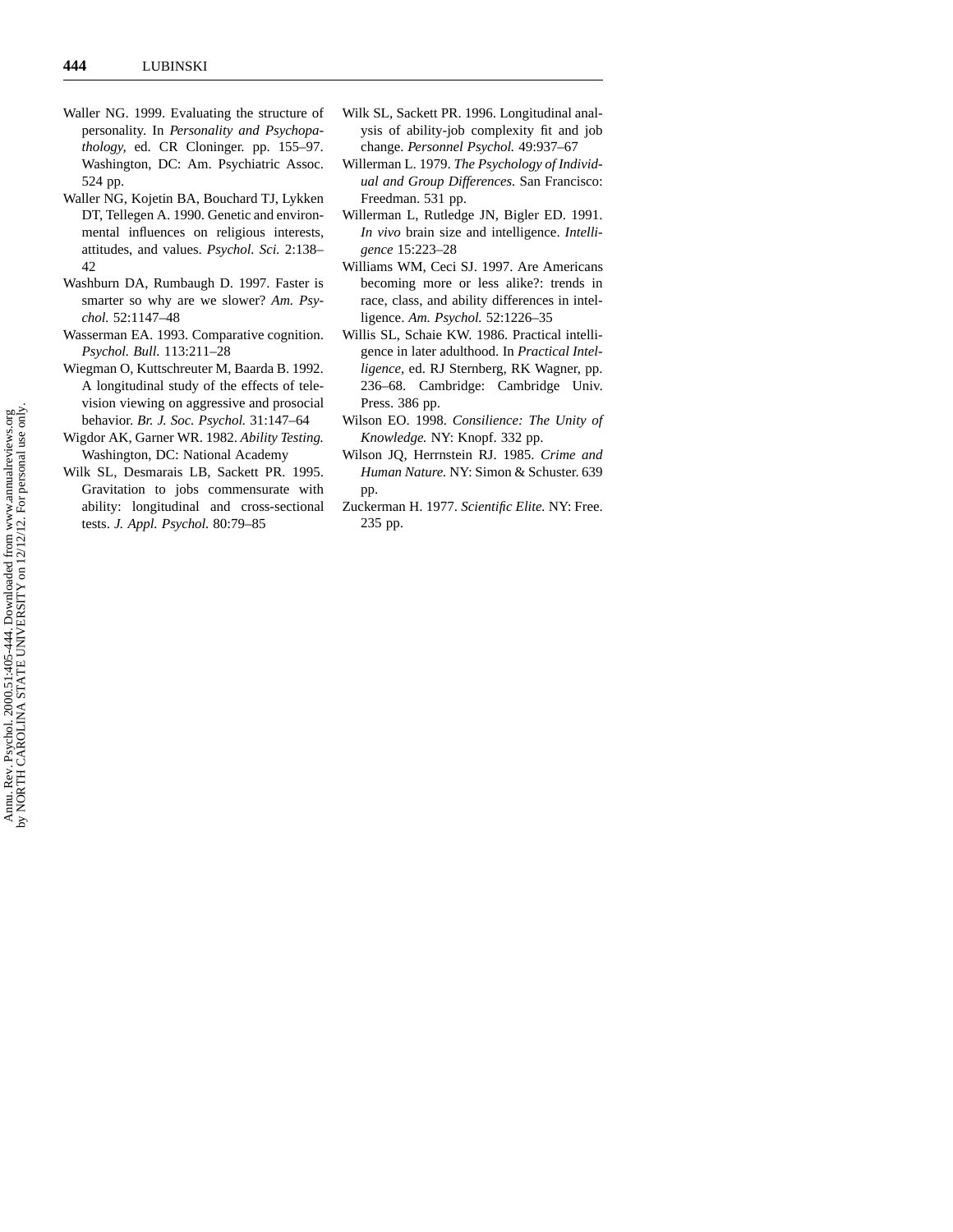Waller NG. 1999. Evaluating the structure of personality. In *Personality and Psychopathology,* ed. CR Cloninger. pp. 155–97. Washington, DC: Am. Psychiatric Assoc. 524 pp.

Waller NG, Kojetin BA, Bouchard TJ, Lykken DT, Tellegen A. 1990. Genetic and environmental influences on religious interests, attitudes, and values. *Psychol. Sci.* 2:138–42

Washburn DA, Rumbaugh D. 1997. Faster is smarter so why are we slower? *Am. Psychol.* 52:1147–48

Wasserman EA. 1993. Comparative cognition. *Psychol. Bull.* 113:211–28

Wiegman O, Kuttschreuter M, Baarda B. 1992. A longitudinal study of the effects of television viewing on aggressive and prosocial behavior. *Br. J. Soc. Psychol.* 31:147–64

Wigdor AK, Garner WR. 1982. *Ability Testing.* Washington, DC: National Academy

Wilk SL, Desmarais LB, Sackett PR. 1995. Gravitation to jobs commensurate with ability: longitudinal and cross-sectional tests. *J. Appl. Psychol.* 80:79–85

Wilk SL, Sackett PR. 1996. Longitudinal analysis of ability-job complexity fit and job change. *Personnel Psychol.* 49:937–67

Willerman L. 1979. *The Psychology of Individual and Group Differences.* San Francisco: Freedman. 531 pp.

Willerman L, Rutledge JN, Bigler ED. 1991. *In vivo* brain size and intelligence. *Intelligence* 15:223–28

Williams WM, Ceci SJ. 1997. Are Americans becoming more or less alike?: trends in race, class, and ability differences in intelligence. *Am. Psychol.* 52:1226–35

Willis SL, Schaie KW. 1986. Practical intelligence in later adulthood. In *Practical Intelligence,* ed. RJ Sternberg, RK Wagner, pp. 236–68. Cambridge: Cambridge Univ. Press. 386 pp.

Wilson EO. 1998. *Consilience: The Unity of Knowledge.* NY: Knopf. 332 pp.

Wilson JQ, Herrnstein RJ. 1985. *Crime and Human Nature.* NY: Simon & Schuster. 639 pp.

Zuckerman H. 1977. *Scientific Elite.* NY: Free. 235 pp.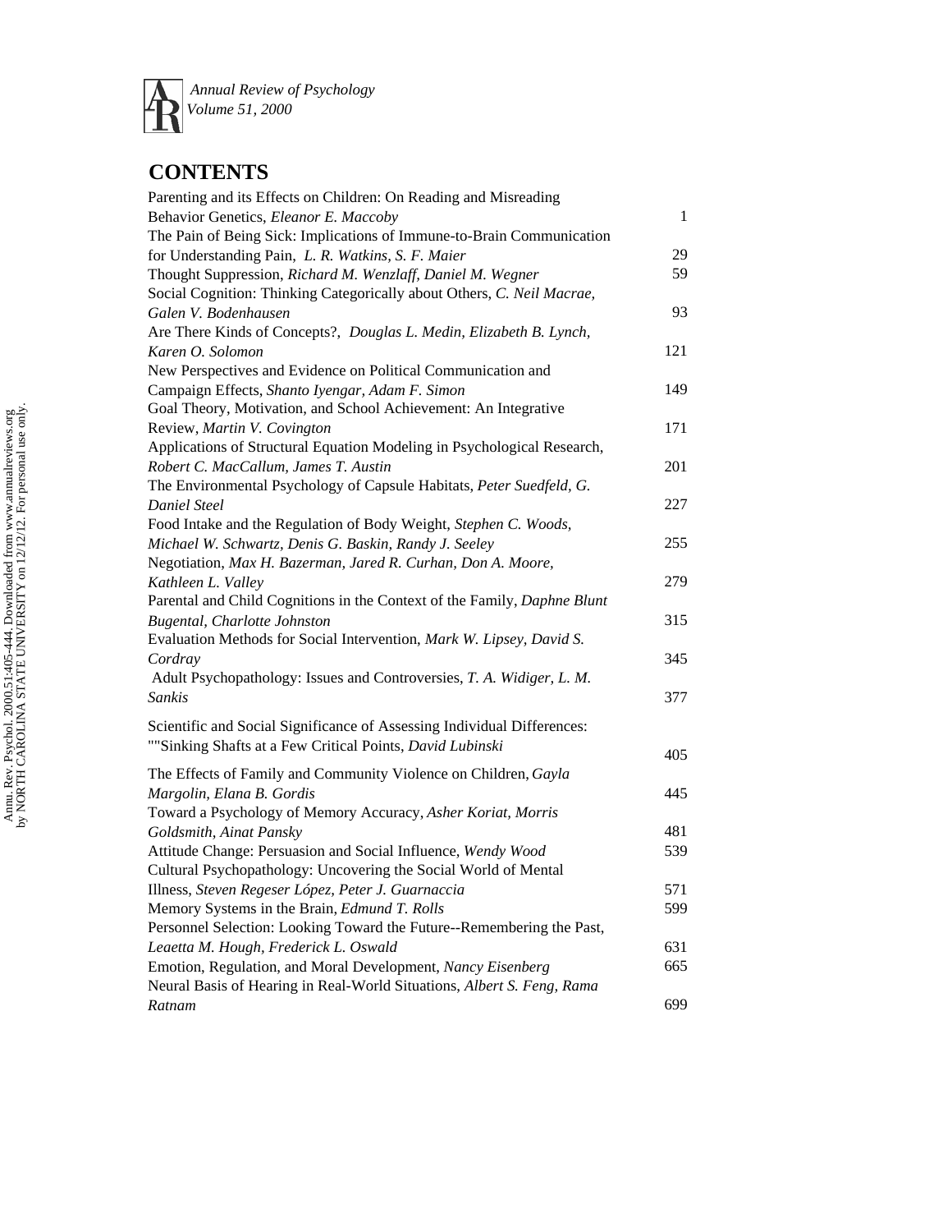*Annual Review of Psychology*
*Volume 51, 2000*

## CONTENTS

| | |
|---|---|
| Parenting and its Effects on Children: On Reading and Misreading Behavior Genetics, *Eleanor E. Maccoby* | 1 |
| The Pain of Being Sick: Implications of Immune-to-Brain Communication for Understanding Pain, *L. R. Watkins, S. F. Maier* | 29 |
| Thought Suppression, *Richard M. Wenzlaff, Daniel M. Wegner* | 59 |
| Social Cognition: Thinking Categorically about Others, *C. Neil Macrae, Galen V. Bodenhausen* | 93 |
| Are There Kinds of Concepts?, *Douglas L. Medin, Elizabeth B. Lynch, Karen O. Solomon* | 121 |
| New Perspectives and Evidence on Political Communication and Campaign Effects, *Shanto Iyengar, Adam F. Simon* | 149 |
| Goal Theory, Motivation, and School Achievement: An Integrative Review, *Martin V. Covington* | 171 |
| Applications of Structural Equation Modeling in Psychological Research, *Robert C. MacCallum, James T. Austin* | 201 |
| The Environmental Psychology of Capsule Habitats, *Peter Suedfeld, G. Daniel Steel* | 227 |
| Food Intake and the Regulation of Body Weight, *Stephen C. Woods, Michael W. Schwartz, Denis G. Baskin, Randy J. Seeley* | 255 |
| Negotiation, *Max H. Bazerman, Jared R. Curhan, Don A. Moore, Kathleen L. Valley* | 279 |
| Parental and Child Cognitions in the Context of the Family, *Daphne Blunt Bugental, Charlotte Johnston* | 315 |
| Evaluation Methods for Social Intervention, *Mark W. Lipsey, David S. Cordray* | 345 |
| Adult Psychopathology: Issues and Controversies, *T. A. Widiger, L. M. Sankis* | 377 |
| Scientific and Social Significance of Assessing Individual Differences: ""Sinking Shafts at a Few Critical Points, *David Lubinski* | 405 |
| The Effects of Family and Community Violence on Children, *Gayla Margolin, Elana B. Gordis* | 445 |
| Toward a Psychology of Memory Accuracy, *Asher Koriat, Morris Goldsmith, Ainat Pansky* | 481 |
| Attitude Change: Persuasion and Social Influence, *Wendy Wood* | 539 |
| Cultural Psychopathology: Uncovering the Social World of Mental Illness, *Steven Regeser López, Peter J. Guarnaccia* | 571 |
| Memory Systems in the Brain, *Edmund T. Rolls* | 599 |
| Personnel Selection: Looking Toward the Future--Remembering the Past, *Leaetta M. Hough, Frederick L. Oswald* | 631 |
| Emotion, Regulation, and Moral Development, *Nancy Eisenberg* | 665 |
| Neural Basis of Hearing in Real-World Situations, *Albert S. Feng, Rama Ratnam* | 699 |